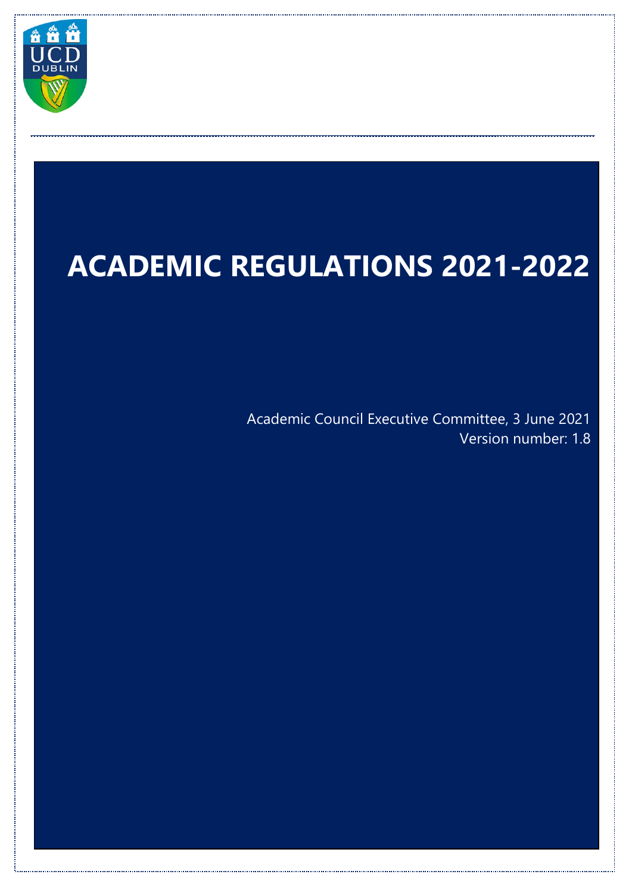# ACADEMIC REGULATIONS 2021-2022

Academic Council Executive Committee, 3 June 2021

Version number: 1.8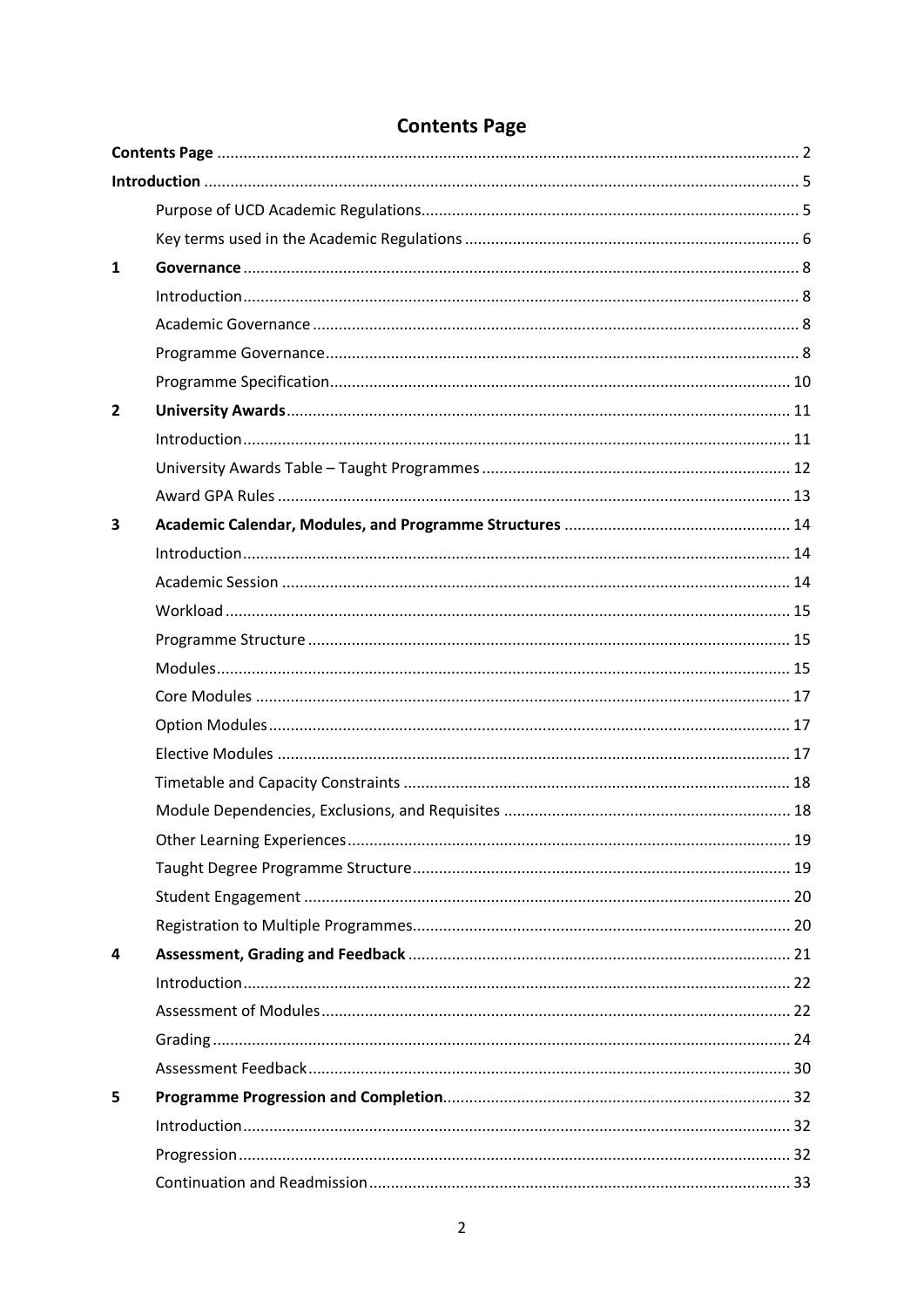# Contents Page

| | | |
|---|---|---|
| **Contents Page** | | 2 |
| **Introduction** | | 5 |
| | Purpose of UCD Academic Regulations | 5 |
| | Key terms used in the Academic Regulations | 6 |
| **1** | **Governance** | 8 |
| | Introduction | 8 |
| | Academic Governance | 8 |
| | Programme Governance | 8 |
| | Programme Specification | 10 |
| **2** | **University Awards** | 11 |
| | Introduction | 11 |
| | University Awards Table – Taught Programmes | 12 |
| | Award GPA Rules | 13 |
| **3** | **Academic Calendar, Modules, and Programme Structures** | 14 |
| | Introduction | 14 |
| | Academic Session | 14 |
| | Workload | 15 |
| | Programme Structure | 15 |
| | Modules | 15 |
| | Core Modules | 17 |
| | Option Modules | 17 |
| | Elective Modules | 17 |
| | Timetable and Capacity Constraints | 18 |
| | Module Dependencies, Exclusions, and Requisites | 18 |
| | Other Learning Experiences | 19 |
| | Taught Degree Programme Structure | 19 |
| | Student Engagement | 20 |
| | Registration to Multiple Programmes | 20 |
| **4** | **Assessment, Grading and Feedback** | 21 |
| | Introduction | 22 |
| | Assessment of Modules | 22 |
| | Grading | 24 |
| | Assessment Feedback | 30 |
| **5** | **Programme Progression and Completion** | 32 |
| | Introduction | 32 |
| | Progression | 32 |
| | Continuation and Readmission | 33 |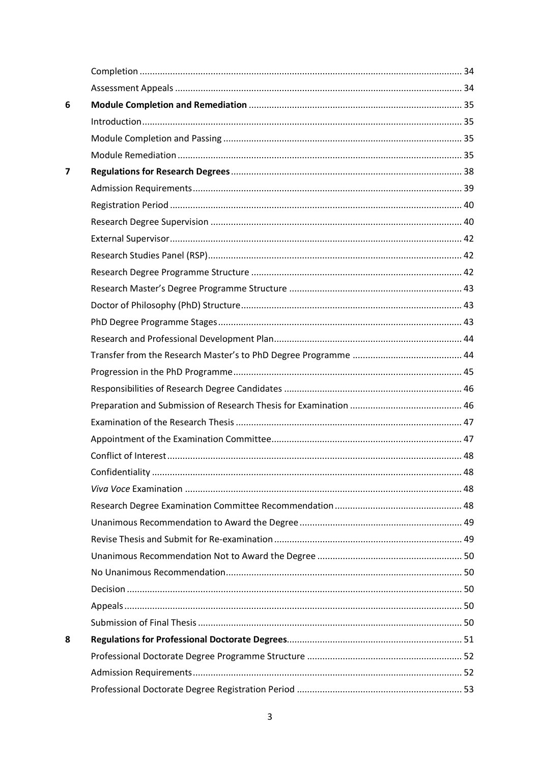| | | |
|---|---|---|
| | Completion | 34 |
| | Assessment Appeals | 34 |
| **6** | **Module Completion and Remediation** | 35 |
| | Introduction | 35 |
| | Module Completion and Passing | 35 |
| | Module Remediation | 35 |
| **7** | **Regulations for Research Degrees** | 38 |
| | Admission Requirements | 39 |
| | Registration Period | 40 |
| | Research Degree Supervision | 40 |
| | External Supervisor | 42 |
| | Research Studies Panel (RSP) | 42 |
| | Research Degree Programme Structure | 42 |
| | Research Master's Degree Programme Structure | 43 |
| | Doctor of Philosophy (PhD) Structure | 43 |
| | PhD Degree Programme Stages | 43 |
| | Research and Professional Development Plan | 44 |
| | Transfer from the Research Master's to PhD Degree Programme | 44 |
| | Progression in the PhD Programme | 45 |
| | Responsibilities of Research Degree Candidates | 46 |
| | Preparation and Submission of Research Thesis for Examination | 46 |
| | Examination of the Research Thesis | 47 |
| | Appointment of the Examination Committee | 47 |
| | Conflict of Interest | 48 |
| | Confidentiality | 48 |
| | *Viva Voce* Examination | 48 |
| | Research Degree Examination Committee Recommendation | 48 |
| | Unanimous Recommendation to Award the Degree | 49 |
| | Revise Thesis and Submit for Re-examination | 49 |
| | Unanimous Recommendation Not to Award the Degree | 50 |
| | No Unanimous Recommendation | 50 |
| | Decision | 50 |
| | Appeals | 50 |
| | Submission of Final Thesis | 50 |
| **8** | **Regulations for Professional Doctorate Degrees** | 51 |
| | Professional Doctorate Degree Programme Structure | 52 |
| | Admission Requirements | 52 |
| | Professional Doctorate Degree Registration Period | 53 |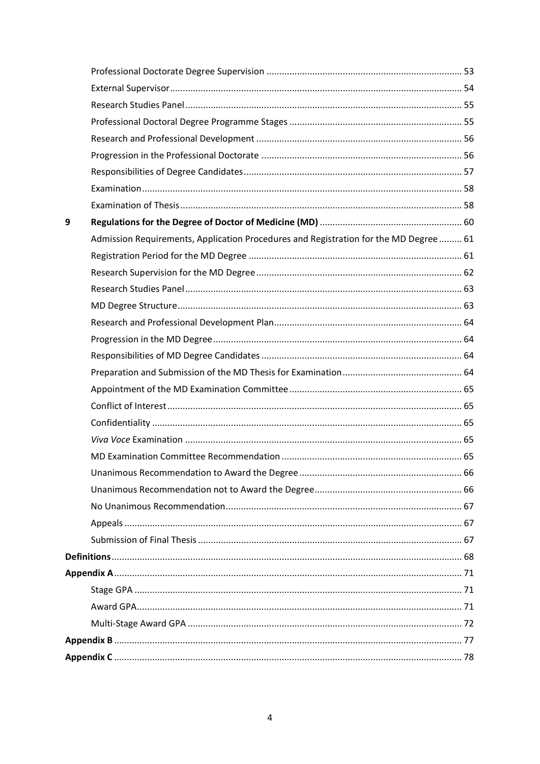| | | |
|---|---|---|
| | Professional Doctorate Degree Supervision | 53 |
| | External Supervisor | 54 |
| | Research Studies Panel | 55 |
| | Professional Doctoral Degree Programme Stages | 55 |
| | Research and Professional Development | 56 |
| | Progression in the Professional Doctorate | 56 |
| | Responsibilities of Degree Candidates | 57 |
| | Examination | 58 |
| | Examination of Thesis | 58 |
| **9** | **Regulations for the Degree of Doctor of Medicine (MD)** | **60** |
| | Admission Requirements, Application Procedures and Registration for the MD Degree | 61 |
| | Registration Period for the MD Degree | 61 |
| | Research Supervision for the MD Degree | 62 |
| | Research Studies Panel | 63 |
| | MD Degree Structure | 63 |
| | Research and Professional Development Plan | 64 |
| | Progression in the MD Degree | 64 |
| | Responsibilities of MD Degree Candidates | 64 |
| | Preparation and Submission of the MD Thesis for Examination | 64 |
| | Appointment of the MD Examination Committee | 65 |
| | Conflict of Interest | 65 |
| | Confidentiality | 65 |
| | *Viva Voce* Examination | 65 |
| | MD Examination Committee Recommendation | 65 |
| | Unanimous Recommendation to Award the Degree | 66 |
| | Unanimous Recommendation not to Award the Degree | 66 |
| | No Unanimous Recommendation | 67 |
| | Appeals | 67 |
| | Submission of Final Thesis | 67 |
| **Definitions** | | **68** |
| **Appendix A** | | **71** |
| | Stage GPA | 71 |
| | Award GPA | 71 |
| | Multi-Stage Award GPA | 72 |
| **Appendix B** | | **77** |
| **Appendix C** | | **78** |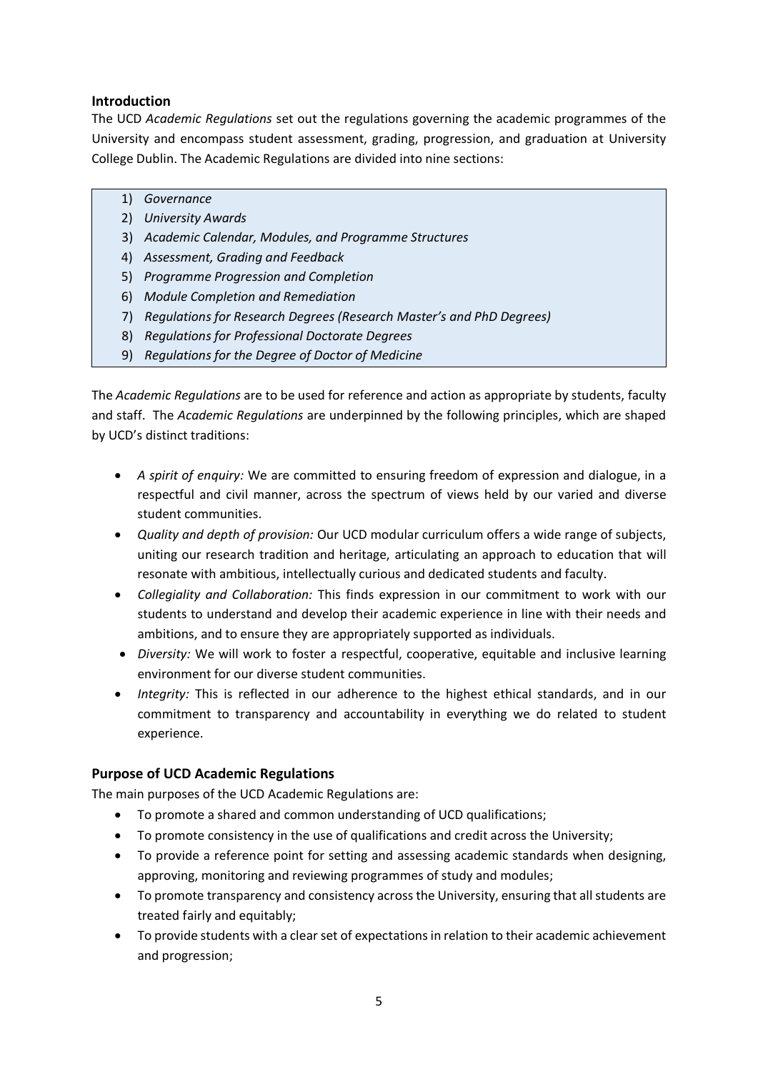## Introduction

The UCD *Academic Regulations* set out the regulations governing the academic programmes of the University and encompass student assessment, grading, progression, and graduation at University College Dublin. The Academic Regulations are divided into nine sections:

1) *Governance*
2) *University Awards*
3) *Academic Calendar, Modules, and Programme Structures*
4) *Assessment, Grading and Feedback*
5) *Programme Progression and Completion*
6) *Module Completion and Remediation*
7) *Regulations for Research Degrees (Research Master's and PhD Degrees)*
8) *Regulations for Professional Doctorate Degrees*
9) *Regulations for the Degree of Doctor of Medicine*

The *Academic Regulations* are to be used for reference and action as appropriate by students, faculty and staff. The *Academic Regulations* are underpinned by the following principles, which are shaped by UCD's distinct traditions:

- *A spirit of enquiry:* We are committed to ensuring freedom of expression and dialogue, in a respectful and civil manner, across the spectrum of views held by our varied and diverse student communities.
- *Quality and depth of provision:* Our UCD modular curriculum offers a wide range of subjects, uniting our research tradition and heritage, articulating an approach to education that will resonate with ambitious, intellectually curious and dedicated students and faculty.
- *Collegiality and Collaboration:* This finds expression in our commitment to work with our students to understand and develop their academic experience in line with their needs and ambitions, and to ensure they are appropriately supported as individuals.
- *Diversity:* We will work to foster a respectful, cooperative, equitable and inclusive learning environment for our diverse student communities.
- *Integrity:* This is reflected in our adherence to the highest ethical standards, and in our commitment to transparency and accountability in everything we do related to student experience.

## Purpose of UCD Academic Regulations

The main purposes of the UCD Academic Regulations are:

- To promote a shared and common understanding of UCD qualifications;
- To promote consistency in the use of qualifications and credit across the University;
- To provide a reference point for setting and assessing academic standards when designing, approving, monitoring and reviewing programmes of study and modules;
- To promote transparency and consistency across the University, ensuring that all students are treated fairly and equitably;
- To provide students with a clear set of expectations in relation to their academic achievement and progression;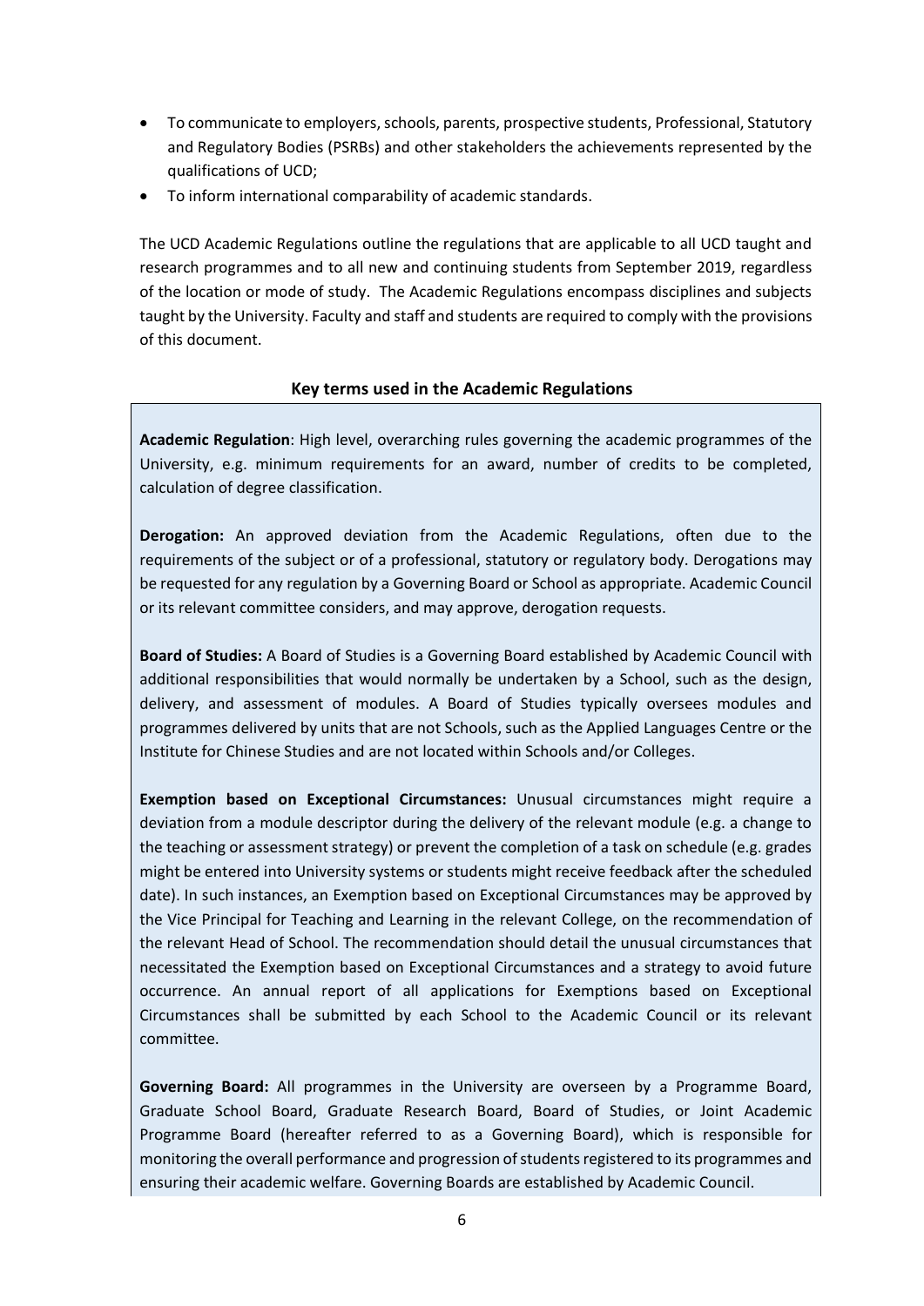- To communicate to employers, schools, parents, prospective students, Professional, Statutory and Regulatory Bodies (PSRBs) and other stakeholders the achievements represented by the qualifications of UCD;
- To inform international comparability of academic standards.

The UCD Academic Regulations outline the regulations that are applicable to all UCD taught and research programmes and to all new and continuing students from September 2019, regardless of the location or mode of study. The Academic Regulations encompass disciplines and subjects taught by the University. Faculty and staff and students are required to comply with the provisions of this document.

**Key terms used in the Academic Regulations**

**Academic Regulation**: High level, overarching rules governing the academic programmes of the University, e.g. minimum requirements for an award, number of credits to be completed, calculation of degree classification.

**Derogation:** An approved deviation from the Academic Regulations, often due to the requirements of the subject or of a professional, statutory or regulatory body. Derogations may be requested for any regulation by a Governing Board or School as appropriate. Academic Council or its relevant committee considers, and may approve, derogation requests.

**Board of Studies:** A Board of Studies is a Governing Board established by Academic Council with additional responsibilities that would normally be undertaken by a School, such as the design, delivery, and assessment of modules. A Board of Studies typically oversees modules and programmes delivered by units that are not Schools, such as the Applied Languages Centre or the Institute for Chinese Studies and are not located within Schools and/or Colleges.

**Exemption based on Exceptional Circumstances:** Unusual circumstances might require a deviation from a module descriptor during the delivery of the relevant module (e.g. a change to the teaching or assessment strategy) or prevent the completion of a task on schedule (e.g. grades might be entered into University systems or students might receive feedback after the scheduled date). In such instances, an Exemption based on Exceptional Circumstances may be approved by the Vice Principal for Teaching and Learning in the relevant College, on the recommendation of the relevant Head of School. The recommendation should detail the unusual circumstances that necessitated the Exemption based on Exceptional Circumstances and a strategy to avoid future occurrence. An annual report of all applications for Exemptions based on Exceptional Circumstances shall be submitted by each School to the Academic Council or its relevant committee.

**Governing Board:** All programmes in the University are overseen by a Programme Board, Graduate School Board, Graduate Research Board, Board of Studies, or Joint Academic Programme Board (hereafter referred to as a Governing Board), which is responsible for monitoring the overall performance and progression of students registered to its programmes and ensuring their academic welfare. Governing Boards are established by Academic Council.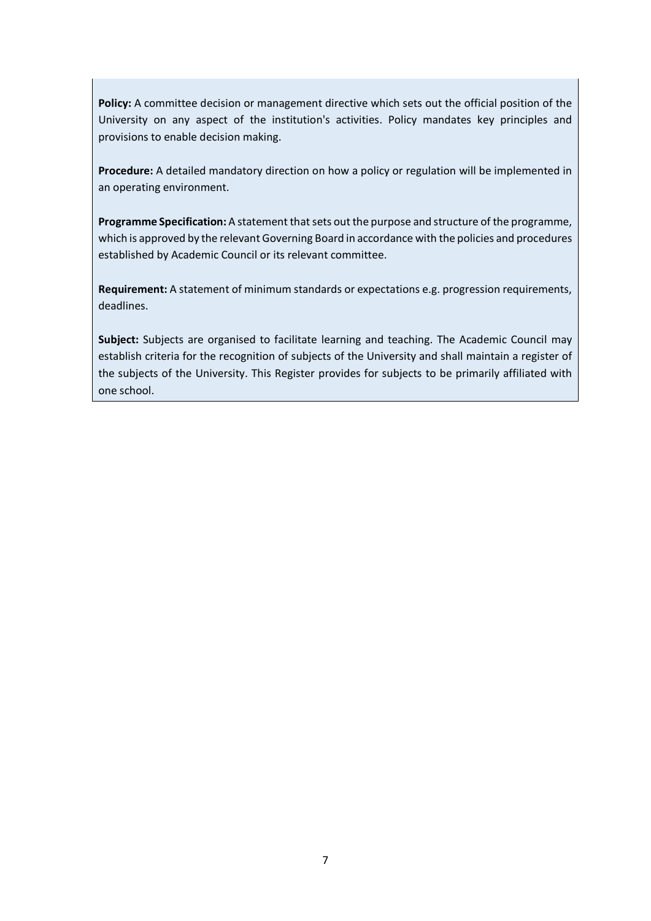**Policy:** A committee decision or management directive which sets out the official position of the University on any aspect of the institution's activities. Policy mandates key principles and provisions to enable decision making.

**Procedure:** A detailed mandatory direction on how a policy or regulation will be implemented in an operating environment.

**Programme Specification:** A statement that sets out the purpose and structure of the programme, which is approved by the relevant Governing Board in accordance with the policies and procedures established by Academic Council or its relevant committee.

**Requirement:** A statement of minimum standards or expectations e.g. progression requirements, deadlines.

**Subject:** Subjects are organised to facilitate learning and teaching. The Academic Council may establish criteria for the recognition of subjects of the University and shall maintain a register of the subjects of the University. This Register provides for subjects to be primarily affiliated with one school.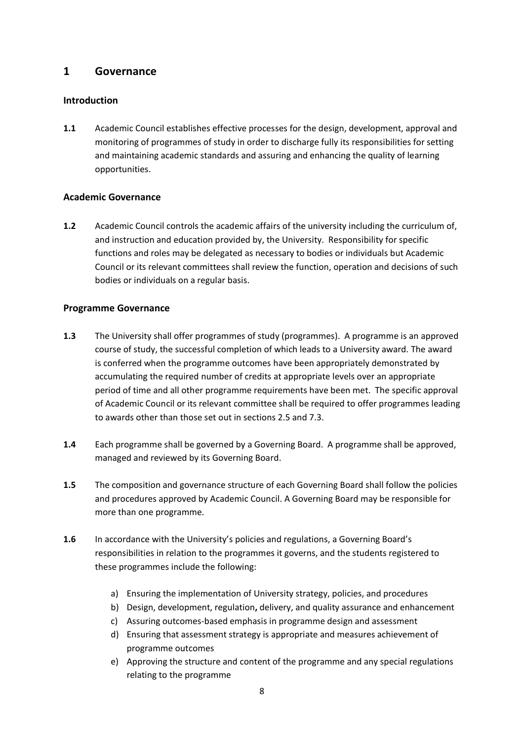# 1 Governance

## Introduction

**1.1** Academic Council establishes effective processes for the design, development, approval and monitoring of programmes of study in order to discharge fully its responsibilities for setting and maintaining academic standards and assuring and enhancing the quality of learning opportunities.

## Academic Governance

**1.2** Academic Council controls the academic affairs of the university including the curriculum of, and instruction and education provided by, the University. Responsibility for specific functions and roles may be delegated as necessary to bodies or individuals but Academic Council or its relevant committees shall review the function, operation and decisions of such bodies or individuals on a regular basis.

## Programme Governance

**1.3** The University shall offer programmes of study (programmes). A programme is an approved course of study, the successful completion of which leads to a University award. The award is conferred when the programme outcomes have been appropriately demonstrated by accumulating the required number of credits at appropriate levels over an appropriate period of time and all other programme requirements have been met. The specific approval of Academic Council or its relevant committee shall be required to offer programmes leading to awards other than those set out in sections 2.5 and 7.3.

**1.4** Each programme shall be governed by a Governing Board. A programme shall be approved, managed and reviewed by its Governing Board.

**1.5** The composition and governance structure of each Governing Board shall follow the policies and procedures approved by Academic Council. A Governing Board may be responsible for more than one programme.

**1.6** In accordance with the University's policies and regulations, a Governing Board's responsibilities in relation to the programmes it governs, and the students registered to these programmes include the following:

a) Ensuring the implementation of University strategy, policies, and procedures
b) Design, development, regulation**,** delivery, and quality assurance and enhancement
c) Assuring outcomes-based emphasis in programme design and assessment
d) Ensuring that assessment strategy is appropriate and measures achievement of programme outcomes
e) Approving the structure and content of the programme and any special regulations relating to the programme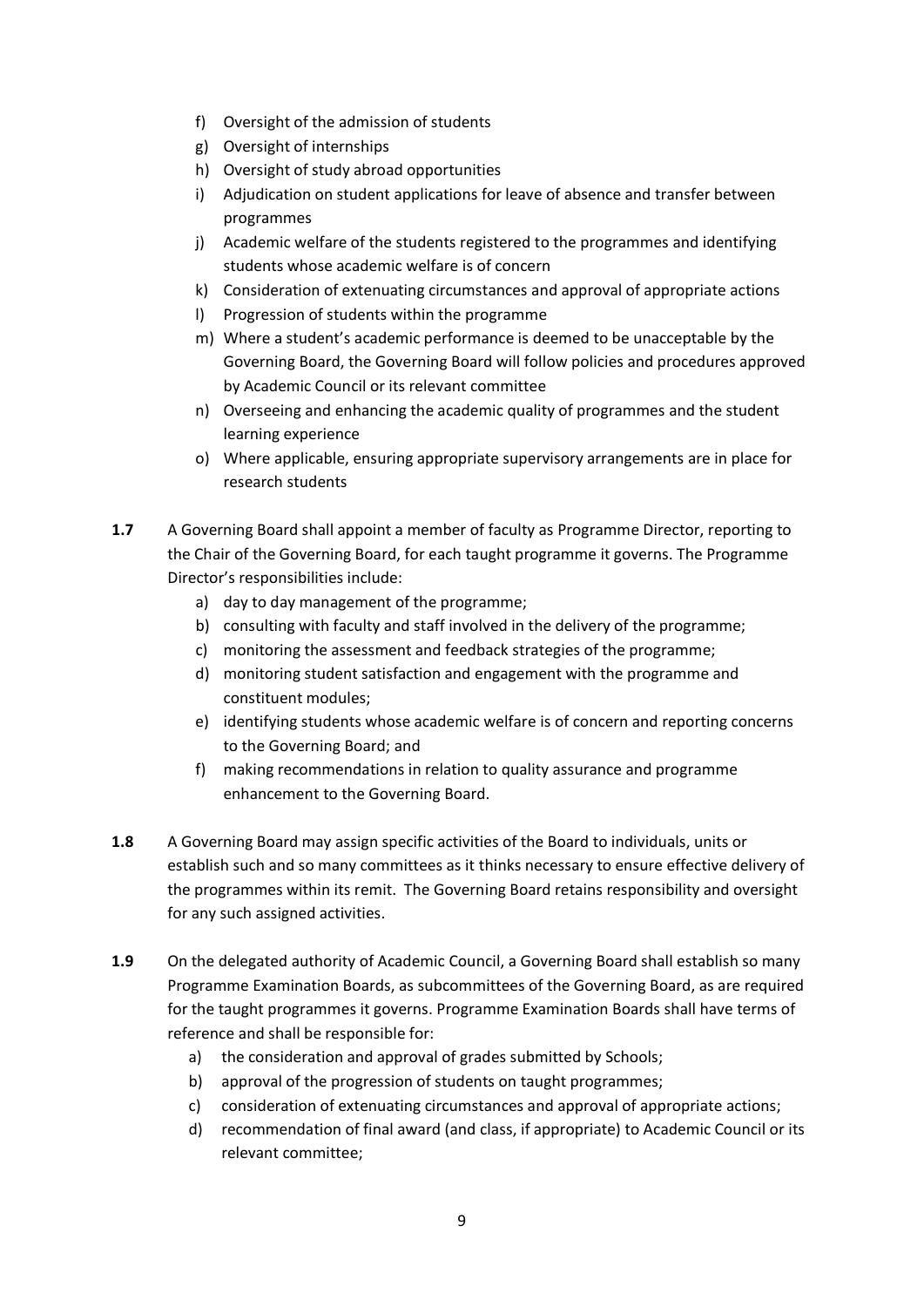f) Oversight of the admission of students
g) Oversight of internships
h) Oversight of study abroad opportunities
i) Adjudication on student applications for leave of absence and transfer between programmes
j) Academic welfare of the students registered to the programmes and identifying students whose academic welfare is of concern
k) Consideration of extenuating circumstances and approval of appropriate actions
l) Progression of students within the programme
m) Where a student's academic performance is deemed to be unacceptable by the Governing Board, the Governing Board will follow policies and procedures approved by Academic Council or its relevant committee
n) Overseeing and enhancing the academic quality of programmes and the student learning experience
o) Where applicable, ensuring appropriate supervisory arrangements are in place for research students

**1.7** A Governing Board shall appoint a member of faculty as Programme Director, reporting to the Chair of the Governing Board, for each taught programme it governs. The Programme Director's responsibilities include:

a) day to day management of the programme;
b) consulting with faculty and staff involved in the delivery of the programme;
c) monitoring the assessment and feedback strategies of the programme;
d) monitoring student satisfaction and engagement with the programme and constituent modules;
e) identifying students whose academic welfare is of concern and reporting concerns to the Governing Board; and
f) making recommendations in relation to quality assurance and programme enhancement to the Governing Board.

**1.8** A Governing Board may assign specific activities of the Board to individuals, units or establish such and so many committees as it thinks necessary to ensure effective delivery of the programmes within its remit. The Governing Board retains responsibility and oversight for any such assigned activities.

**1.9** On the delegated authority of Academic Council, a Governing Board shall establish so many Programme Examination Boards, as subcommittees of the Governing Board, as are required for the taught programmes it governs. Programme Examination Boards shall have terms of reference and shall be responsible for:

a) the consideration and approval of grades submitted by Schools;
b) approval of the progression of students on taught programmes;
c) consideration of extenuating circumstances and approval of appropriate actions;
d) recommendation of final award (and class, if appropriate) to Academic Council or its relevant committee;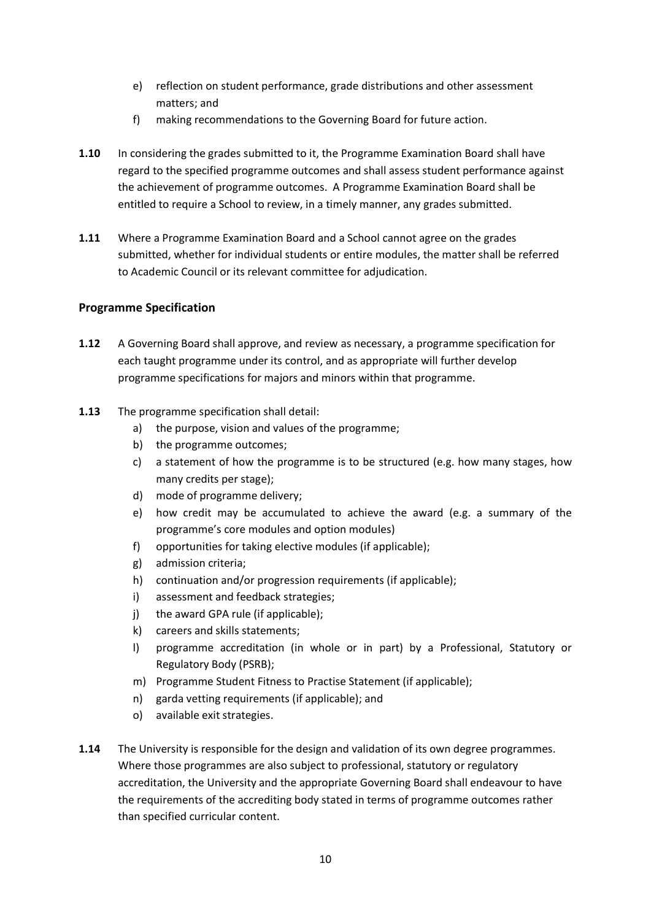e) reflection on student performance, grade distributions and other assessment matters; and
f) making recommendations to the Governing Board for future action.

**1.10** In considering the grades submitted to it, the Programme Examination Board shall have regard to the specified programme outcomes and shall assess student performance against the achievement of programme outcomes. A Programme Examination Board shall be entitled to require a School to review, in a timely manner, any grades submitted.

**1.11** Where a Programme Examination Board and a School cannot agree on the grades submitted, whether for individual students or entire modules, the matter shall be referred to Academic Council or its relevant committee for adjudication.

### Programme Specification

**1.12** A Governing Board shall approve, and review as necessary, a programme specification for each taught programme under its control, and as appropriate will further develop programme specifications for majors and minors within that programme.

**1.13** The programme specification shall detail:

a) the purpose, vision and values of the programme;
b) the programme outcomes;
c) a statement of how the programme is to be structured (e.g. how many stages, how many credits per stage);
d) mode of programme delivery;
e) how credit may be accumulated to achieve the award (e.g. a summary of the programme's core modules and option modules)
f) opportunities for taking elective modules (if applicable);
g) admission criteria;
h) continuation and/or progression requirements (if applicable);
i) assessment and feedback strategies;
j) the award GPA rule (if applicable);
k) careers and skills statements;
l) programme accreditation (in whole or in part) by a Professional, Statutory or Regulatory Body (PSRB);
m) Programme Student Fitness to Practise Statement (if applicable);
n) garda vetting requirements (if applicable); and
o) available exit strategies.

**1.14** The University is responsible for the design and validation of its own degree programmes. Where those programmes are also subject to professional, statutory or regulatory accreditation, the University and the appropriate Governing Board shall endeavour to have the requirements of the accrediting body stated in terms of programme outcomes rather than specified curricular content.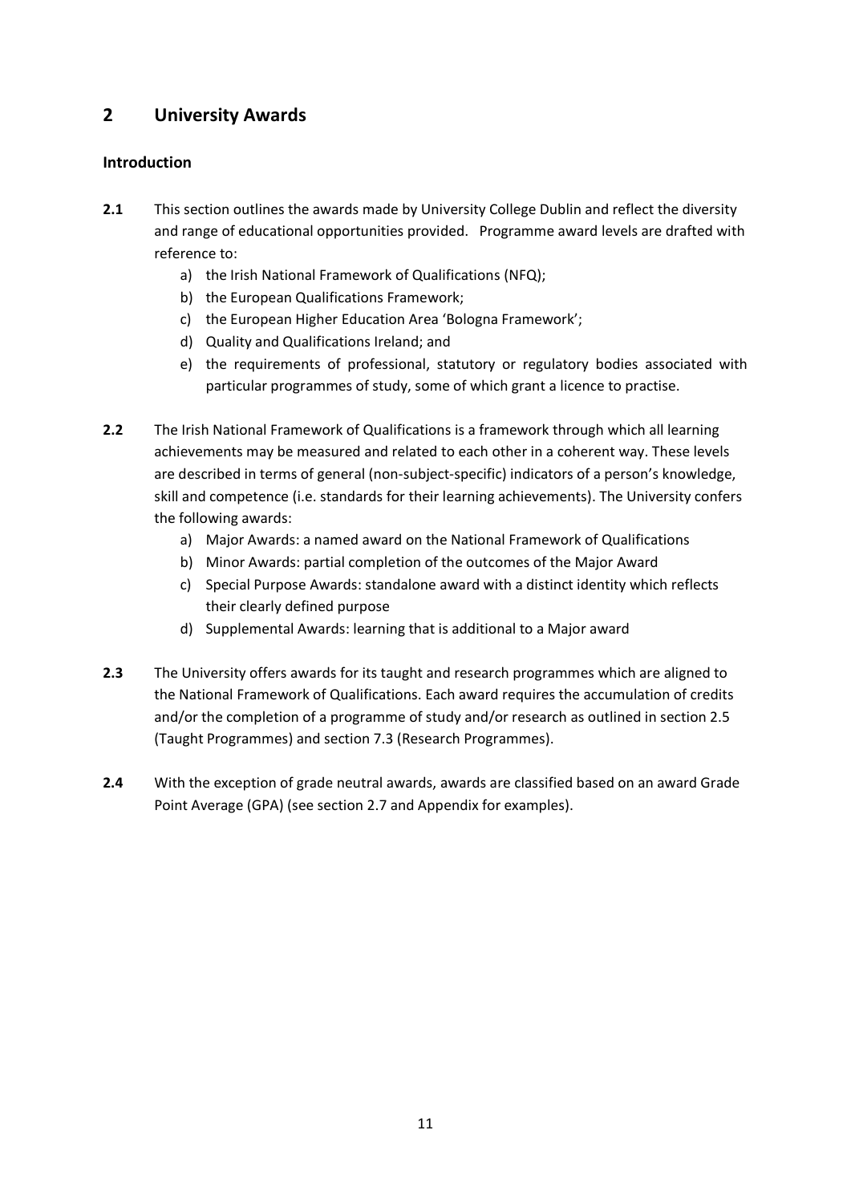## 2 University Awards

### Introduction

**2.1** This section outlines the awards made by University College Dublin and reflect the diversity and range of educational opportunities provided. Programme award levels are drafted with reference to:

a) the Irish National Framework of Qualifications (NFQ);
b) the European Qualifications Framework;
c) the European Higher Education Area 'Bologna Framework';
d) Quality and Qualifications Ireland; and
e) the requirements of professional, statutory or regulatory bodies associated with particular programmes of study, some of which grant a licence to practise.

**2.2** The Irish National Framework of Qualifications is a framework through which all learning achievements may be measured and related to each other in a coherent way. These levels are described in terms of general (non-subject-specific) indicators of a person's knowledge, skill and competence (i.e. standards for their learning achievements). The University confers the following awards:

a) Major Awards: a named award on the National Framework of Qualifications
b) Minor Awards: partial completion of the outcomes of the Major Award
c) Special Purpose Awards: standalone award with a distinct identity which reflects their clearly defined purpose
d) Supplemental Awards: learning that is additional to a Major award

**2.3** The University offers awards for its taught and research programmes which are aligned to the National Framework of Qualifications. Each award requires the accumulation of credits and/or the completion of a programme of study and/or research as outlined in section 2.5 (Taught Programmes) and section 7.3 (Research Programmes).

**2.4** With the exception of grade neutral awards, awards are classified based on an award Grade Point Average (GPA) (see section 2.7 and Appendix for examples).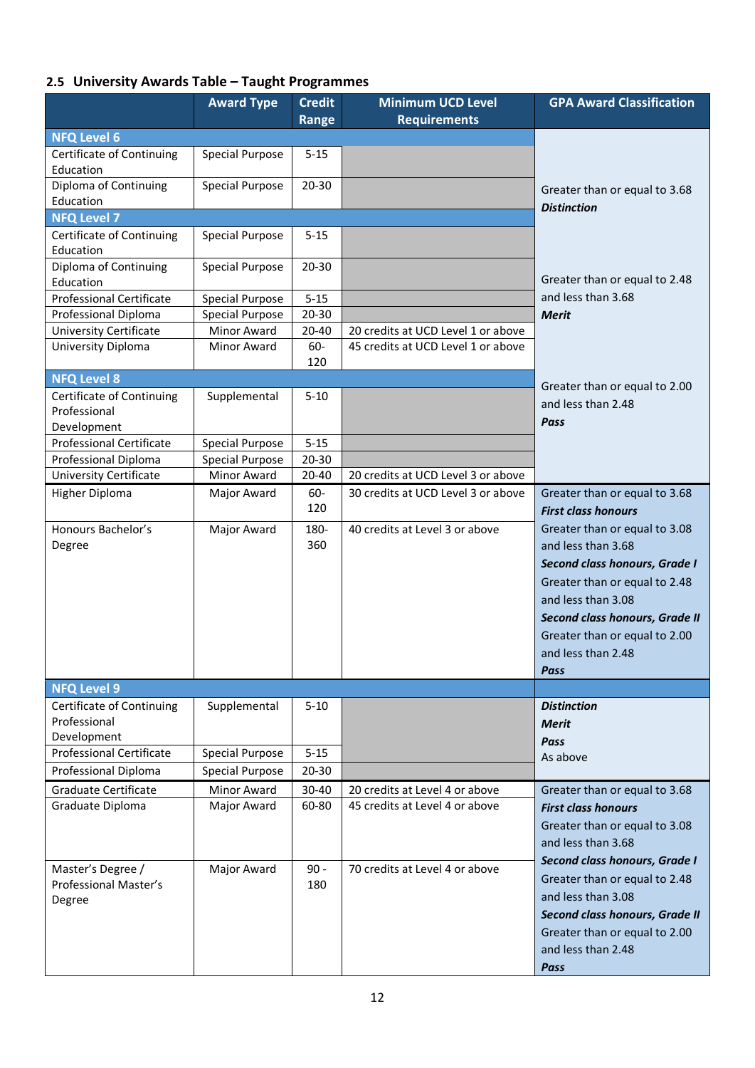## 2.5 University Awards Table – Taught Programmes

| | Award Type | Credit Range | Minimum UCD Level Requirements | GPA Award Classification |
|---|---|---|---|---|
| **NFQ Level 6** | | | | Greater than or equal to 3.68 ***Distinction*** Greater than or equal to 2.48 and less than 3.68 ***Merit*** Greater than or equal to 2.00 and less than 2.48 ***Pass*** |
| Certificate of Continuing Education | Special Purpose | 5-15 | | |
| Diploma of Continuing Education | Special Purpose | 20-30 | | |
| **NFQ Level 7** | | | | |
| Certificate of Continuing Education | Special Purpose | 5-15 | | |
| Diploma of Continuing Education | Special Purpose | 20-30 | | |
| Professional Certificate | Special Purpose | 5-15 | | |
| Professional Diploma | Special Purpose | 20-30 | | |
| University Certificate | Minor Award | 20-40 | 20 credits at UCD Level 1 or above | |
| University Diploma | Minor Award | 60-120 | 45 credits at UCD Level 1 or above | |
| **NFQ Level 8** | | | | |
| Certificate of Continuing Professional Development | Supplemental | 5-10 | | |
| Professional Certificate | Special Purpose | 5-15 | | |
| Professional Diploma | Special Purpose | 20-30 | | |
| University Certificate | Minor Award | 20-40 | 20 credits at UCD Level 3 or above | |
| Higher Diploma | Major Award | 60-120 | 30 credits at UCD Level 3 or above | Greater than or equal to 3.68 ***First class honours*** |
| Honours Bachelor's Degree | Major Award | 180-360 | 40 credits at Level 3 or above | Greater than or equal to 3.08 and less than 3.68 ***Second class honours, Grade I*** Greater than or equal to 2.48 and less than 3.08 ***Second class honours, Grade II*** Greater than or equal to 2.00 and less than 2.48 ***Pass*** |
| **NFQ Level 9** | | | | |
| Certificate of Continuing Professional Development | Supplemental | 5-10 | | ***Distinction*** ***Merit*** ***Pass*** As above |
| Professional Certificate | Special Purpose | 5-15 | | |
| Professional Diploma | Special Purpose | 20-30 | | |
| Graduate Certificate | Minor Award | 30-40 | 20 credits at Level 4 or above | Greater than or equal to 3.68 ***First class honours*** Greater than or equal to 3.08 and less than 3.68 ***Second class honours, Grade I*** Greater than or equal to 2.48 and less than 3.08 ***Second class honours, Grade II*** Greater than or equal to 2.00 and less than 2.48 ***Pass*** |
| Graduate Diploma | Major Award | 60-80 | 45 credits at Level 4 or above | |
| Master's Degree / Professional Master's Degree | Major Award | 90 - 180 | 70 credits at Level 4 or above | |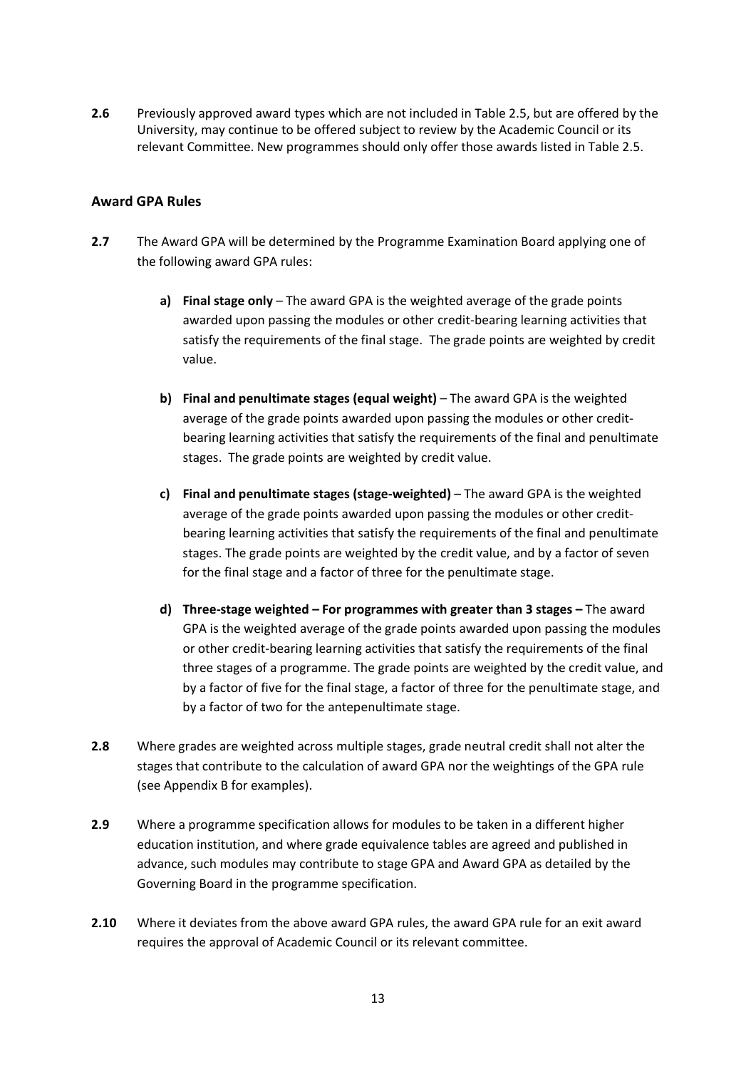**2.6** Previously approved award types which are not included in Table 2.5, but are offered by the University, may continue to be offered subject to review by the Academic Council or its relevant Committee. New programmes should only offer those awards listed in Table 2.5.

### Award GPA Rules

**2.7** The Award GPA will be determined by the Programme Examination Board applying one of the following award GPA rules:

- **a) Final stage only** – The award GPA is the weighted average of the grade points awarded upon passing the modules or other credit-bearing learning activities that satisfy the requirements of the final stage. The grade points are weighted by credit value.

- **b) Final and penultimate stages (equal weight)** – The award GPA is the weighted average of the grade points awarded upon passing the modules or other credit-bearing learning activities that satisfy the requirements of the final and penultimate stages. The grade points are weighted by credit value.

- **c) Final and penultimate stages (stage-weighted)** – The award GPA is the weighted average of the grade points awarded upon passing the modules or other credit-bearing learning activities that satisfy the requirements of the final and penultimate stages. The grade points are weighted by the credit value, and by a factor of seven for the final stage and a factor of three for the penultimate stage.

- **d) Three-stage weighted – For programmes with greater than 3 stages –** The award GPA is the weighted average of the grade points awarded upon passing the modules or other credit-bearing learning activities that satisfy the requirements of the final three stages of a programme. The grade points are weighted by the credit value, and by a factor of five for the final stage, a factor of three for the penultimate stage, and by a factor of two for the antepenultimate stage.

**2.8** Where grades are weighted across multiple stages, grade neutral credit shall not alter the stages that contribute to the calculation of award GPA nor the weightings of the GPA rule (see Appendix B for examples).

**2.9** Where a programme specification allows for modules to be taken in a different higher education institution, and where grade equivalence tables are agreed and published in advance, such modules may contribute to stage GPA and Award GPA as detailed by the Governing Board in the programme specification.

**2.10** Where it deviates from the above award GPA rules, the award GPA rule for an exit award requires the approval of Academic Council or its relevant committee.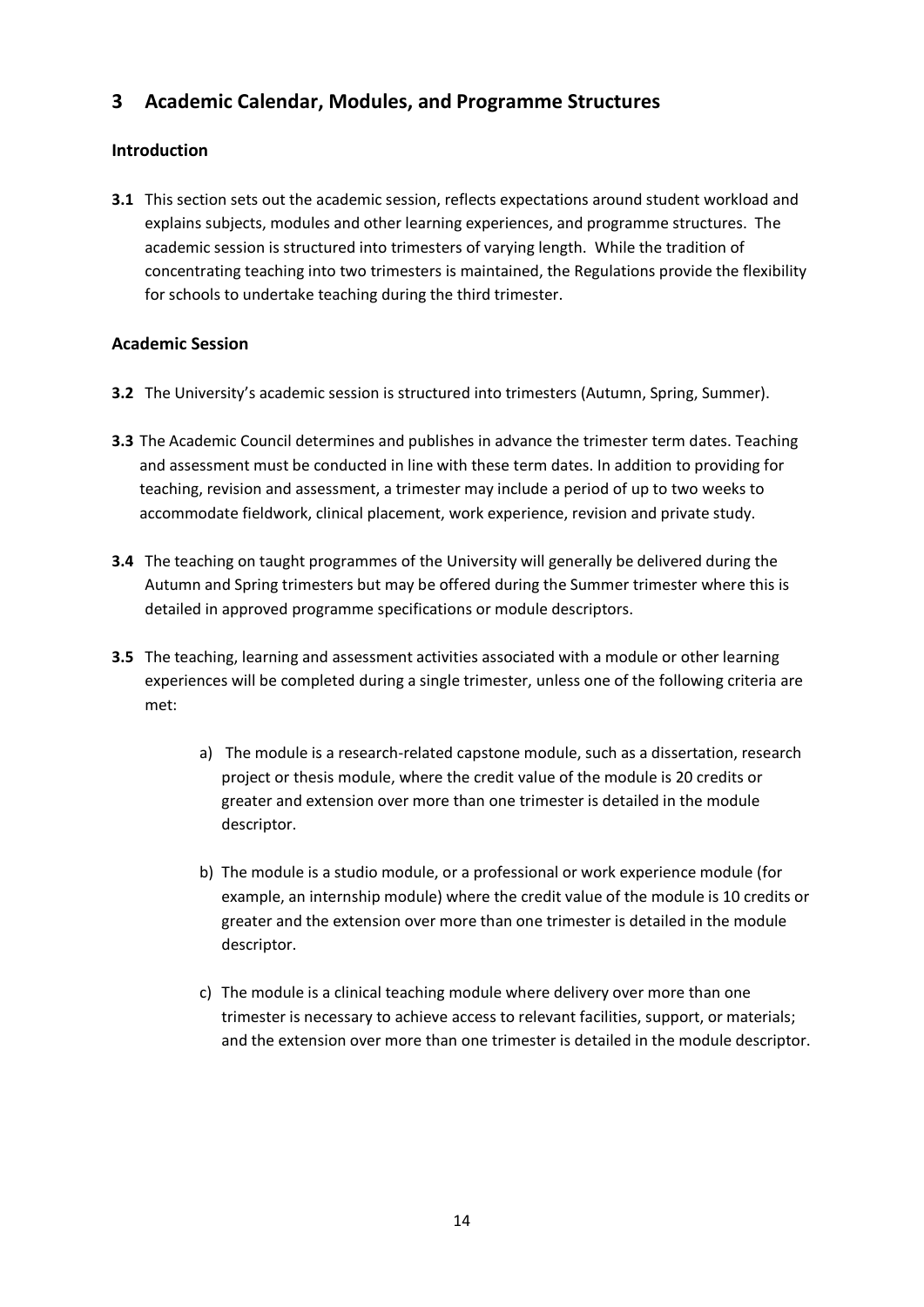## 3 Academic Calendar, Modules, and Programme Structures

### Introduction

**3.1** This section sets out the academic session, reflects expectations around student workload and explains subjects, modules and other learning experiences, and programme structures. The academic session is structured into trimesters of varying length. While the tradition of concentrating teaching into two trimesters is maintained, the Regulations provide the flexibility for schools to undertake teaching during the third trimester.

### Academic Session

**3.2** The University's academic session is structured into trimesters (Autumn, Spring, Summer).

**3.3** The Academic Council determines and publishes in advance the trimester term dates. Teaching and assessment must be conducted in line with these term dates. In addition to providing for teaching, revision and assessment, a trimester may include a period of up to two weeks to accommodate fieldwork, clinical placement, work experience, revision and private study.

**3.4** The teaching on taught programmes of the University will generally be delivered during the Autumn and Spring trimesters but may be offered during the Summer trimester where this is detailed in approved programme specifications or module descriptors.

**3.5** The teaching, learning and assessment activities associated with a module or other learning experiences will be completed during a single trimester, unless one of the following criteria are met:

a) The module is a research-related capstone module, such as a dissertation, research project or thesis module, where the credit value of the module is 20 credits or greater and extension over more than one trimester is detailed in the module descriptor.

b) The module is a studio module, or a professional or work experience module (for example, an internship module) where the credit value of the module is 10 credits or greater and the extension over more than one trimester is detailed in the module descriptor.

c) The module is a clinical teaching module where delivery over more than one trimester is necessary to achieve access to relevant facilities, support, or materials; and the extension over more than one trimester is detailed in the module descriptor.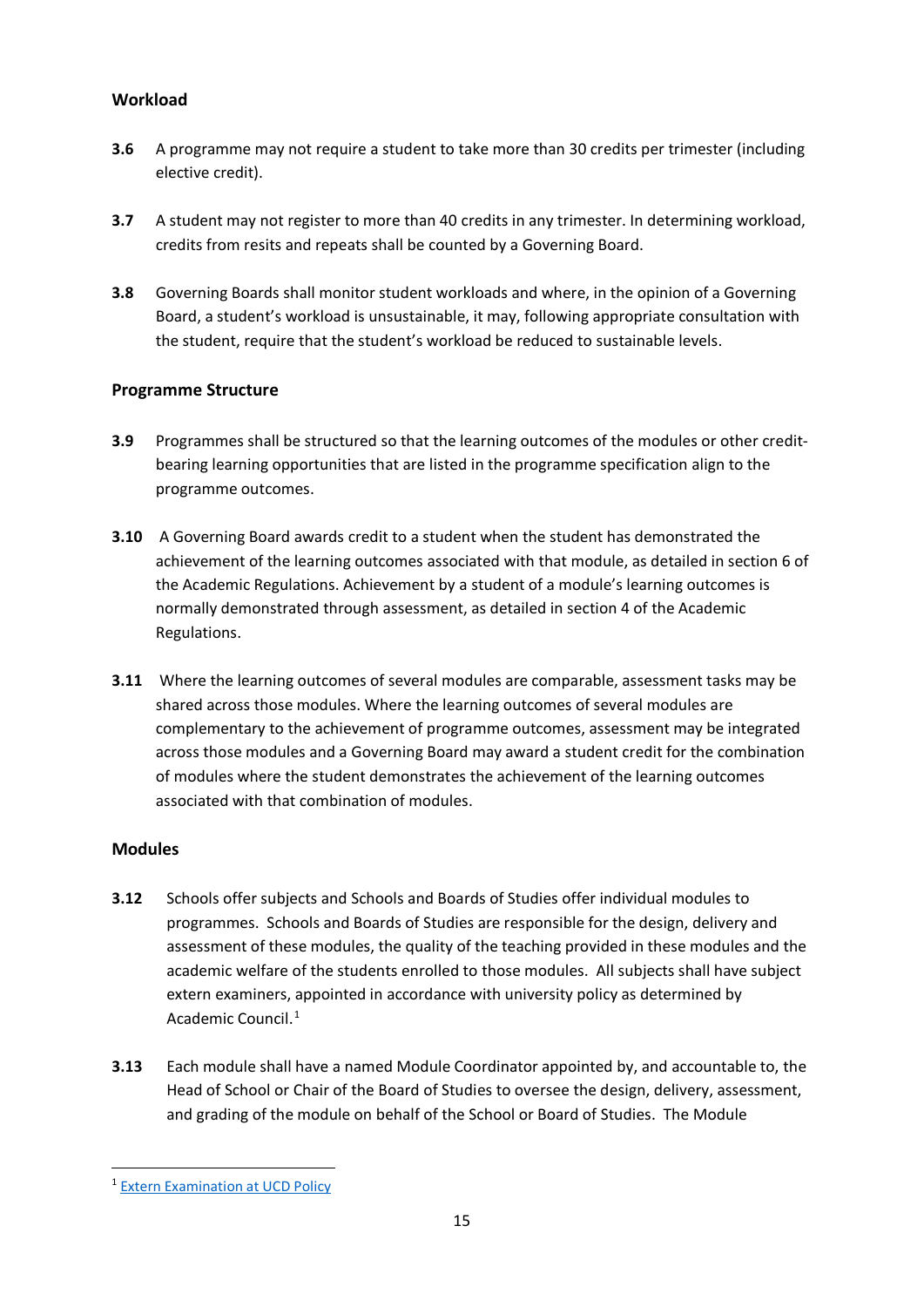### Workload

**3.6** A programme may not require a student to take more than 30 credits per trimester (including elective credit).

**3.7** A student may not register to more than 40 credits in any trimester. In determining workload, credits from resits and repeats shall be counted by a Governing Board.

**3.8** Governing Boards shall monitor student workloads and where, in the opinion of a Governing Board, a student's workload is unsustainable, it may, following appropriate consultation with the student, require that the student's workload be reduced to sustainable levels.

### Programme Structure

**3.9** Programmes shall be structured so that the learning outcomes of the modules or other credit-bearing learning opportunities that are listed in the programme specification align to the programme outcomes.

**3.10** A Governing Board awards credit to a student when the student has demonstrated the achievement of the learning outcomes associated with that module, as detailed in section 6 of the Academic Regulations. Achievement by a student of a module's learning outcomes is normally demonstrated through assessment, as detailed in section 4 of the Academic Regulations.

**3.11** Where the learning outcomes of several modules are comparable, assessment tasks may be shared across those modules. Where the learning outcomes of several modules are complementary to the achievement of programme outcomes, assessment may be integrated across those modules and a Governing Board may award a student credit for the combination of modules where the student demonstrates the achievement of the learning outcomes associated with that combination of modules.

### Modules

**3.12** Schools offer subjects and Schools and Boards of Studies offer individual modules to programmes. Schools and Boards of Studies are responsible for the design, delivery and assessment of these modules, the quality of the teaching provided in these modules and the academic welfare of the students enrolled to those modules. All subjects shall have subject extern examiners, appointed in accordance with university policy as determined by Academic Council.[1]

**3.13** Each module shall have a named Module Coordinator appointed by, and accountable to, the Head of School or Chair of the Board of Studies to oversee the design, delivery, assessment, and grading of the module on behalf of the School or Board of Studies. The Module

[1] Extern Examination at UCD Policy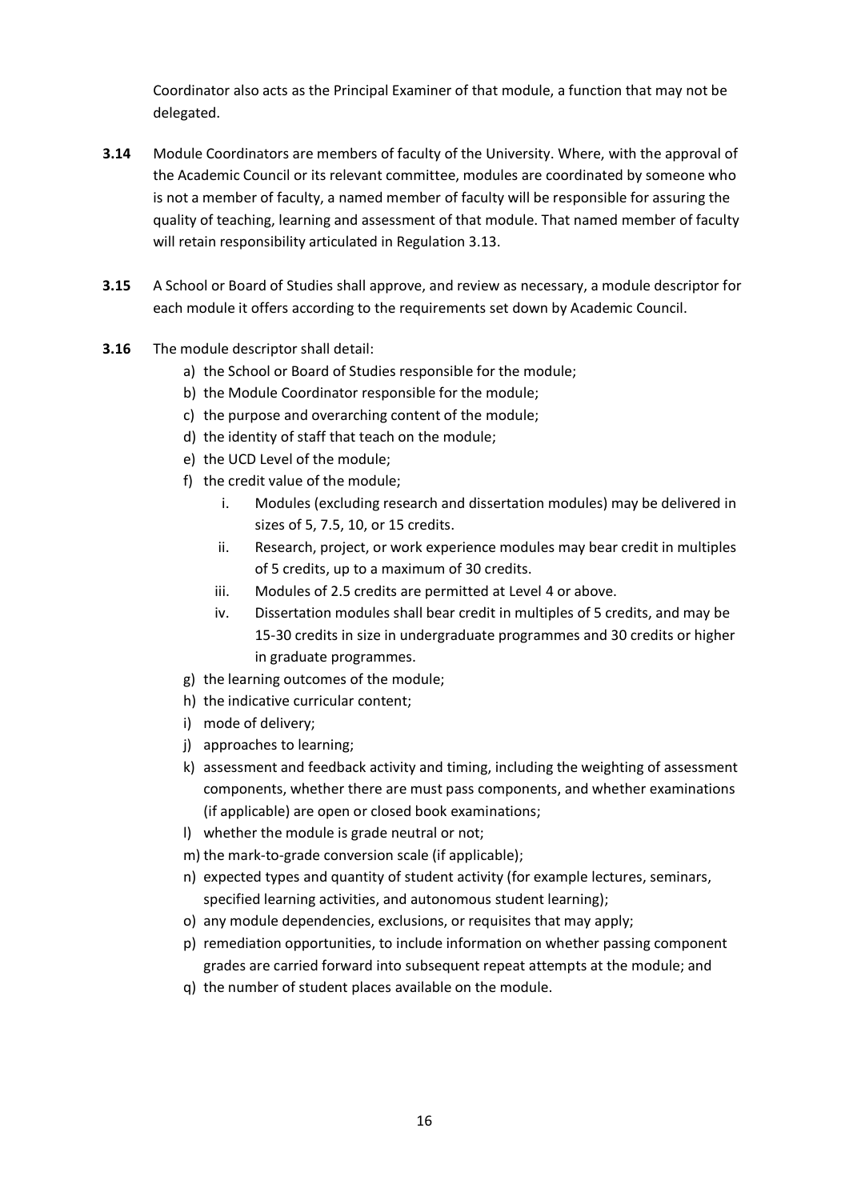Coordinator also acts as the Principal Examiner of that module, a function that may not be delegated.

**3.14** Module Coordinators are members of faculty of the University. Where, with the approval of the Academic Council or its relevant committee, modules are coordinated by someone who is not a member of faculty, a named member of faculty will be responsible for assuring the quality of teaching, learning and assessment of that module. That named member of faculty will retain responsibility articulated in Regulation 3.13.

**3.15** A School or Board of Studies shall approve, and review as necessary, a module descriptor for each module it offers according to the requirements set down by Academic Council.

**3.16** The module descriptor shall detail:

a) the School or Board of Studies responsible for the module;
b) the Module Coordinator responsible for the module;
c) the purpose and overarching content of the module;
d) the identity of staff that teach on the module;
e) the UCD Level of the module;
f) the credit value of the module;
   i. Modules (excluding research and dissertation modules) may be delivered in sizes of 5, 7.5, 10, or 15 credits.
   ii. Research, project, or work experience modules may bear credit in multiples of 5 credits, up to a maximum of 30 credits.
   iii. Modules of 2.5 credits are permitted at Level 4 or above.
   iv. Dissertation modules shall bear credit in multiples of 5 credits, and may be 15-30 credits in size in undergraduate programmes and 30 credits or higher in graduate programmes.
g) the learning outcomes of the module;
h) the indicative curricular content;
i) mode of delivery;
j) approaches to learning;
k) assessment and feedback activity and timing, including the weighting of assessment components, whether there are must pass components, and whether examinations (if applicable) are open or closed book examinations;
l) whether the module is grade neutral or not;
m) the mark-to-grade conversion scale (if applicable);
n) expected types and quantity of student activity (for example lectures, seminars, specified learning activities, and autonomous student learning);
o) any module dependencies, exclusions, or requisites that may apply;
p) remediation opportunities, to include information on whether passing component grades are carried forward into subsequent repeat attempts at the module; and
q) the number of student places available on the module.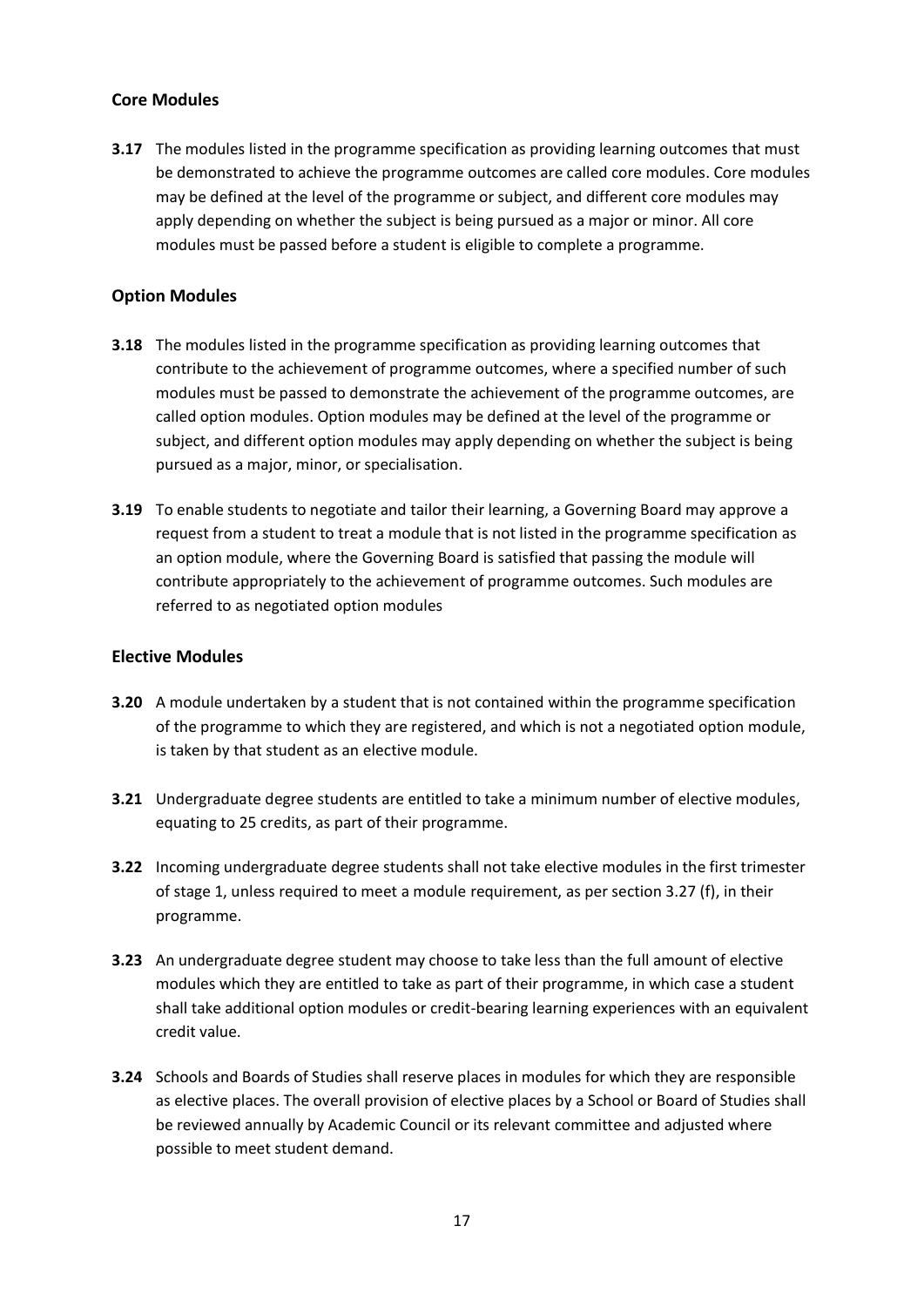### Core Modules

**3.17** The modules listed in the programme specification as providing learning outcomes that must be demonstrated to achieve the programme outcomes are called core modules. Core modules may be defined at the level of the programme or subject, and different core modules may apply depending on whether the subject is being pursued as a major or minor. All core modules must be passed before a student is eligible to complete a programme.

### Option Modules

**3.18** The modules listed in the programme specification as providing learning outcomes that contribute to the achievement of programme outcomes, where a specified number of such modules must be passed to demonstrate the achievement of the programme outcomes, are called option modules. Option modules may be defined at the level of the programme or subject, and different option modules may apply depending on whether the subject is being pursued as a major, minor, or specialisation.

**3.19** To enable students to negotiate and tailor their learning, a Governing Board may approve a request from a student to treat a module that is not listed in the programme specification as an option module, where the Governing Board is satisfied that passing the module will contribute appropriately to the achievement of programme outcomes. Such modules are referred to as negotiated option modules

### Elective Modules

**3.20** A module undertaken by a student that is not contained within the programme specification of the programme to which they are registered, and which is not a negotiated option module, is taken by that student as an elective module.

**3.21** Undergraduate degree students are entitled to take a minimum number of elective modules, equating to 25 credits, as part of their programme.

**3.22** Incoming undergraduate degree students shall not take elective modules in the first trimester of stage 1, unless required to meet a module requirement, as per section 3.27 (f), in their programme.

**3.23** An undergraduate degree student may choose to take less than the full amount of elective modules which they are entitled to take as part of their programme, in which case a student shall take additional option modules or credit-bearing learning experiences with an equivalent credit value.

**3.24** Schools and Boards of Studies shall reserve places in modules for which they are responsible as elective places. The overall provision of elective places by a School or Board of Studies shall be reviewed annually by Academic Council or its relevant committee and adjusted where possible to meet student demand.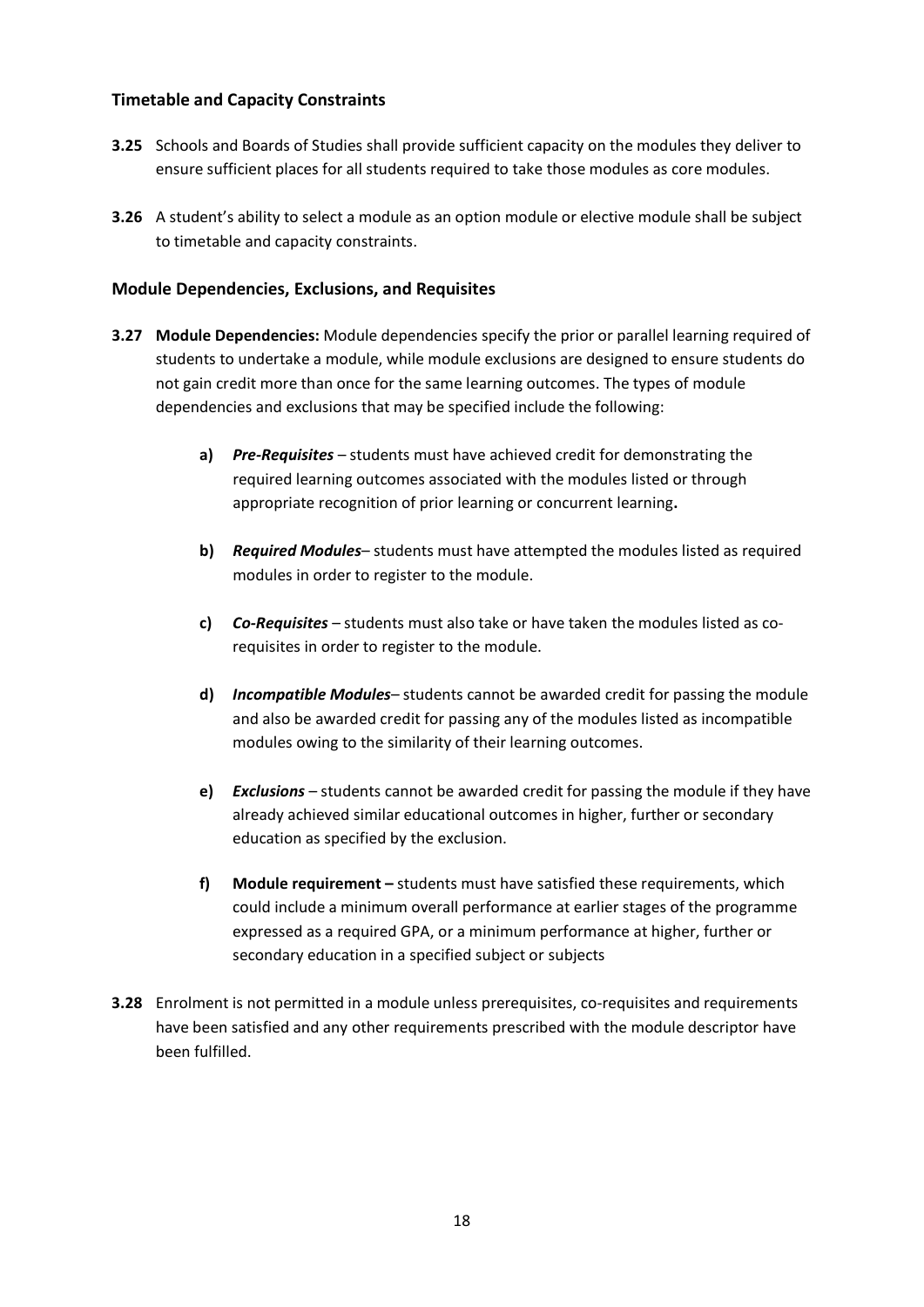### Timetable and Capacity Constraints

**3.25** Schools and Boards of Studies shall provide sufficient capacity on the modules they deliver to ensure sufficient places for all students required to take those modules as core modules.

**3.26** A student's ability to select a module as an option module or elective module shall be subject to timetable and capacity constraints.

### Module Dependencies, Exclusions, and Requisites

**3.27** **Module Dependencies:** Module dependencies specify the prior or parallel learning required of students to undertake a module, while module exclusions are designed to ensure students do not gain credit more than once for the same learning outcomes. The types of module dependencies and exclusions that may be specified include the following:

- **a)** ***Pre-Requisites*** – students must have achieved credit for demonstrating the required learning outcomes associated with the modules listed or through appropriate recognition of prior learning or concurrent learning**.**

- **b)** ***Required Modules***– students must have attempted the modules listed as required modules in order to register to the module.

- **c)** ***Co-Requisites*** – students must also take or have taken the modules listed as co-requisites in order to register to the module.

- **d)** ***Incompatible Modules***– students cannot be awarded credit for passing the module and also be awarded credit for passing any of the modules listed as incompatible modules owing to the similarity of their learning outcomes.

- **e)** ***Exclusions*** – students cannot be awarded credit for passing the module if they have already achieved similar educational outcomes in higher, further or secondary education as specified by the exclusion.

- **f)** **Module requirement –** students must have satisfied these requirements, which could include a minimum overall performance at earlier stages of the programme expressed as a required GPA, or a minimum performance at higher, further or secondary education in a specified subject or subjects

**3.28** Enrolment is not permitted in a module unless prerequisites, co-requisites and requirements have been satisfied and any other requirements prescribed with the module descriptor have been fulfilled.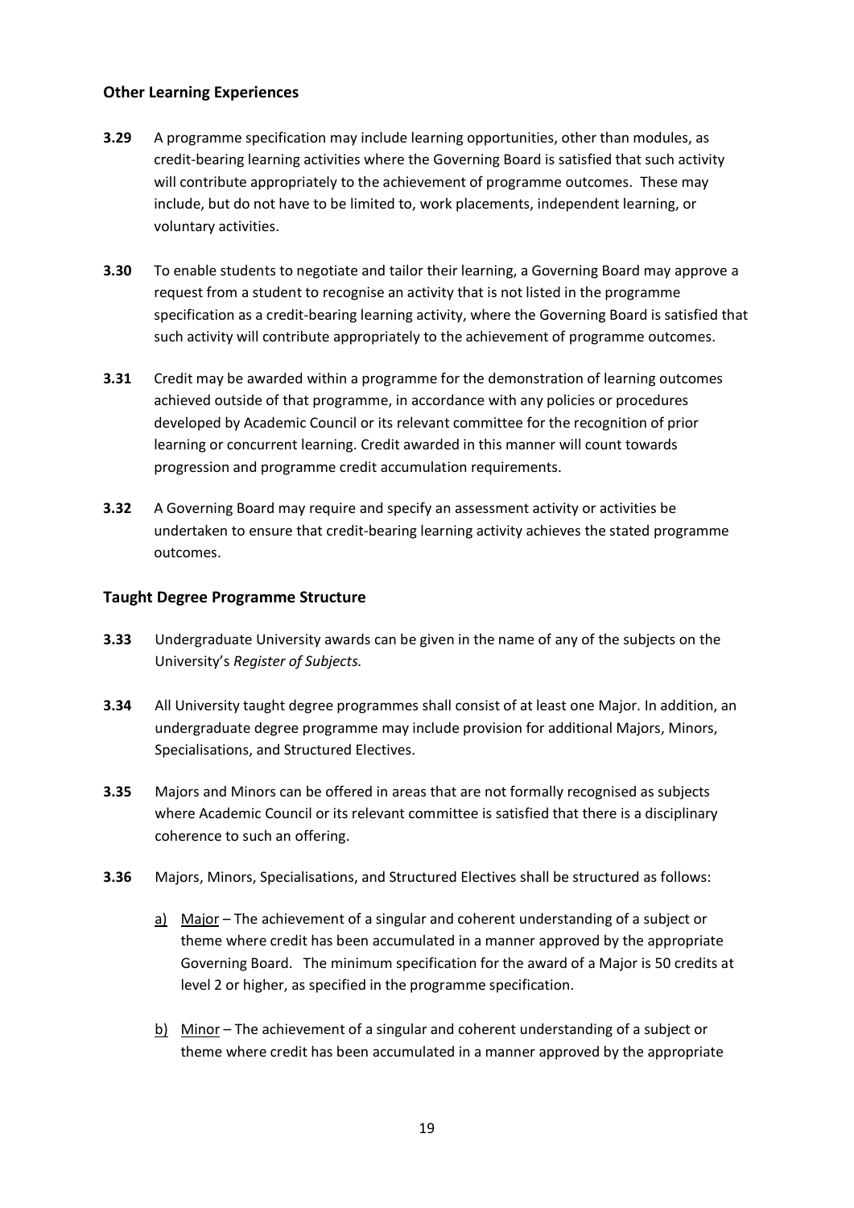## Other Learning Experiences

**3.29** A programme specification may include learning opportunities, other than modules, as credit-bearing learning activities where the Governing Board is satisfied that such activity will contribute appropriately to the achievement of programme outcomes. These may include, but do not have to be limited to, work placements, independent learning, or voluntary activities.

**3.30** To enable students to negotiate and tailor their learning, a Governing Board may approve a request from a student to recognise an activity that is not listed in the programme specification as a credit-bearing learning activity, where the Governing Board is satisfied that such activity will contribute appropriately to the achievement of programme outcomes.

**3.31** Credit may be awarded within a programme for the demonstration of learning outcomes achieved outside of that programme, in accordance with any policies or procedures developed by Academic Council or its relevant committee for the recognition of prior learning or concurrent learning. Credit awarded in this manner will count towards progression and programme credit accumulation requirements.

**3.32** A Governing Board may require and specify an assessment activity or activities be undertaken to ensure that credit-bearing learning activity achieves the stated programme outcomes.

## Taught Degree Programme Structure

**3.33** Undergraduate University awards can be given in the name of any of the subjects on the University's *Register of Subjects.*

**3.34** All University taught degree programmes shall consist of at least one Major. In addition, an undergraduate degree programme may include provision for additional Majors, Minors, Specialisations, and Structured Electives.

**3.35** Majors and Minors can be offered in areas that are not formally recognised as subjects where Academic Council or its relevant committee is satisfied that there is a disciplinary coherence to such an offering.

**3.36** Majors, Minors, Specialisations, and Structured Electives shall be structured as follows:

a) Major – The achievement of a singular and coherent understanding of a subject or theme where credit has been accumulated in a manner approved by the appropriate Governing Board. The minimum specification for the award of a Major is 50 credits at level 2 or higher, as specified in the programme specification.

b) Minor – The achievement of a singular and coherent understanding of a subject or theme where credit has been accumulated in a manner approved by the appropriate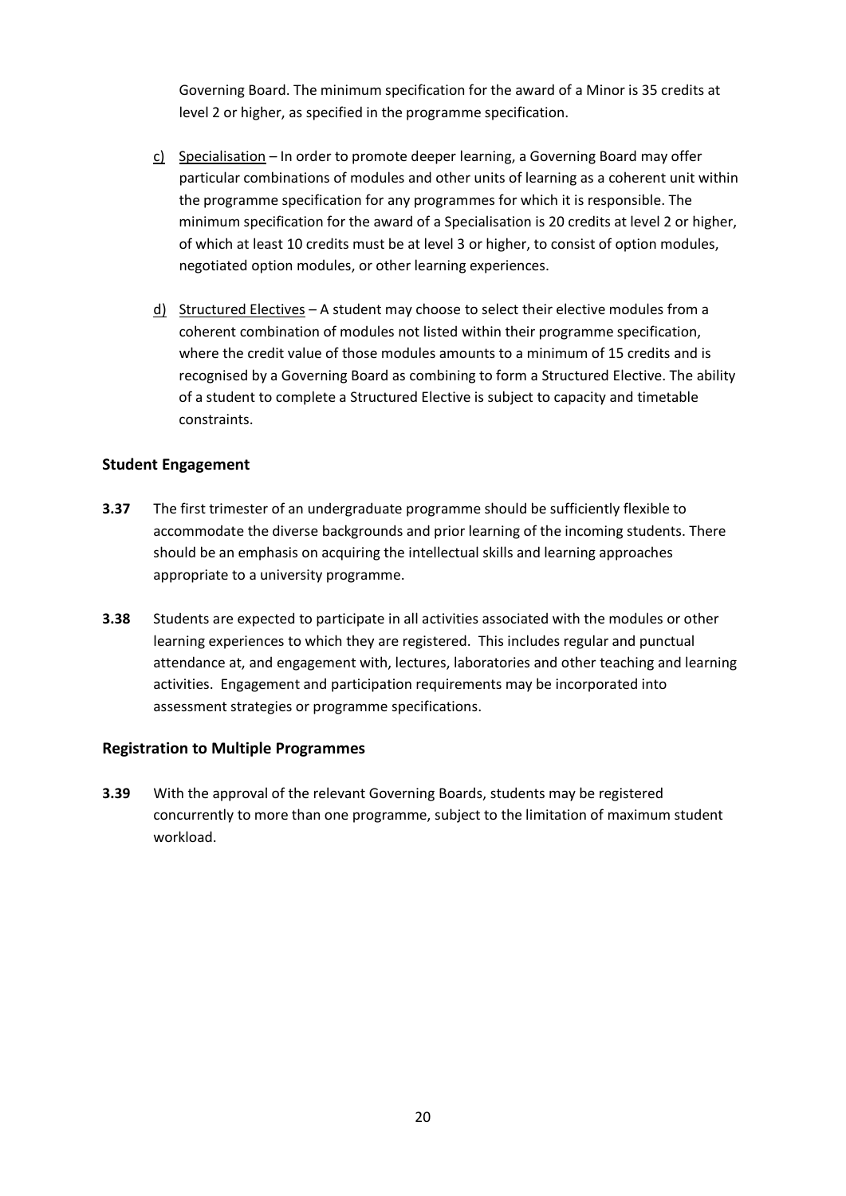Governing Board. The minimum specification for the award of a Minor is 35 credits at level 2 or higher, as specified in the programme specification.

c) Specialisation – In order to promote deeper learning, a Governing Board may offer particular combinations of modules and other units of learning as a coherent unit within the programme specification for any programmes for which it is responsible. The minimum specification for the award of a Specialisation is 20 credits at level 2 or higher, of which at least 10 credits must be at level 3 or higher, to consist of option modules, negotiated option modules, or other learning experiences.

d) Structured Electives – A student may choose to select their elective modules from a coherent combination of modules not listed within their programme specification, where the credit value of those modules amounts to a minimum of 15 credits and is recognised by a Governing Board as combining to form a Structured Elective. The ability of a student to complete a Structured Elective is subject to capacity and timetable constraints.

### Student Engagement

**3.37** The first trimester of an undergraduate programme should be sufficiently flexible to accommodate the diverse backgrounds and prior learning of the incoming students. There should be an emphasis on acquiring the intellectual skills and learning approaches appropriate to a university programme.

**3.38** Students are expected to participate in all activities associated with the modules or other learning experiences to which they are registered. This includes regular and punctual attendance at, and engagement with, lectures, laboratories and other teaching and learning activities. Engagement and participation requirements may be incorporated into assessment strategies or programme specifications.

### Registration to Multiple Programmes

**3.39** With the approval of the relevant Governing Boards, students may be registered concurrently to more than one programme, subject to the limitation of maximum student workload.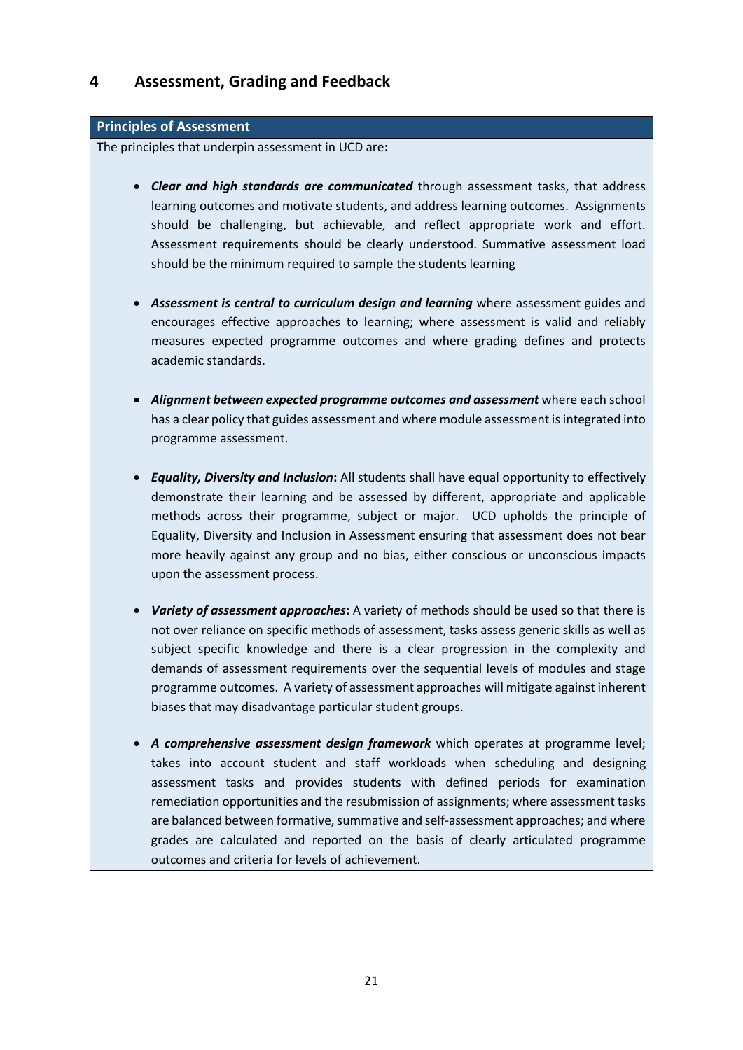## 4 Assessment, Grading and Feedback

**Principles of Assessment**

The principles that underpin assessment in UCD are**:**

- ***Clear and high standards are communicated*** through assessment tasks, that address learning outcomes and motivate students, and address learning outcomes. Assignments should be challenging, but achievable, and reflect appropriate work and effort. Assessment requirements should be clearly understood. Summative assessment load should be the minimum required to sample the students learning

- ***Assessment is central to curriculum design and learning*** where assessment guides and encourages effective approaches to learning; where assessment is valid and reliably measures expected programme outcomes and where grading defines and protects academic standards.

- ***Alignment between expected programme outcomes and assessment*** where each school has a clear policy that guides assessment and where module assessment is integrated into programme assessment.

- ***Equality, Diversity and Inclusion*****:** All students shall have equal opportunity to effectively demonstrate their learning and be assessed by different, appropriate and applicable methods across their programme, subject or major. UCD upholds the principle of Equality, Diversity and Inclusion in Assessment ensuring that assessment does not bear more heavily against any group and no bias, either conscious or unconscious impacts upon the assessment process.

- ***Variety of assessment approaches*****:** A variety of methods should be used so that there is not over reliance on specific methods of assessment, tasks assess generic skills as well as subject specific knowledge and there is a clear progression in the complexity and demands of assessment requirements over the sequential levels of modules and stage programme outcomes. A variety of assessment approaches will mitigate against inherent biases that may disadvantage particular student groups.

- ***A comprehensive assessment design framework*** which operates at programme level; takes into account student and staff workloads when scheduling and designing assessment tasks and provides students with defined periods for examination remediation opportunities and the resubmission of assignments; where assessment tasks are balanced between formative, summative and self-assessment approaches; and where grades are calculated and reported on the basis of clearly articulated programme outcomes and criteria for levels of achievement.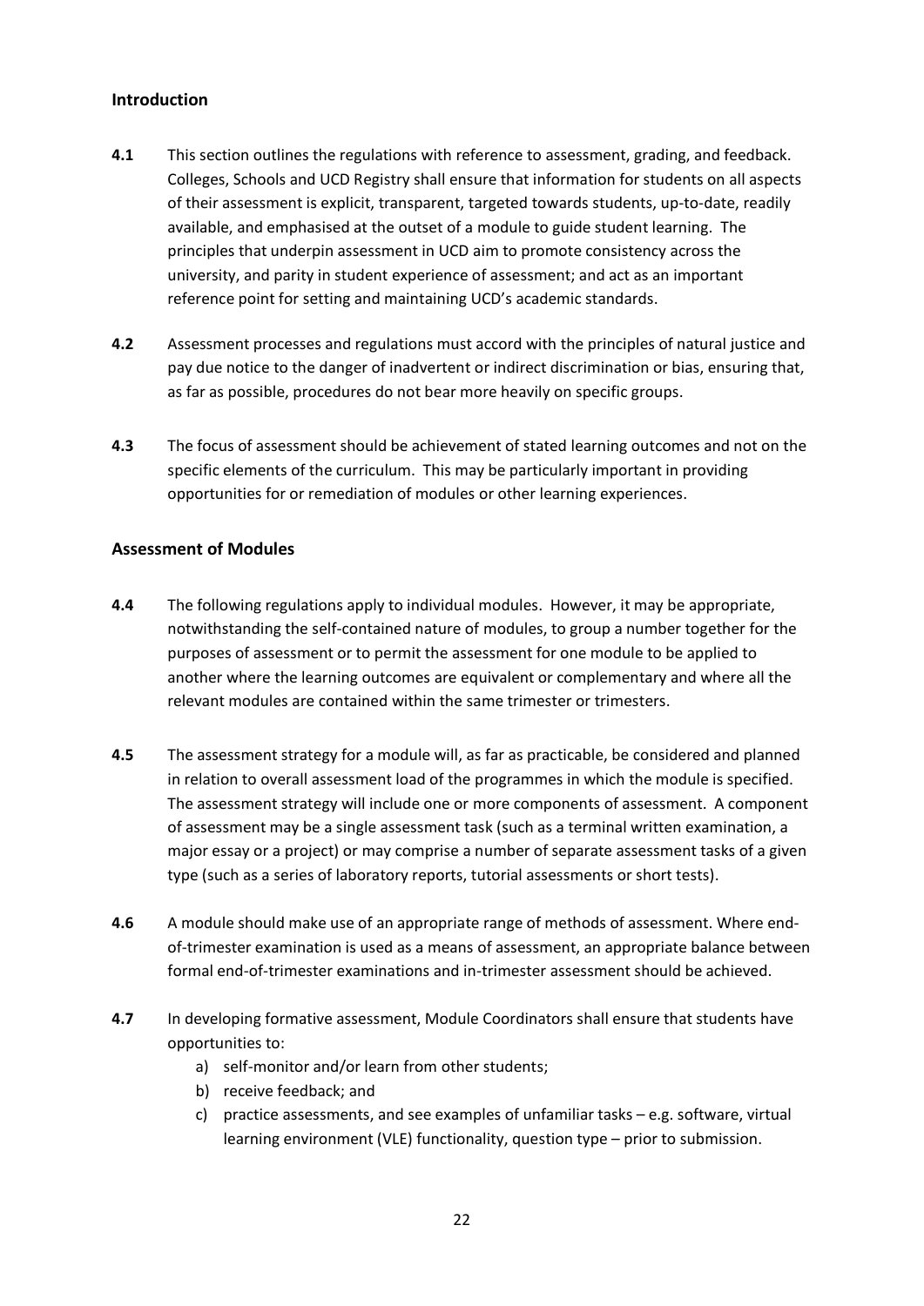## Introduction

**4.1** This section outlines the regulations with reference to assessment, grading, and feedback. Colleges, Schools and UCD Registry shall ensure that information for students on all aspects of their assessment is explicit, transparent, targeted towards students, up-to-date, readily available, and emphasised at the outset of a module to guide student learning. The principles that underpin assessment in UCD aim to promote consistency across the university, and parity in student experience of assessment; and act as an important reference point for setting and maintaining UCD's academic standards.

**4.2** Assessment processes and regulations must accord with the principles of natural justice and pay due notice to the danger of inadvertent or indirect discrimination or bias, ensuring that, as far as possible, procedures do not bear more heavily on specific groups.

**4.3** The focus of assessment should be achievement of stated learning outcomes and not on the specific elements of the curriculum. This may be particularly important in providing opportunities for or remediation of modules or other learning experiences.

## Assessment of Modules

**4.4** The following regulations apply to individual modules. However, it may be appropriate, notwithstanding the self-contained nature of modules, to group a number together for the purposes of assessment or to permit the assessment for one module to be applied to another where the learning outcomes are equivalent or complementary and where all the relevant modules are contained within the same trimester or trimesters.

**4.5** The assessment strategy for a module will, as far as practicable, be considered and planned in relation to overall assessment load of the programmes in which the module is specified. The assessment strategy will include one or more components of assessment. A component of assessment may be a single assessment task (such as a terminal written examination, a major essay or a project) or may comprise a number of separate assessment tasks of a given type (such as a series of laboratory reports, tutorial assessments or short tests).

**4.6** A module should make use of an appropriate range of methods of assessment. Where end-of-trimester examination is used as a means of assessment, an appropriate balance between formal end-of-trimester examinations and in-trimester assessment should be achieved.

**4.7** In developing formative assessment, Module Coordinators shall ensure that students have opportunities to:

a) self-monitor and/or learn from other students;
b) receive feedback; and
c) practice assessments, and see examples of unfamiliar tasks – e.g. software, virtual learning environment (VLE) functionality, question type – prior to submission.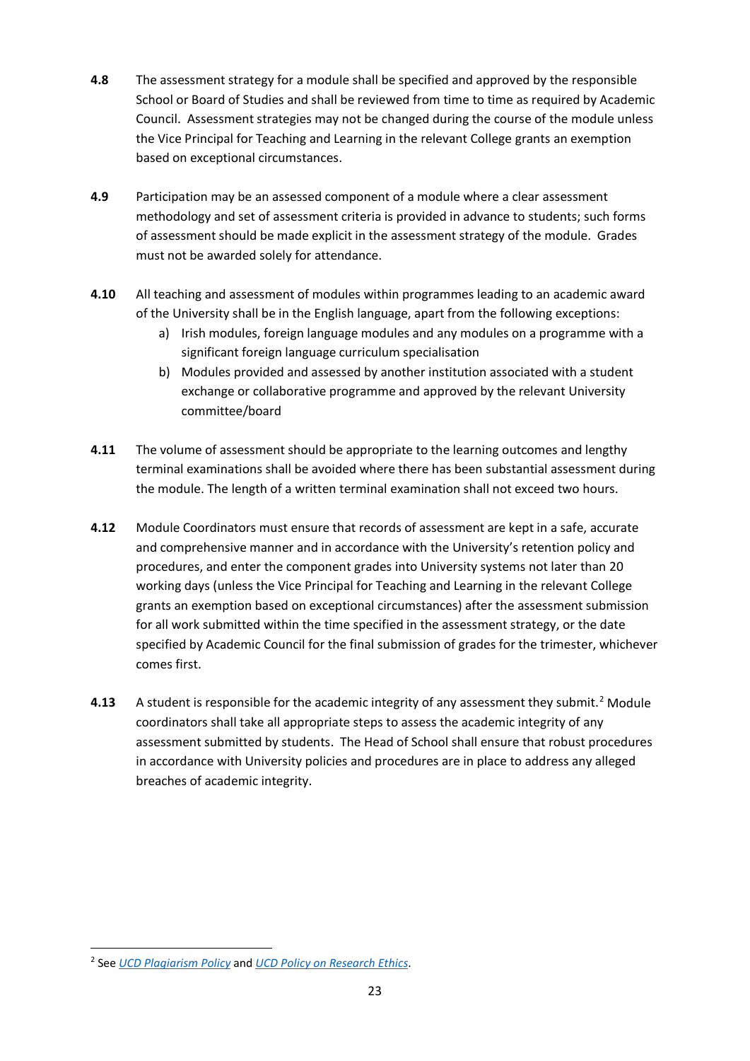**4.8** The assessment strategy for a module shall be specified and approved by the responsible School or Board of Studies and shall be reviewed from time to time as required by Academic Council. Assessment strategies may not be changed during the course of the module unless the Vice Principal for Teaching and Learning in the relevant College grants an exemption based on exceptional circumstances.

**4.9** Participation may be an assessed component of a module where a clear assessment methodology and set of assessment criteria is provided in advance to students; such forms of assessment should be made explicit in the assessment strategy of the module. Grades must not be awarded solely for attendance.

**4.10** All teaching and assessment of modules within programmes leading to an academic award of the University shall be in the English language, apart from the following exceptions:

a) Irish modules, foreign language modules and any modules on a programme with a significant foreign language curriculum specialisation

b) Modules provided and assessed by another institution associated with a student exchange or collaborative programme and approved by the relevant University committee/board

**4.11** The volume of assessment should be appropriate to the learning outcomes and lengthy terminal examinations shall be avoided where there has been substantial assessment during the module. The length of a written terminal examination shall not exceed two hours.

**4.12** Module Coordinators must ensure that records of assessment are kept in a safe, accurate and comprehensive manner and in accordance with the University's retention policy and procedures, and enter the component grades into University systems not later than 20 working days (unless the Vice Principal for Teaching and Learning in the relevant College grants an exemption based on exceptional circumstances) after the assessment submission for all work submitted within the time specified in the assessment strategy, or the date specified by Academic Council for the final submission of grades for the trimester, whichever comes first.

**4.13** A student is responsible for the academic integrity of any assessment they submit.[2] Module coordinators shall take all appropriate steps to assess the academic integrity of any assessment submitted by students. The Head of School shall ensure that robust procedures in accordance with University policies and procedures are in place to address any alleged breaches of academic integrity.

---

[2] See *UCD Plagiarism Policy* and *UCD Policy on Research Ethics*.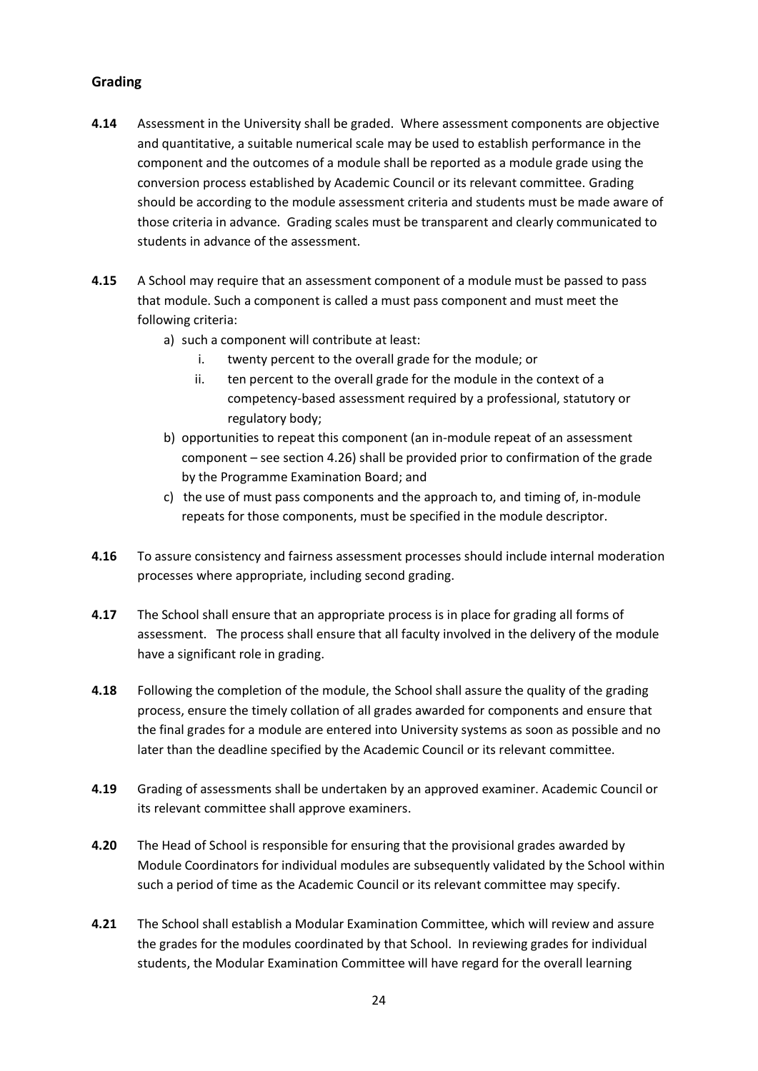## Grading

**4.14** Assessment in the University shall be graded. Where assessment components are objective and quantitative, a suitable numerical scale may be used to establish performance in the component and the outcomes of a module shall be reported as a module grade using the conversion process established by Academic Council or its relevant committee. Grading should be according to the module assessment criteria and students must be made aware of those criteria in advance. Grading scales must be transparent and clearly communicated to students in advance of the assessment.

**4.15** A School may require that an assessment component of a module must be passed to pass that module. Such a component is called a must pass component and must meet the following criteria:

a) such a component will contribute at least:
   i. twenty percent to the overall grade for the module; or
   ii. ten percent to the overall grade for the module in the context of a competency-based assessment required by a professional, statutory or regulatory body;

b) opportunities to repeat this component (an in-module repeat of an assessment component – see section 4.26) shall be provided prior to confirmation of the grade by the Programme Examination Board; and

c) the use of must pass components and the approach to, and timing of, in-module repeats for those components, must be specified in the module descriptor.

**4.16** To assure consistency and fairness assessment processes should include internal moderation processes where appropriate, including second grading.

**4.17** The School shall ensure that an appropriate process is in place for grading all forms of assessment. The process shall ensure that all faculty involved in the delivery of the module have a significant role in grading.

**4.18** Following the completion of the module, the School shall assure the quality of the grading process, ensure the timely collation of all grades awarded for components and ensure that the final grades for a module are entered into University systems as soon as possible and no later than the deadline specified by the Academic Council or its relevant committee.

**4.19** Grading of assessments shall be undertaken by an approved examiner. Academic Council or its relevant committee shall approve examiners.

**4.20** The Head of School is responsible for ensuring that the provisional grades awarded by Module Coordinators for individual modules are subsequently validated by the School within such a period of time as the Academic Council or its relevant committee may specify.

**4.21** The School shall establish a Modular Examination Committee, which will review and assure the grades for the modules coordinated by that School. In reviewing grades for individual students, the Modular Examination Committee will have regard for the overall learning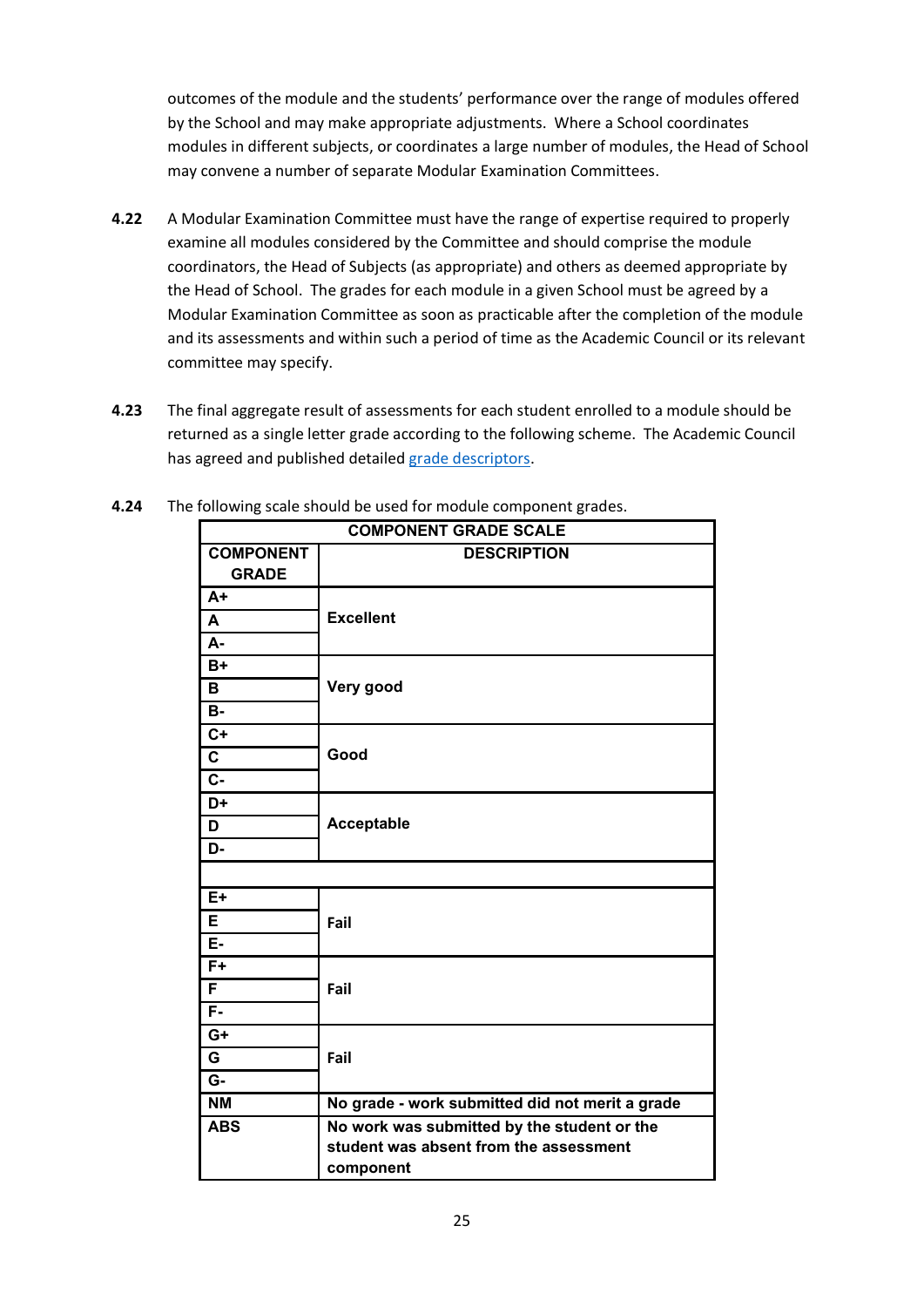outcomes of the module and the students' performance over the range of modules offered by the School and may make appropriate adjustments. Where a School coordinates modules in different subjects, or coordinates a large number of modules, the Head of School may convene a number of separate Modular Examination Committees.

**4.22** A Modular Examination Committee must have the range of expertise required to properly examine all modules considered by the Committee and should comprise the module coordinators, the Head of Subjects (as appropriate) and others as deemed appropriate by the Head of School. The grades for each module in a given School must be agreed by a Modular Examination Committee as soon as practicable after the completion of the module and its assessments and within such a period of time as the Academic Council or its relevant committee may specify.

**4.23** The final aggregate result of assessments for each student enrolled to a module should be returned as a single letter grade according to the following scheme. The Academic Council has agreed and published detailed grade descriptors.

**4.24** The following scale should be used for module component grades.

| COMPONENT GRADE SCALE | |
|---|---|
| **COMPONENT GRADE** | **DESCRIPTION** |
| **A+** | **Excellent** |
| **A** | |
| **A-** | |
| **B+** | **Very good** |
| **B** | |
| **B-** | |
| **C+** | **Good** |
| **C** | |
| **C-** | |
| **D+** | **Acceptable** |
| **D** | |
| **D-** | |
| | |
| **E+** | **Fail** |
| **E** | |
| **E-** | |
| **F+** | **Fail** |
| **F** | |
| **F-** | |
| **G+** | **Fail** |
| **G** | |
| **G-** | |
| **NM** | **No grade - work submitted did not merit a grade** |
| **ABS** | **No work was submitted by the student or the student was absent from the assessment component** |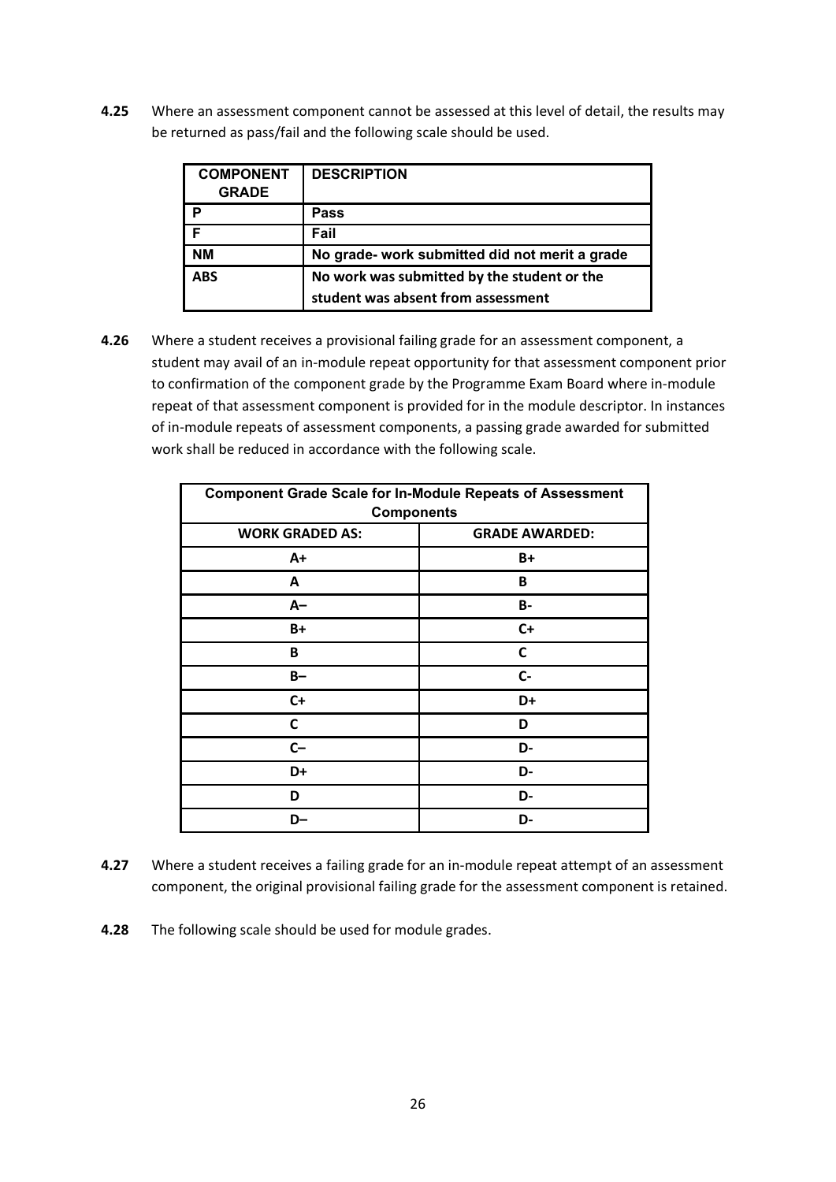**4.25** Where an assessment component cannot be assessed at this level of detail, the results may be returned as pass/fail and the following scale should be used.

| COMPONENT GRADE | DESCRIPTION |
|---|---|
| P | Pass |
| F | Fail |
| NM | No grade- work submitted did not merit a grade |
| ABS | No work was submitted by the student or the student was absent from assessment |

**4.26** Where a student receives a provisional failing grade for an assessment component, a student may avail of an in-module repeat opportunity for that assessment component prior to confirmation of the component grade by the Programme Exam Board where in-module repeat of that assessment component is provided for in the module descriptor. In instances of in-module repeats of assessment components, a passing grade awarded for submitted work shall be reduced in accordance with the following scale.

| Component Grade Scale for In-Module Repeats of Assessment Components | |
|---|---|
| **WORK GRADED AS:** | **GRADE AWARDED:** |
| A+ | B+ |
| A | B |
| A– | B- |
| B+ | C+ |
| B | C |
| B– | C- |
| C+ | D+ |
| C | D |
| C– | D- |
| D+ | D- |
| D | D- |
| D– | D- |

**4.27** Where a student receives a failing grade for an in-module repeat attempt of an assessment component, the original provisional failing grade for the assessment component is retained.

**4.28** The following scale should be used for module grades.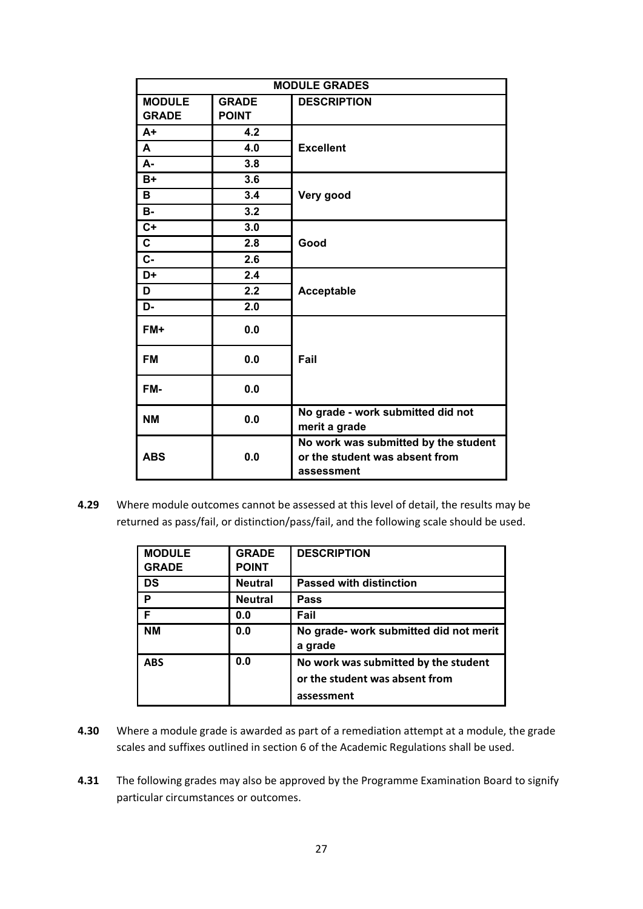| MODULE GRADES | | |
|---|---|---|
| **MODULE GRADE** | **GRADE POINT** | **DESCRIPTION** |
| A+ | 4.2 | Excellent |
| A | 4.0 | |
| A- | 3.8 | |
| B+ | 3.6 | Very good |
| B | 3.4 | |
| B- | 3.2 | |
| C+ | 3.0 | Good |
| C | 2.8 | |
| C- | 2.6 | |
| D+ | 2.4 | Acceptable |
| D | 2.2 | |
| D- | 2.0 | |
| FM+ | 0.0 | Fail |
| FM | 0.0 | |
| FM- | 0.0 | |
| NM | 0.0 | No grade - work submitted did not merit a grade |
| ABS | 0.0 | No work was submitted by the student or the student was absent from assessment |

**4.29** Where module outcomes cannot be assessed at this level of detail, the results may be returned as pass/fail, or distinction/pass/fail, and the following scale should be used.

| MODULE GRADE | GRADE POINT | DESCRIPTION |
|---|---|---|
| DS | Neutral | Passed with distinction |
| P | Neutral | Pass |
| F | 0.0 | Fail |
| NM | 0.0 | No grade- work submitted did not merit a grade |
| ABS | 0.0 | No work was submitted by the student or the student was absent from assessment |

**4.30** Where a module grade is awarded as part of a remediation attempt at a module, the grade scales and suffixes outlined in section 6 of the Academic Regulations shall be used.

**4.31** The following grades may also be approved by the Programme Examination Board to signify particular circumstances or outcomes.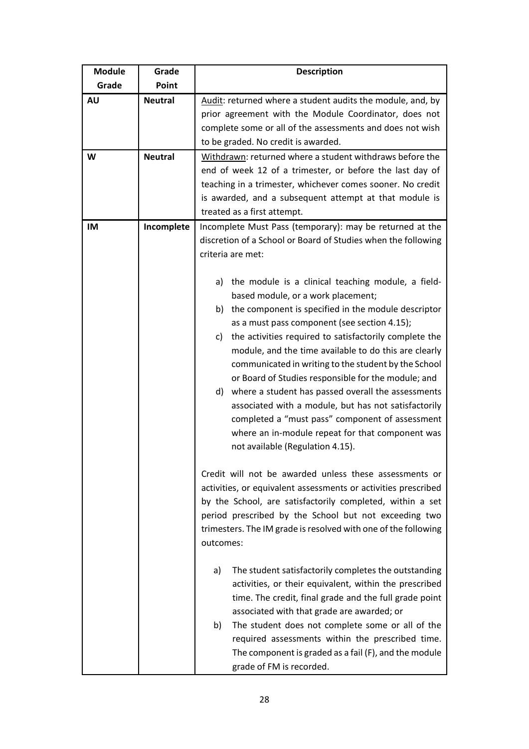| Module Grade | Grade Point | Description |
|---|---|---|
| **AU** | **Neutral** | Audit: returned where a student audits the module, and, by prior agreement with the Module Coordinator, does not complete some or all of the assessments and does not wish to be graded. No credit is awarded. |
| **W** | **Neutral** | Withdrawn: returned where a student withdraws before the end of week 12 of a trimester, or before the last day of teaching in a trimester, whichever comes sooner. No credit is awarded, and a subsequent attempt at that module is treated as a first attempt. |
| **IM** | **Incomplete** | Incomplete Must Pass (temporary): may be returned at the discretion of a School or Board of Studies when the following criteria are met: <br><br> a) the module is a clinical teaching module, a field-based module, or a work placement; <br> b) the component is specified in the module descriptor as a must pass component (see section 4.15); <br> c) the activities required to satisfactorily complete the module, and the time available to do this are clearly communicated in writing to the student by the School or Board of Studies responsible for the module; and <br> d) where a student has passed overall the assessments associated with a module, but has not satisfactorily completed a "must pass" component of assessment where an in-module repeat for that component was not available (Regulation 4.15). <br><br> Credit will not be awarded unless these assessments or activities, or equivalent assessments or activities prescribed by the School, are satisfactorily completed, within a set period prescribed by the School but not exceeding two trimesters. The IM grade is resolved with one of the following outcomes: <br><br> a) The student satisfactorily completes the outstanding activities, or their equivalent, within the prescribed time. The credit, final grade and the full grade point associated with that grade are awarded; or <br> b) The student does not complete some or all of the required assessments within the prescribed time. The component is graded as a fail (F), and the module grade of FM is recorded. |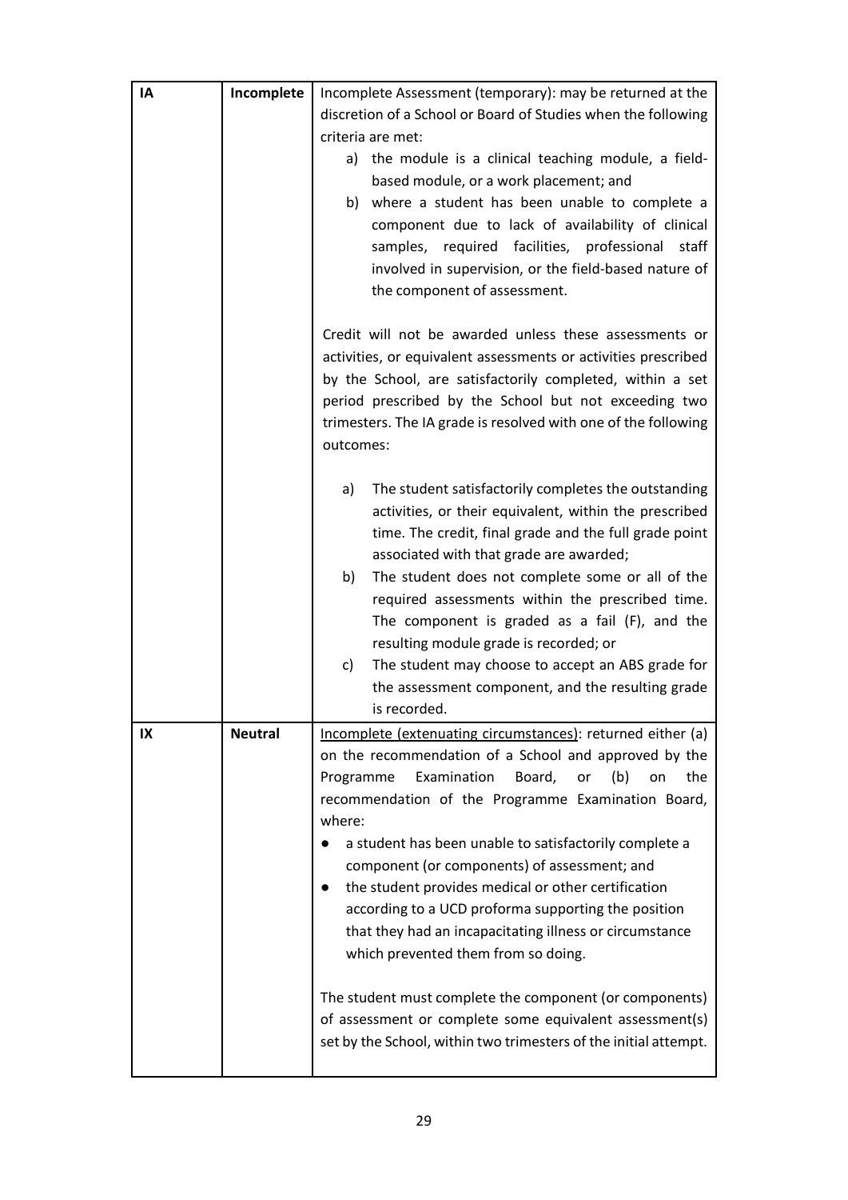| | | |
|---|---|---|
| **IA** | **Incomplete** | Incomplete Assessment (temporary): may be returned at the discretion of a School or Board of Studies when the following criteria are met:<br>a) the module is a clinical teaching module, a field-based module, or a work placement; and<br>b) where a student has been unable to complete a component due to lack of availability of clinical samples, required facilities, professional staff involved in supervision, or the field-based nature of the component of assessment.<br><br>Credit will not be awarded unless these assessments or activities, or equivalent assessments or activities prescribed by the School, are satisfactorily completed, within a set period prescribed by the School but not exceeding two trimesters. The IA grade is resolved with one of the following outcomes:<br><br>a) The student satisfactorily completes the outstanding activities, or their equivalent, within the prescribed time. The credit, final grade and the full grade point associated with that grade are awarded;<br>b) The student does not complete some or all of the required assessments within the prescribed time. The component is graded as a fail (F), and the resulting module grade is recorded; or<br>c) The student may choose to accept an ABS grade for the assessment component, and the resulting grade is recorded. |
| **IX** | **Neutral** | <u>Incomplete (extenuating circumstances)</u>: returned either (a) on the recommendation of a School and approved by the Programme Examination Board, or (b) on the recommendation of the Programme Examination Board, where:<br>● a student has been unable to satisfactorily complete a component (or components) of assessment; and<br>● the student provides medical or other certification according to a UCD proforma supporting the position that they had an incapacitating illness or circumstance which prevented them from so doing.<br><br>The student must complete the component (or components) of assessment or complete some equivalent assessment(s) set by the School, within two trimesters of the initial attempt. |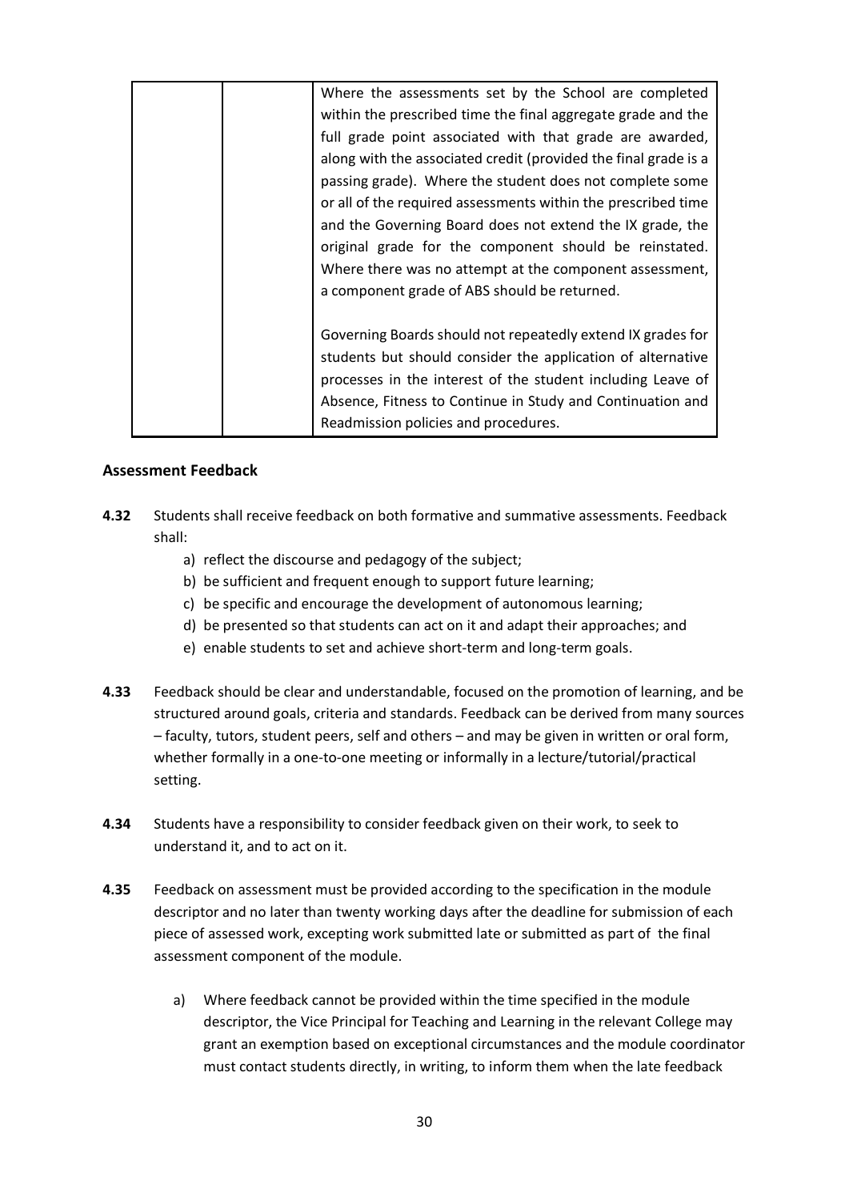| | | Where the assessments set by the School are completed within the prescribed time the final aggregate grade and the full grade point associated with that grade are awarded, along with the associated credit (provided the final grade is a passing grade). Where the student does not complete some or all of the required assessments within the prescribed time and the Governing Board does not extend the IX grade, the original grade for the component should be reinstated. Where there was no attempt at the component assessment, a component grade of ABS should be returned.<br><br>Governing Boards should not repeatedly extend IX grades for students but should consider the application of alternative processes in the interest of the student including Leave of Absence, Fitness to Continue in Study and Continuation and Readmission policies and procedures. |
|---|---|---|

### Assessment Feedback

**4.32** Students shall receive feedback on both formative and summative assessments. Feedback shall:

a) reflect the discourse and pedagogy of the subject;
b) be sufficient and frequent enough to support future learning;
c) be specific and encourage the development of autonomous learning;
d) be presented so that students can act on it and adapt their approaches; and
e) enable students to set and achieve short-term and long-term goals.

**4.33** Feedback should be clear and understandable, focused on the promotion of learning, and be structured around goals, criteria and standards. Feedback can be derived from many sources – faculty, tutors, student peers, self and others – and may be given in written or oral form, whether formally in a one-to-one meeting or informally in a lecture/tutorial/practical setting.

**4.34** Students have a responsibility to consider feedback given on their work, to seek to understand it, and to act on it.

**4.35** Feedback on assessment must be provided according to the specification in the module descriptor and no later than twenty working days after the deadline for submission of each piece of assessed work, excepting work submitted late or submitted as part of the final assessment component of the module.

a) Where feedback cannot be provided within the time specified in the module descriptor, the Vice Principal for Teaching and Learning in the relevant College may grant an exemption based on exceptional circumstances and the module coordinator must contact students directly, in writing, to inform them when the late feedback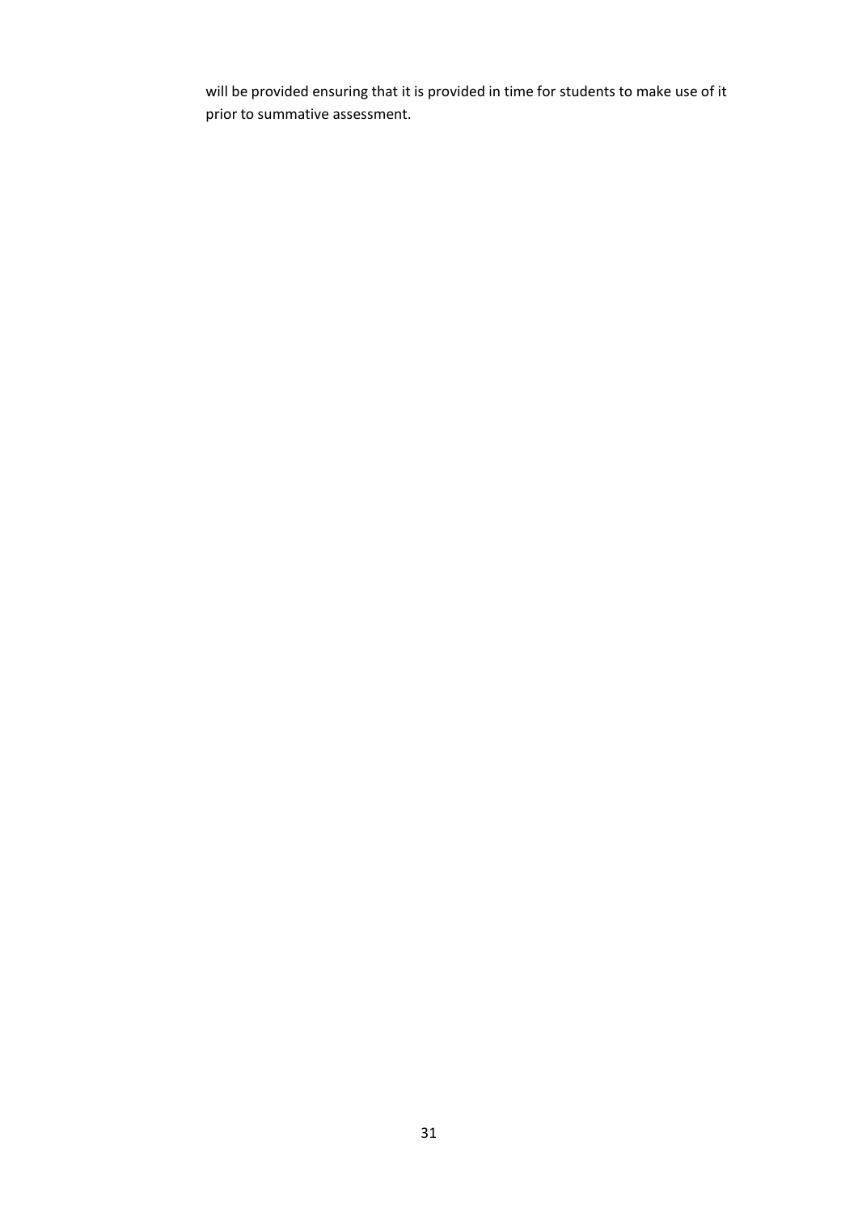will be provided ensuring that it is provided in time for students to make use of it prior to summative assessment.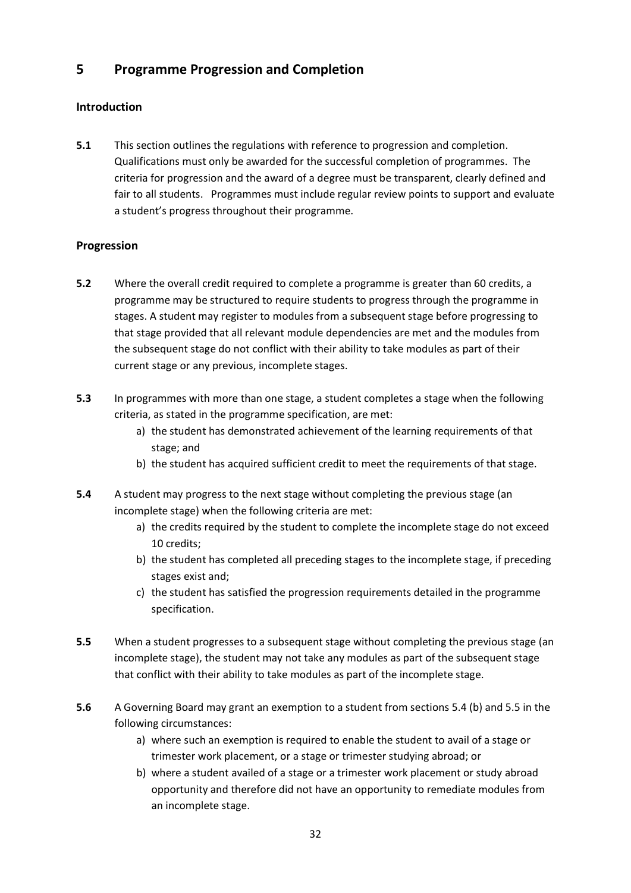# 5 Programme Progression and Completion

## Introduction

**5.1** This section outlines the regulations with reference to progression and completion. Qualifications must only be awarded for the successful completion of programmes. The criteria for progression and the award of a degree must be transparent, clearly defined and fair to all students. Programmes must include regular review points to support and evaluate a student's progress throughout their programme.

## Progression

**5.2** Where the overall credit required to complete a programme is greater than 60 credits, a programme may be structured to require students to progress through the programme in stages. A student may register to modules from a subsequent stage before progressing to that stage provided that all relevant module dependencies are met and the modules from the subsequent stage do not conflict with their ability to take modules as part of their current stage or any previous, incomplete stages.

**5.3** In programmes with more than one stage, a student completes a stage when the following criteria, as stated in the programme specification, are met:

a) the student has demonstrated achievement of the learning requirements of that stage; and
b) the student has acquired sufficient credit to meet the requirements of that stage.

**5.4** A student may progress to the next stage without completing the previous stage (an incomplete stage) when the following criteria are met:

a) the credits required by the student to complete the incomplete stage do not exceed 10 credits;
b) the student has completed all preceding stages to the incomplete stage, if preceding stages exist and;
c) the student has satisfied the progression requirements detailed in the programme specification.

**5.5** When a student progresses to a subsequent stage without completing the previous stage (an incomplete stage), the student may not take any modules as part of the subsequent stage that conflict with their ability to take modules as part of the incomplete stage.

**5.6** A Governing Board may grant an exemption to a student from sections 5.4 (b) and 5.5 in the following circumstances:

a) where such an exemption is required to enable the student to avail of a stage or trimester work placement, or a stage or trimester studying abroad; or
b) where a student availed of a stage or a trimester work placement or study abroad opportunity and therefore did not have an opportunity to remediate modules from an incomplete stage.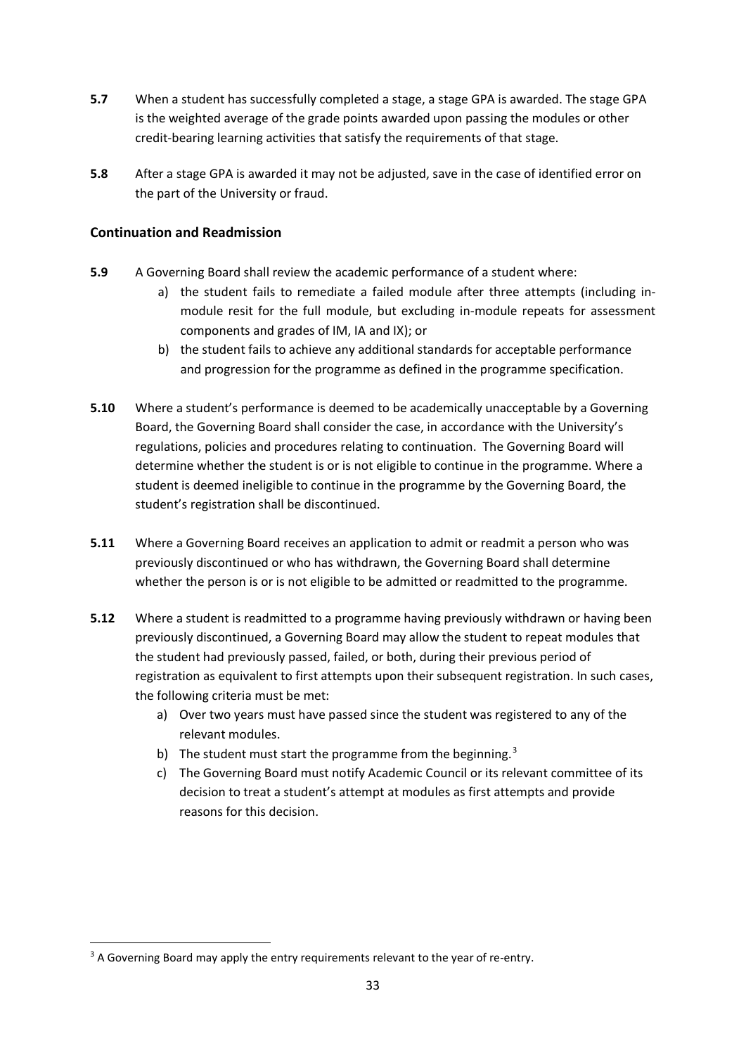**5.7** When a student has successfully completed a stage, a stage GPA is awarded. The stage GPA is the weighted average of the grade points awarded upon passing the modules or other credit-bearing learning activities that satisfy the requirements of that stage.

**5.8** After a stage GPA is awarded it may not be adjusted, save in the case of identified error on the part of the University or fraud.

### Continuation and Readmission

**5.9** A Governing Board shall review the academic performance of a student where:

a) the student fails to remediate a failed module after three attempts (including in-module resit for the full module, but excluding in-module repeats for assessment components and grades of IM, IA and IX); or
b) the student fails to achieve any additional standards for acceptable performance and progression for the programme as defined in the programme specification.

**5.10** Where a student's performance is deemed to be academically unacceptable by a Governing Board, the Governing Board shall consider the case, in accordance with the University's regulations, policies and procedures relating to continuation. The Governing Board will determine whether the student is or is not eligible to continue in the programme. Where a student is deemed ineligible to continue in the programme by the Governing Board, the student's registration shall be discontinued.

**5.11** Where a Governing Board receives an application to admit or readmit a person who was previously discontinued or who has withdrawn, the Governing Board shall determine whether the person is or is not eligible to be admitted or readmitted to the programme.

**5.12** Where a student is readmitted to a programme having previously withdrawn or having been previously discontinued, a Governing Board may allow the student to repeat modules that the student had previously passed, failed, or both, during their previous period of registration as equivalent to first attempts upon their subsequent registration. In such cases, the following criteria must be met:

a) Over two years must have passed since the student was registered to any of the relevant modules.
b) The student must start the programme from the beginning.[3]
c) The Governing Board must notify Academic Council or its relevant committee of its decision to treat a student's attempt at modules as first attempts and provide reasons for this decision.

[3] A Governing Board may apply the entry requirements relevant to the year of re-entry.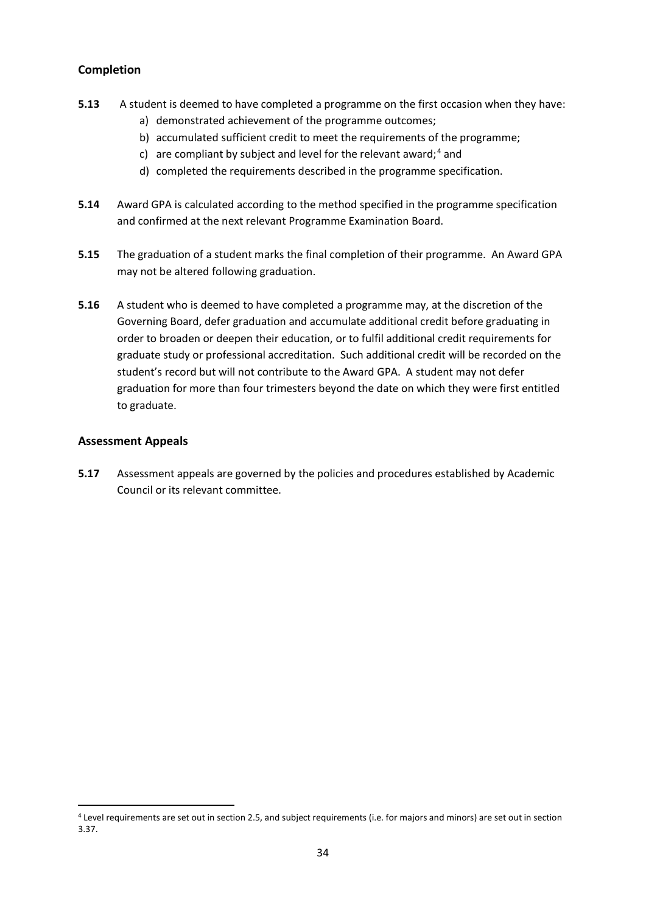## Completion

**5.13** A student is deemed to have completed a programme on the first occasion when they have:

a) demonstrated achievement of the programme outcomes;
b) accumulated sufficient credit to meet the requirements of the programme;
c) are compliant by subject and level for the relevant award;[4] and
d) completed the requirements described in the programme specification.

**5.14** Award GPA is calculated according to the method specified in the programme specification and confirmed at the next relevant Programme Examination Board.

**5.15** The graduation of a student marks the final completion of their programme. An Award GPA may not be altered following graduation.

**5.16** A student who is deemed to have completed a programme may, at the discretion of the Governing Board, defer graduation and accumulate additional credit before graduating in order to broaden or deepen their education, or to fulfil additional credit requirements for graduate study or professional accreditation. Such additional credit will be recorded on the student's record but will not contribute to the Award GPA. A student may not defer graduation for more than four trimesters beyond the date on which they were first entitled to graduate.

## Assessment Appeals

**5.17** Assessment appeals are governed by the policies and procedures established by Academic Council or its relevant committee.

---

[4] Level requirements are set out in section 2.5, and subject requirements (i.e. for majors and minors) are set out in section 3.37.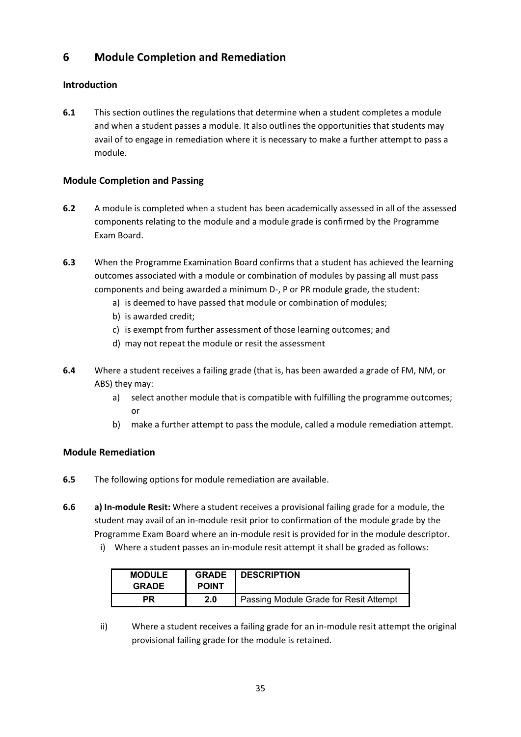# 6 Module Completion and Remediation

### Introduction

**6.1** This section outlines the regulations that determine when a student completes a module and when a student passes a module. It also outlines the opportunities that students may avail of to engage in remediation where it is necessary to make a further attempt to pass a module.

### Module Completion and Passing

**6.2** A module is completed when a student has been academically assessed in all of the assessed components relating to the module and a module grade is confirmed by the Programme Exam Board.

**6.3** When the Programme Examination Board confirms that a student has achieved the learning outcomes associated with a module or combination of modules by passing all must pass components and being awarded a minimum D-, P or PR module grade, the student:

a) is deemed to have passed that module or combination of modules;
b) is awarded credit;
c) is exempt from further assessment of those learning outcomes; and
d) may not repeat the module or resit the assessment

**6.4** Where a student receives a failing grade (that is, has been awarded a grade of FM, NM, or ABS) they may:

a) select another module that is compatible with fulfilling the programme outcomes; or
b) make a further attempt to pass the module, called a module remediation attempt.

### Module Remediation

**6.5** The following options for module remediation are available.

**6.6** **a) In-module Resit:** Where a student receives a provisional failing grade for a module, the student may avail of an in-module resit prior to confirmation of the module grade by the Programme Exam Board where an in-module resit is provided for in the module descriptor.

i) Where a student passes an in-module resit attempt it shall be graded as follows:

| MODULE GRADE | GRADE POINT | DESCRIPTION |
|---|---|---|
| PR | 2.0 | Passing Module Grade for Resit Attempt |

ii) Where a student receives a failing grade for an in-module resit attempt the original provisional failing grade for the module is retained.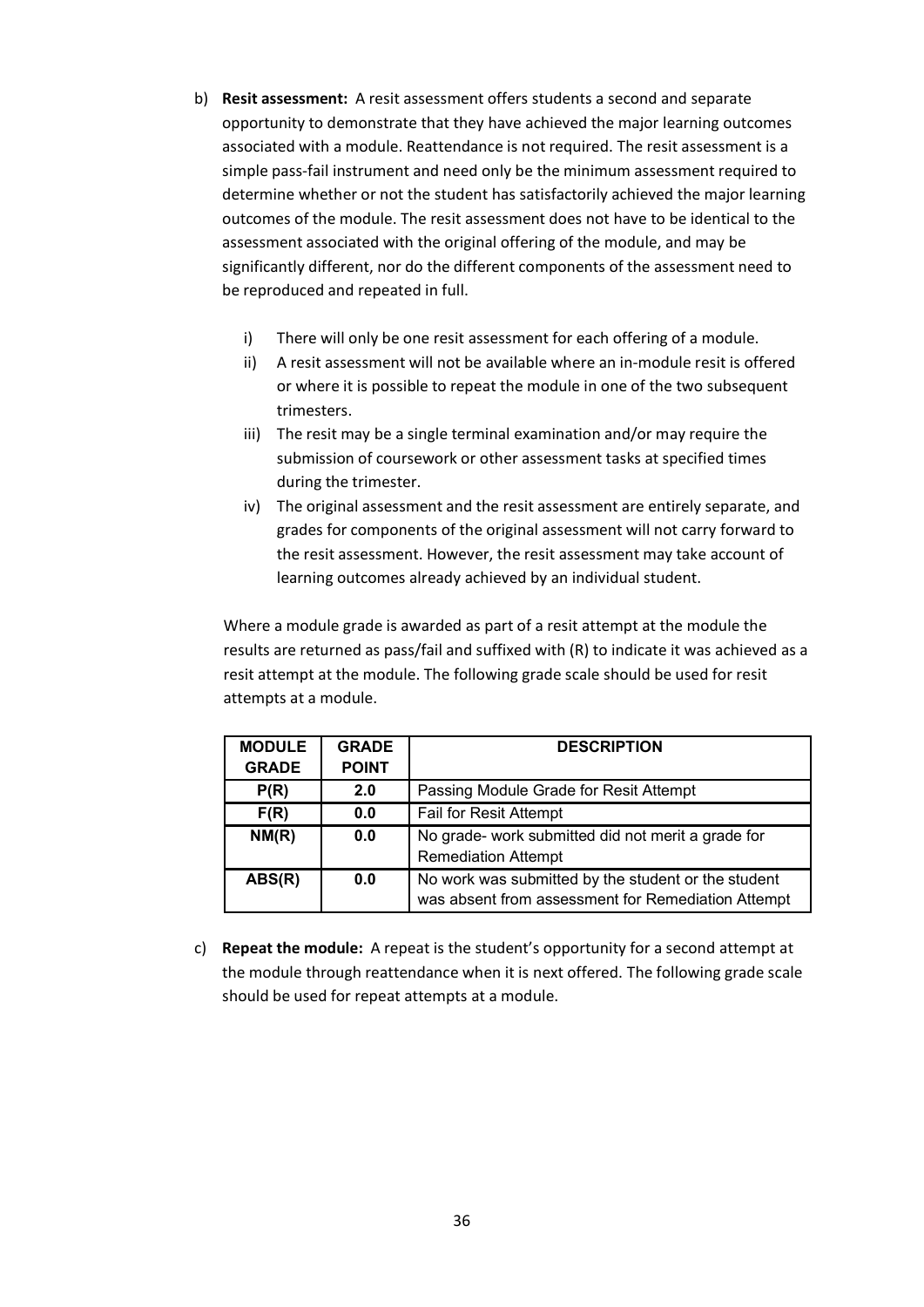b) **Resit assessment:** A resit assessment offers students a second and separate opportunity to demonstrate that they have achieved the major learning outcomes associated with a module. Reattendance is not required. The resit assessment is a simple pass-fail instrument and need only be the minimum assessment required to determine whether or not the student has satisfactorily achieved the major learning outcomes of the module. The resit assessment does not have to be identical to the assessment associated with the original offering of the module, and may be significantly different, nor do the different components of the assessment need to be reproduced and repeated in full.

   i) There will only be one resit assessment for each offering of a module.
   ii) A resit assessment will not be available where an in-module resit is offered or where it is possible to repeat the module in one of the two subsequent trimesters.
   iii) The resit may be a single terminal examination and/or may require the submission of coursework or other assessment tasks at specified times during the trimester.
   iv) The original assessment and the resit assessment are entirely separate, and grades for components of the original assessment will not carry forward to the resit assessment. However, the resit assessment may take account of learning outcomes already achieved by an individual student.

   Where a module grade is awarded as part of a resit attempt at the module the results are returned as pass/fail and suffixed with (R) to indicate it was achieved as a resit attempt at the module. The following grade scale should be used for resit attempts at a module.

| MODULE GRADE | GRADE POINT | DESCRIPTION |
|---|---|---|
| P(R) | 2.0 | Passing Module Grade for Resit Attempt |
| F(R) | 0.0 | Fail for Resit Attempt |
| NM(R) | 0.0 | No grade- work submitted did not merit a grade for Remediation Attempt |
| ABS(R) | 0.0 | No work was submitted by the student or the student was absent from assessment for Remediation Attempt |

c) **Repeat the module:** A repeat is the student's opportunity for a second attempt at the module through reattendance when it is next offered. The following grade scale should be used for repeat attempts at a module.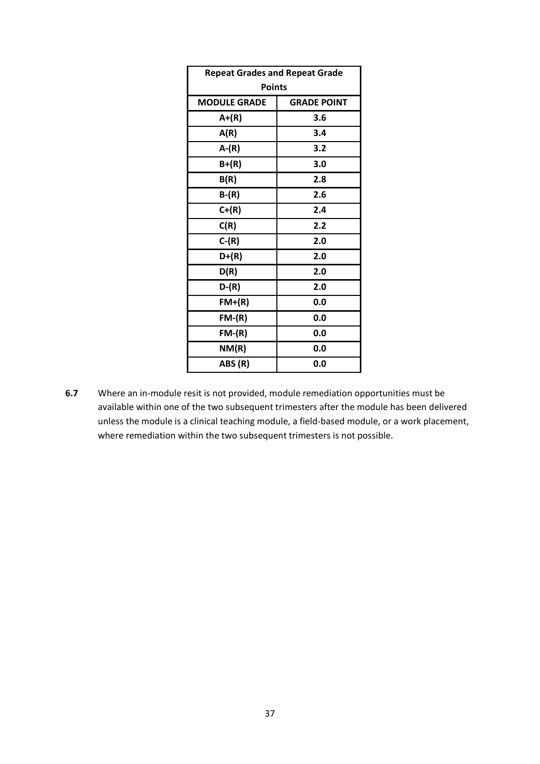| Repeat Grades and Repeat Grade Points | |
|---|---|
| **MODULE GRADE** | **GRADE POINT** |
| A+(R) | 3.6 |
| A(R) | 3.4 |
| A-(R) | 3.2 |
| B+(R) | 3.0 |
| B(R) | 2.8 |
| B-(R) | 2.6 |
| C+(R) | 2.4 |
| C(R) | 2.2 |
| C-(R) | 2.0 |
| D+(R) | 2.0 |
| D(R) | 2.0 |
| D-(R) | 2.0 |
| FM+(R) | 0.0 |
| FM-(R) | 0.0 |
| FM-(R) | 0.0 |
| NM(R) | 0.0 |
| ABS (R) | 0.0 |

**6.7** Where an in-module resit is not provided, module remediation opportunities must be available within one of the two subsequent trimesters after the module has been delivered unless the module is a clinical teaching module, a field-based module, or a work placement, where remediation within the two subsequent trimesters is not possible.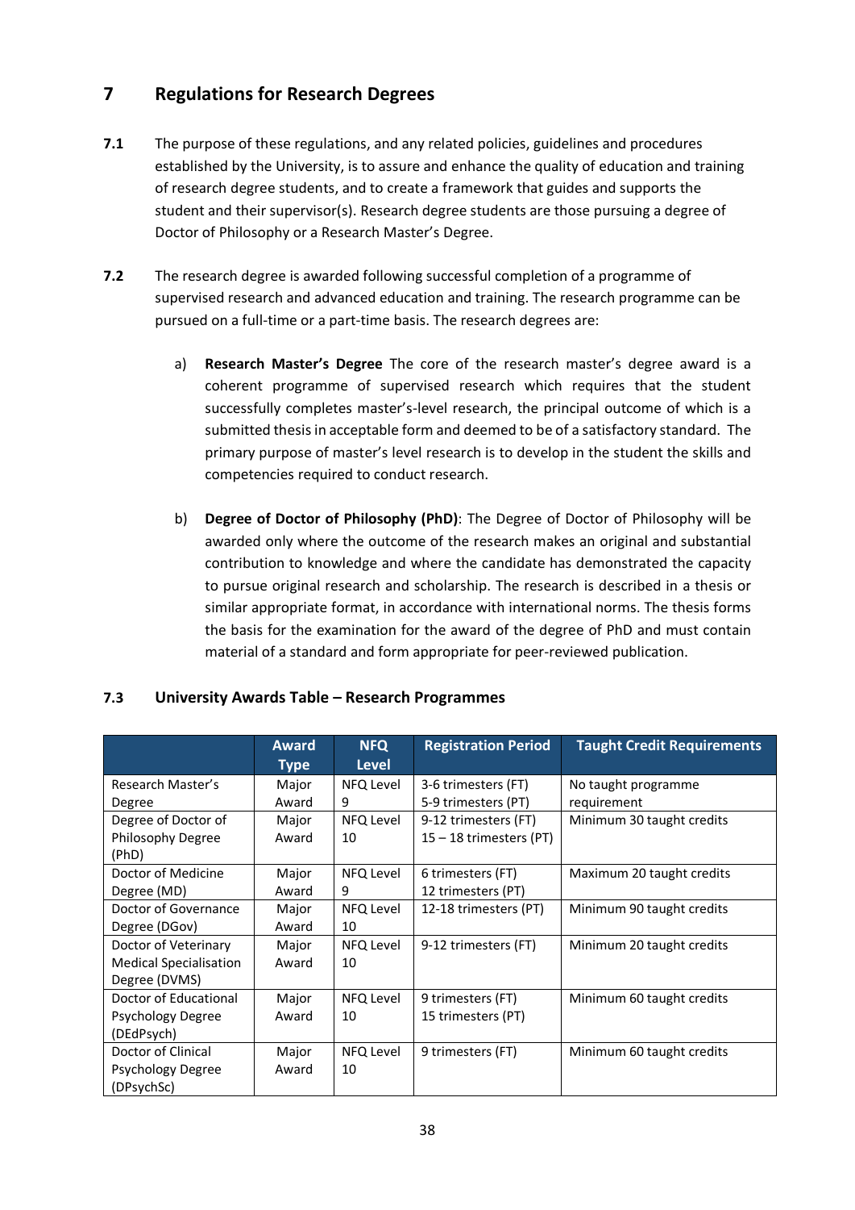## 7 Regulations for Research Degrees

**7.1** The purpose of these regulations, and any related policies, guidelines and procedures established by the University, is to assure and enhance the quality of education and training of research degree students, and to create a framework that guides and supports the student and their supervisor(s). Research degree students are those pursuing a degree of Doctor of Philosophy or a Research Master's Degree.

**7.2** The research degree is awarded following successful completion of a programme of supervised research and advanced education and training. The research programme can be pursued on a full-time or a part-time basis. The research degrees are:

a) **Research Master's Degree** The core of the research master's degree award is a coherent programme of supervised research which requires that the student successfully completes master's-level research, the principal outcome of which is a submitted thesis in acceptable form and deemed to be of a satisfactory standard. The primary purpose of master's level research is to develop in the student the skills and competencies required to conduct research.

b) **Degree of Doctor of Philosophy (PhD)**: The Degree of Doctor of Philosophy will be awarded only where the outcome of the research makes an original and substantial contribution to knowledge and where the candidate has demonstrated the capacity to pursue original research and scholarship. The research is described in a thesis or similar appropriate format, in accordance with international norms. The thesis forms the basis for the examination for the award of the degree of PhD and must contain material of a standard and form appropriate for peer-reviewed publication.

### 7.3 University Awards Table – Research Programmes

| | Award Type | NFQ Level | Registration Period | Taught Credit Requirements |
|---|---|---|---|---|
| Research Master's Degree | Major Award | NFQ Level 9 | 3-6 trimesters (FT)<br>5-9 trimesters (PT) | No taught programme requirement |
| Degree of Doctor of Philosophy Degree (PhD) | Major Award | NFQ Level 10 | 9-12 trimesters (FT)<br>15 – 18 trimesters (PT) | Minimum 30 taught credits |
| Doctor of Medicine Degree (MD) | Major Award | NFQ Level 9 | 6 trimesters (FT)<br>12 trimesters (PT) | Maximum 20 taught credits |
| Doctor of Governance Degree (DGov) | Major Award | NFQ Level 10 | 12-18 trimesters (PT) | Minimum 90 taught credits |
| Doctor of Veterinary Medical Specialisation Degree (DVMS) | Major Award | NFQ Level 10 | 9-12 trimesters (FT) | Minimum 20 taught credits |
| Doctor of Educational Psychology Degree (DEdPsych) | Major Award | NFQ Level 10 | 9 trimesters (FT)<br>15 trimesters (PT) | Minimum 60 taught credits |
| Doctor of Clinical Psychology Degree (DPsychSc) | Major Award | NFQ Level 10 | 9 trimesters (FT) | Minimum 60 taught credits |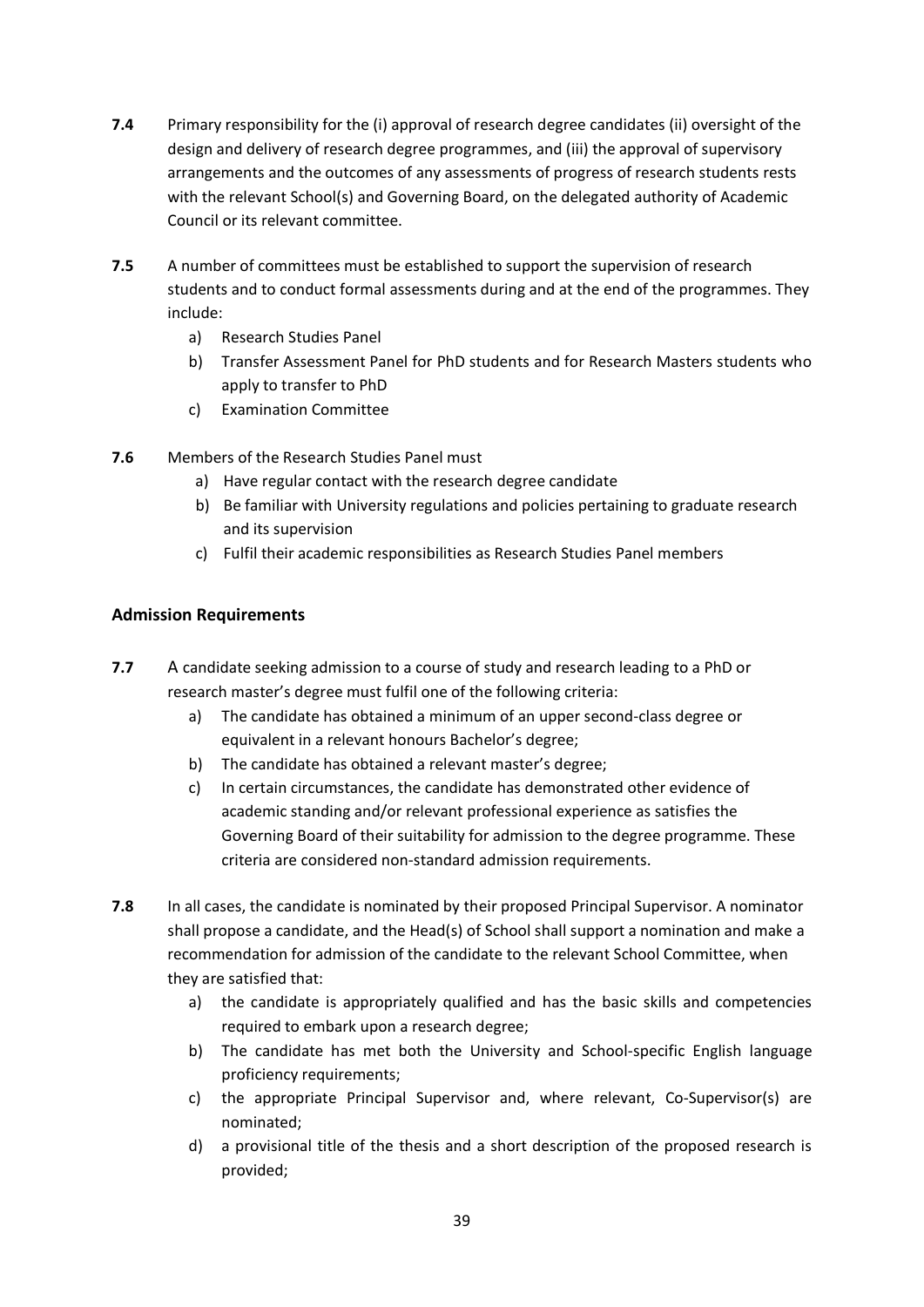**7.4** Primary responsibility for the (i) approval of research degree candidates (ii) oversight of the design and delivery of research degree programmes, and (iii) the approval of supervisory arrangements and the outcomes of any assessments of progress of research students rests with the relevant School(s) and Governing Board, on the delegated authority of Academic Council or its relevant committee.

**7.5** A number of committees must be established to support the supervision of research students and to conduct formal assessments during and at the end of the programmes. They include:

a) Research Studies Panel
b) Transfer Assessment Panel for PhD students and for Research Masters students who apply to transfer to PhD
c) Examination Committee

**7.6** Members of the Research Studies Panel must

a) Have regular contact with the research degree candidate
b) Be familiar with University regulations and policies pertaining to graduate research and its supervision
c) Fulfil their academic responsibilities as Research Studies Panel members

## Admission Requirements

**7.7** A candidate seeking admission to a course of study and research leading to a PhD or research master's degree must fulfil one of the following criteria:

a) The candidate has obtained a minimum of an upper second-class degree or equivalent in a relevant honours Bachelor's degree;
b) The candidate has obtained a relevant master's degree;
c) In certain circumstances, the candidate has demonstrated other evidence of academic standing and/or relevant professional experience as satisfies the Governing Board of their suitability for admission to the degree programme. These criteria are considered non-standard admission requirements.

**7.8** In all cases, the candidate is nominated by their proposed Principal Supervisor. A nominator shall propose a candidate, and the Head(s) of School shall support a nomination and make a recommendation for admission of the candidate to the relevant School Committee, when they are satisfied that:

a) the candidate is appropriately qualified and has the basic skills and competencies required to embark upon a research degree;
b) The candidate has met both the University and School-specific English language proficiency requirements;
c) the appropriate Principal Supervisor and, where relevant, Co-Supervisor(s) are nominated;
d) a provisional title of the thesis and a short description of the proposed research is provided;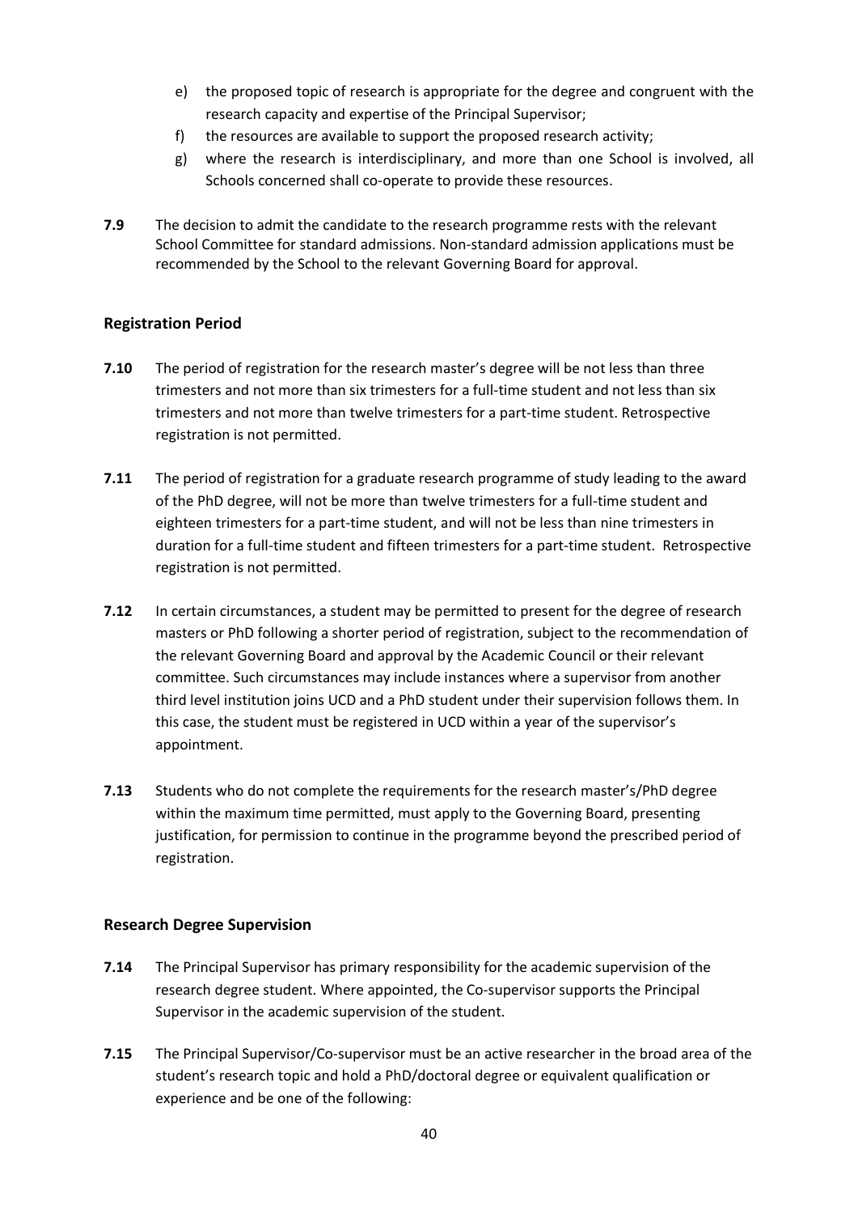e) the proposed topic of research is appropriate for the degree and congruent with the research capacity and expertise of the Principal Supervisor;
f) the resources are available to support the proposed research activity;
g) where the research is interdisciplinary, and more than one School is involved, all Schools concerned shall co-operate to provide these resources.

**7.9** The decision to admit the candidate to the research programme rests with the relevant School Committee for standard admissions. Non-standard admission applications must be recommended by the School to the relevant Governing Board for approval.

### Registration Period

**7.10** The period of registration for the research master's degree will be not less than three trimesters and not more than six trimesters for a full-time student and not less than six trimesters and not more than twelve trimesters for a part-time student. Retrospective registration is not permitted.

**7.11** The period of registration for a graduate research programme of study leading to the award of the PhD degree, will not be more than twelve trimesters for a full-time student and eighteen trimesters for a part-time student, and will not be less than nine trimesters in duration for a full-time student and fifteen trimesters for a part-time student. Retrospective registration is not permitted.

**7.12** In certain circumstances, a student may be permitted to present for the degree of research masters or PhD following a shorter period of registration, subject to the recommendation of the relevant Governing Board and approval by the Academic Council or their relevant committee. Such circumstances may include instances where a supervisor from another third level institution joins UCD and a PhD student under their supervision follows them. In this case, the student must be registered in UCD within a year of the supervisor's appointment.

**7.13** Students who do not complete the requirements for the research master's/PhD degree within the maximum time permitted, must apply to the Governing Board, presenting justification, for permission to continue in the programme beyond the prescribed period of registration.

### Research Degree Supervision

**7.14** The Principal Supervisor has primary responsibility for the academic supervision of the research degree student. Where appointed, the Co-supervisor supports the Principal Supervisor in the academic supervision of the student.

**7.15** The Principal Supervisor/Co-supervisor must be an active researcher in the broad area of the student's research topic and hold a PhD/doctoral degree or equivalent qualification or experience and be one of the following: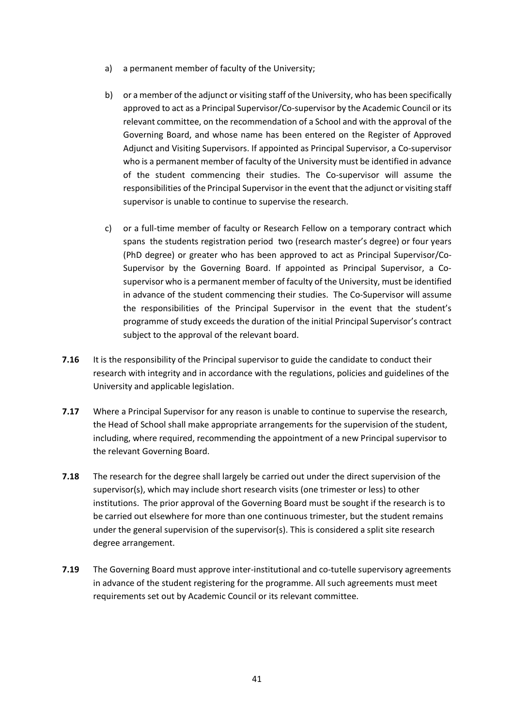a) a permanent member of faculty of the University;

b) or a member of the adjunct or visiting staff of the University, who has been specifically approved to act as a Principal Supervisor/Co-supervisor by the Academic Council or its relevant committee, on the recommendation of a School and with the approval of the Governing Board, and whose name has been entered on the Register of Approved Adjunct and Visiting Supervisors. If appointed as Principal Supervisor, a Co-supervisor who is a permanent member of faculty of the University must be identified in advance of the student commencing their studies. The Co-supervisor will assume the responsibilities of the Principal Supervisor in the event that the adjunct or visiting staff supervisor is unable to continue to supervise the research.

c) or a full-time member of faculty or Research Fellow on a temporary contract which spans the students registration period two (research master's degree) or four years (PhD degree) or greater who has been approved to act as Principal Supervisor/Co-Supervisor by the Governing Board. If appointed as Principal Supervisor, a Co-supervisor who is a permanent member of faculty of the University, must be identified in advance of the student commencing their studies. The Co-Supervisor will assume the responsibilities of the Principal Supervisor in the event that the student's programme of study exceeds the duration of the initial Principal Supervisor's contract subject to the approval of the relevant board.

**7.16** It is the responsibility of the Principal supervisor to guide the candidate to conduct their research with integrity and in accordance with the regulations, policies and guidelines of the University and applicable legislation.

**7.17** Where a Principal Supervisor for any reason is unable to continue to supervise the research, the Head of School shall make appropriate arrangements for the supervision of the student, including, where required, recommending the appointment of a new Principal supervisor to the relevant Governing Board.

**7.18** The research for the degree shall largely be carried out under the direct supervision of the supervisor(s), which may include short research visits (one trimester or less) to other institutions. The prior approval of the Governing Board must be sought if the research is to be carried out elsewhere for more than one continuous trimester, but the student remains under the general supervision of the supervisor(s). This is considered a split site research degree arrangement.

**7.19** The Governing Board must approve inter-institutional and co-tutelle supervisory agreements in advance of the student registering for the programme. All such agreements must meet requirements set out by Academic Council or its relevant committee.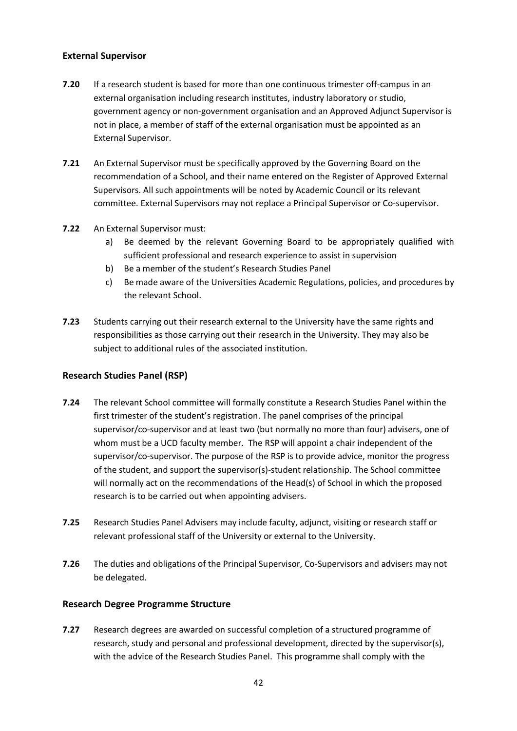### External Supervisor

**7.20** If a research student is based for more than one continuous trimester off-campus in an external organisation including research institutes, industry laboratory or studio, government agency or non-government organisation and an Approved Adjunct Supervisor is not in place, a member of staff of the external organisation must be appointed as an External Supervisor.

**7.21** An External Supervisor must be specifically approved by the Governing Board on the recommendation of a School, and their name entered on the Register of Approved External Supervisors. All such appointments will be noted by Academic Council or its relevant committee. External Supervisors may not replace a Principal Supervisor or Co-supervisor.

**7.22** An External Supervisor must:

a) Be deemed by the relevant Governing Board to be appropriately qualified with sufficient professional and research experience to assist in supervision
b) Be a member of the student's Research Studies Panel
c) Be made aware of the Universities Academic Regulations, policies, and procedures by the relevant School.

**7.23** Students carrying out their research external to the University have the same rights and responsibilities as those carrying out their research in the University. They may also be subject to additional rules of the associated institution.

### Research Studies Panel (RSP)

**7.24** The relevant School committee will formally constitute a Research Studies Panel within the first trimester of the student's registration. The panel comprises of the principal supervisor/co-supervisor and at least two (but normally no more than four) advisers, one of whom must be a UCD faculty member. The RSP will appoint a chair independent of the supervisor/co-supervisor. The purpose of the RSP is to provide advice, monitor the progress of the student, and support the supervisor(s)-student relationship. The School committee will normally act on the recommendations of the Head(s) of School in which the proposed research is to be carried out when appointing advisers.

**7.25** Research Studies Panel Advisers may include faculty, adjunct, visiting or research staff or relevant professional staff of the University or external to the University.

**7.26** The duties and obligations of the Principal Supervisor, Co-Supervisors and advisers may not be delegated.

### Research Degree Programme Structure

**7.27** Research degrees are awarded on successful completion of a structured programme of research, study and personal and professional development, directed by the supervisor(s), with the advice of the Research Studies Panel. This programme shall comply with the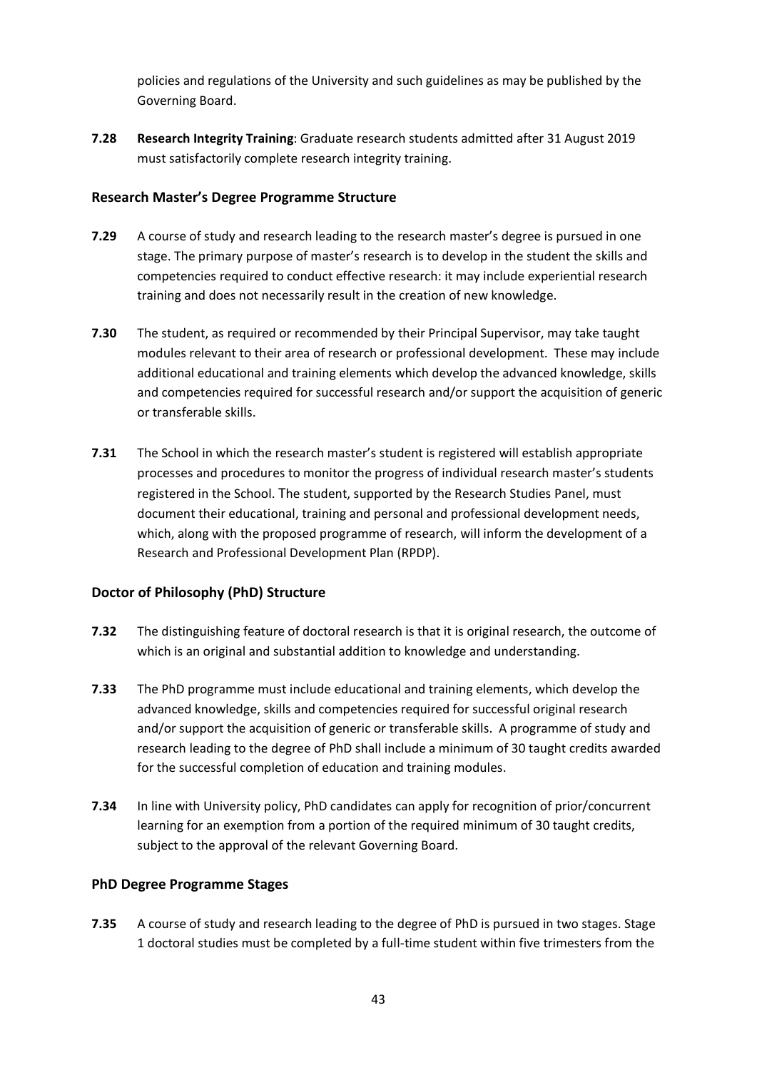policies and regulations of the University and such guidelines as may be published by the Governing Board.

**7.28** **Research Integrity Training**: Graduate research students admitted after 31 August 2019 must satisfactorily complete research integrity training.

### Research Master's Degree Programme Structure

**7.29** A course of study and research leading to the research master's degree is pursued in one stage. The primary purpose of master's research is to develop in the student the skills and competencies required to conduct effective research: it may include experiential research training and does not necessarily result in the creation of new knowledge.

**7.30** The student, as required or recommended by their Principal Supervisor, may take taught modules relevant to their area of research or professional development. These may include additional educational and training elements which develop the advanced knowledge, skills and competencies required for successful research and/or support the acquisition of generic or transferable skills.

**7.31** The School in which the research master's student is registered will establish appropriate processes and procedures to monitor the progress of individual research master's students registered in the School. The student, supported by the Research Studies Panel, must document their educational, training and personal and professional development needs, which, along with the proposed programme of research, will inform the development of a Research and Professional Development Plan (RPDP).

### Doctor of Philosophy (PhD) Structure

**7.32** The distinguishing feature of doctoral research is that it is original research, the outcome of which is an original and substantial addition to knowledge and understanding.

**7.33** The PhD programme must include educational and training elements, which develop the advanced knowledge, skills and competencies required for successful original research and/or support the acquisition of generic or transferable skills. A programme of study and research leading to the degree of PhD shall include a minimum of 30 taught credits awarded for the successful completion of education and training modules.

**7.34** In line with University policy, PhD candidates can apply for recognition of prior/concurrent learning for an exemption from a portion of the required minimum of 30 taught credits, subject to the approval of the relevant Governing Board.

### PhD Degree Programme Stages

**7.35** A course of study and research leading to the degree of PhD is pursued in two stages. Stage 1 doctoral studies must be completed by a full-time student within five trimesters from the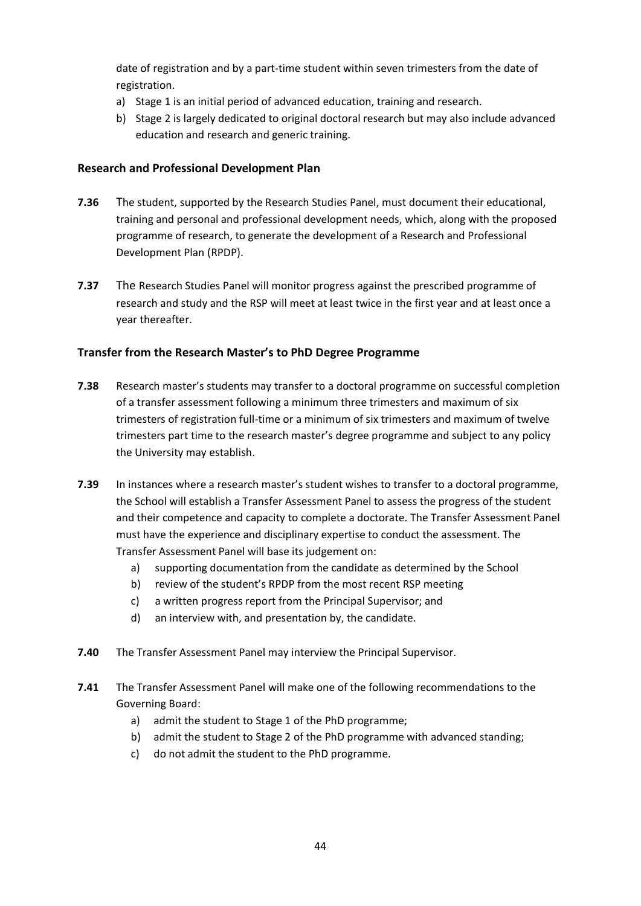date of registration and by a part-time student within seven trimesters from the date of registration.

a) Stage 1 is an initial period of advanced education, training and research.
b) Stage 2 is largely dedicated to original doctoral research but may also include advanced education and research and generic training.

### Research and Professional Development Plan

**7.36** The student, supported by the Research Studies Panel, must document their educational, training and personal and professional development needs, which, along with the proposed programme of research, to generate the development of a Research and Professional Development Plan (RPDP).

**7.37** The Research Studies Panel will monitor progress against the prescribed programme of research and study and the RSP will meet at least twice in the first year and at least once a year thereafter.

### Transfer from the Research Master's to PhD Degree Programme

**7.38** Research master's students may transfer to a doctoral programme on successful completion of a transfer assessment following a minimum three trimesters and maximum of six trimesters of registration full-time or a minimum of six trimesters and maximum of twelve trimesters part time to the research master's degree programme and subject to any policy the University may establish.

**7.39** In instances where a research master's student wishes to transfer to a doctoral programme, the School will establish a Transfer Assessment Panel to assess the progress of the student and their competence and capacity to complete a doctorate. The Transfer Assessment Panel must have the experience and disciplinary expertise to conduct the assessment. The Transfer Assessment Panel will base its judgement on:

a) supporting documentation from the candidate as determined by the School
b) review of the student's RPDP from the most recent RSP meeting
c) a written progress report from the Principal Supervisor; and
d) an interview with, and presentation by, the candidate.

**7.40** The Transfer Assessment Panel may interview the Principal Supervisor.

**7.41** The Transfer Assessment Panel will make one of the following recommendations to the Governing Board:

a) admit the student to Stage 1 of the PhD programme;
b) admit the student to Stage 2 of the PhD programme with advanced standing;
c) do not admit the student to the PhD programme.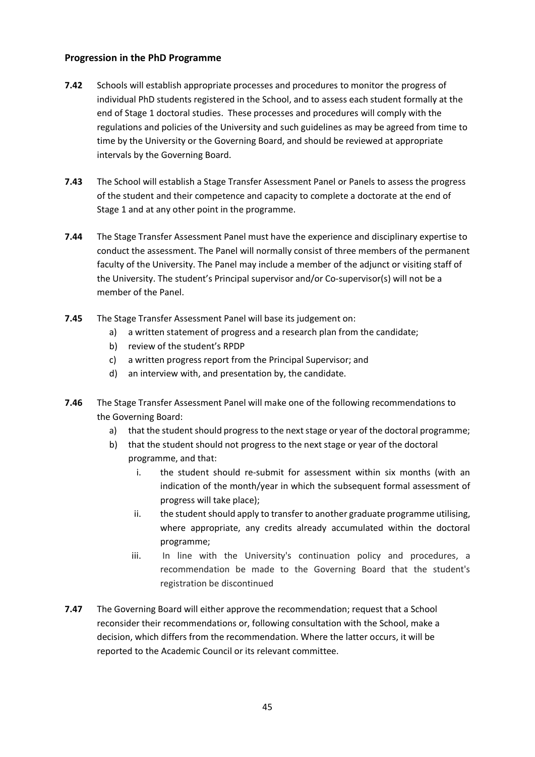### Progression in the PhD Programme

**7.42** Schools will establish appropriate processes and procedures to monitor the progress of individual PhD students registered in the School, and to assess each student formally at the end of Stage 1 doctoral studies. These processes and procedures will comply with the regulations and policies of the University and such guidelines as may be agreed from time to time by the University or the Governing Board, and should be reviewed at appropriate intervals by the Governing Board.

**7.43** The School will establish a Stage Transfer Assessment Panel or Panels to assess the progress of the student and their competence and capacity to complete a doctorate at the end of Stage 1 and at any other point in the programme.

**7.44** The Stage Transfer Assessment Panel must have the experience and disciplinary expertise to conduct the assessment. The Panel will normally consist of three members of the permanent faculty of the University. The Panel may include a member of the adjunct or visiting staff of the University. The student's Principal supervisor and/or Co-supervisor(s) will not be a member of the Panel.

**7.45** The Stage Transfer Assessment Panel will base its judgement on:

a) a written statement of progress and a research plan from the candidate;
b) review of the student's RPDP
c) a written progress report from the Principal Supervisor; and
d) an interview with, and presentation by, the candidate.

**7.46** The Stage Transfer Assessment Panel will make one of the following recommendations to the Governing Board:

a) that the student should progress to the next stage or year of the doctoral programme;
b) that the student should not progress to the next stage or year of the doctoral programme, and that:
   i. the student should re-submit for assessment within six months (with an indication of the month/year in which the subsequent formal assessment of progress will take place);
   ii. the student should apply to transfer to another graduate programme utilising, where appropriate, any credits already accumulated within the doctoral programme;
   iii. In line with the University's continuation policy and procedures, a recommendation be made to the Governing Board that the student's registration be discontinued

**7.47** The Governing Board will either approve the recommendation; request that a School reconsider their recommendations or, following consultation with the School, make a decision, which differs from the recommendation. Where the latter occurs, it will be reported to the Academic Council or its relevant committee.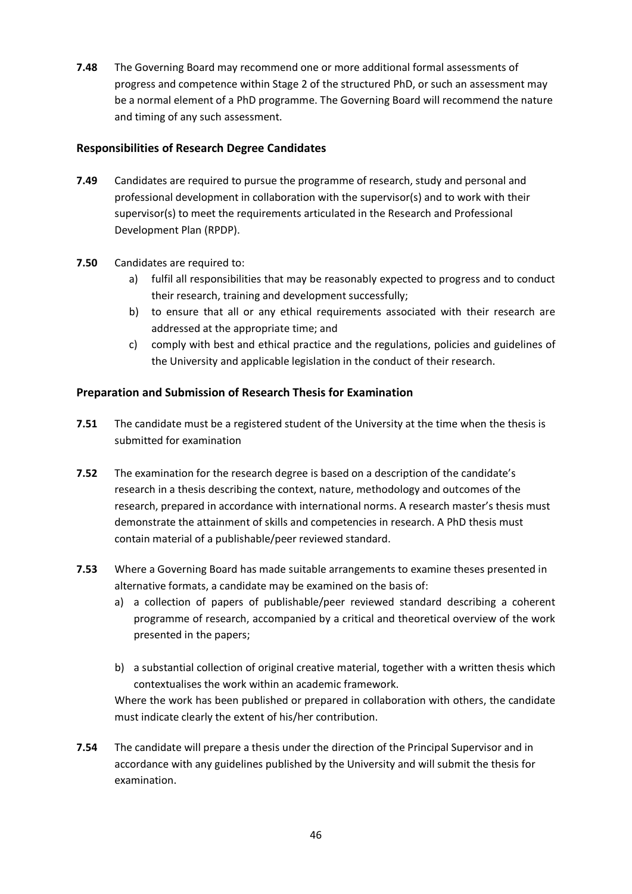**7.48** The Governing Board may recommend one or more additional formal assessments of progress and competence within Stage 2 of the structured PhD, or such an assessment may be a normal element of a PhD programme. The Governing Board will recommend the nature and timing of any such assessment.

### Responsibilities of Research Degree Candidates

**7.49** Candidates are required to pursue the programme of research, study and personal and professional development in collaboration with the supervisor(s) and to work with their supervisor(s) to meet the requirements articulated in the Research and Professional Development Plan (RPDP).

**7.50** Candidates are required to:

a) fulfil all responsibilities that may be reasonably expected to progress and to conduct their research, training and development successfully;
b) to ensure that all or any ethical requirements associated with their research are addressed at the appropriate time; and
c) comply with best and ethical practice and the regulations, policies and guidelines of the University and applicable legislation in the conduct of their research.

### Preparation and Submission of Research Thesis for Examination

**7.51** The candidate must be a registered student of the University at the time when the thesis is submitted for examination

**7.52** The examination for the research degree is based on a description of the candidate's research in a thesis describing the context, nature, methodology and outcomes of the research, prepared in accordance with international norms. A research master's thesis must demonstrate the attainment of skills and competencies in research. A PhD thesis must contain material of a publishable/peer reviewed standard.

**7.53** Where a Governing Board has made suitable arrangements to examine theses presented in alternative formats, a candidate may be examined on the basis of:

a) a collection of papers of publishable/peer reviewed standard describing a coherent programme of research, accompanied by a critical and theoretical overview of the work presented in the papers;

b) a substantial collection of original creative material, together with a written thesis which contextualises the work within an academic framework.

Where the work has been published or prepared in collaboration with others, the candidate must indicate clearly the extent of his/her contribution.

**7.54** The candidate will prepare a thesis under the direction of the Principal Supervisor and in accordance with any guidelines published by the University and will submit the thesis for examination.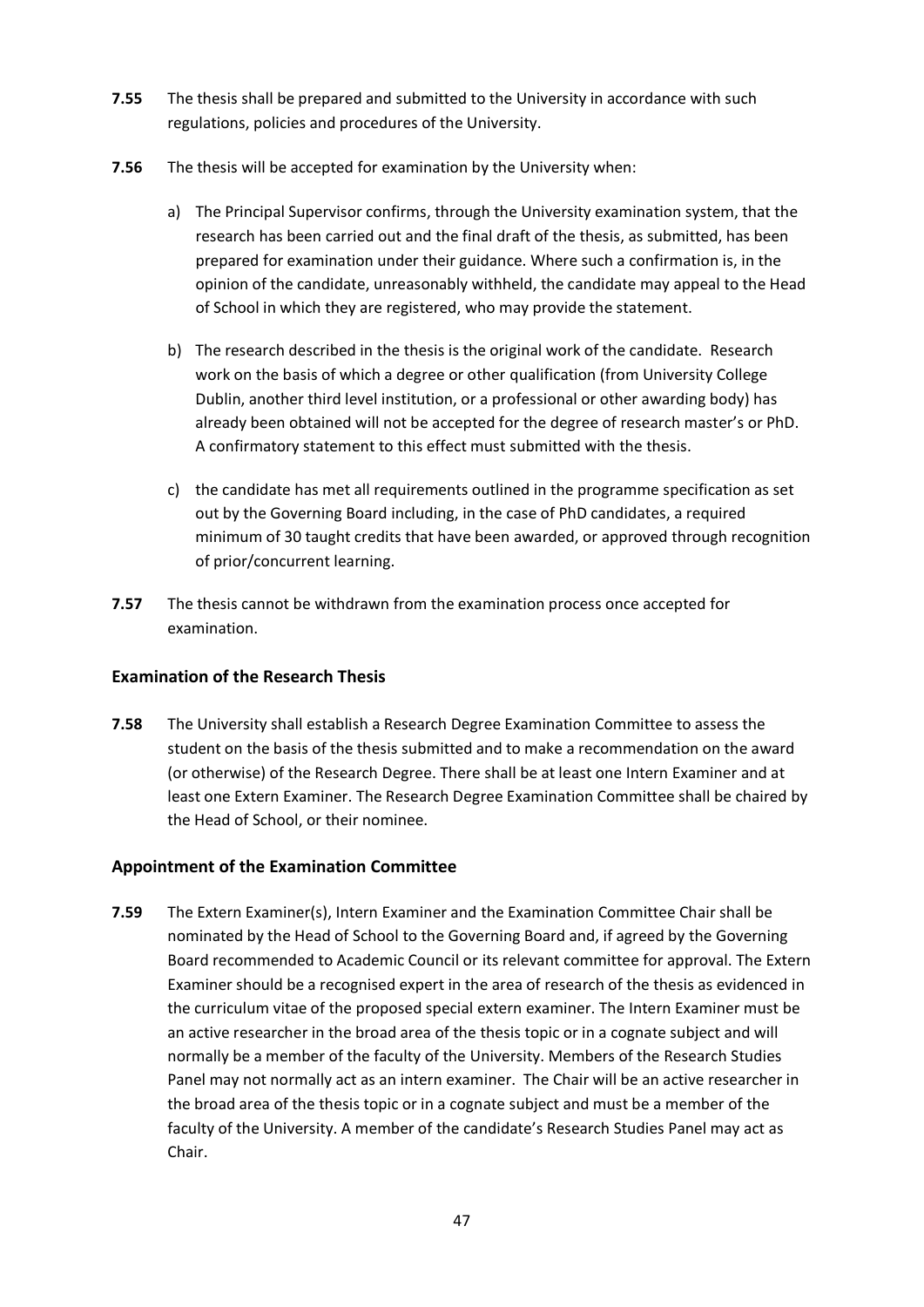**7.55** The thesis shall be prepared and submitted to the University in accordance with such regulations, policies and procedures of the University.

**7.56** The thesis will be accepted for examination by the University when:

a) The Principal Supervisor confirms, through the University examination system, that the research has been carried out and the final draft of the thesis, as submitted, has been prepared for examination under their guidance. Where such a confirmation is, in the opinion of the candidate, unreasonably withheld, the candidate may appeal to the Head of School in which they are registered, who may provide the statement.

b) The research described in the thesis is the original work of the candidate. Research work on the basis of which a degree or other qualification (from University College Dublin, another third level institution, or a professional or other awarding body) has already been obtained will not be accepted for the degree of research master's or PhD. A confirmatory statement to this effect must submitted with the thesis.

c) the candidate has met all requirements outlined in the programme specification as set out by the Governing Board including, in the case of PhD candidates, a required minimum of 30 taught credits that have been awarded, or approved through recognition of prior/concurrent learning.

**7.57** The thesis cannot be withdrawn from the examination process once accepted for examination.

### Examination of the Research Thesis

**7.58** The University shall establish a Research Degree Examination Committee to assess the student on the basis of the thesis submitted and to make a recommendation on the award (or otherwise) of the Research Degree. There shall be at least one Intern Examiner and at least one Extern Examiner. The Research Degree Examination Committee shall be chaired by the Head of School, or their nominee.

### Appointment of the Examination Committee

**7.59** The Extern Examiner(s), Intern Examiner and the Examination Committee Chair shall be nominated by the Head of School to the Governing Board and, if agreed by the Governing Board recommended to Academic Council or its relevant committee for approval. The Extern Examiner should be a recognised expert in the area of research of the thesis as evidenced in the curriculum vitae of the proposed special extern examiner. The Intern Examiner must be an active researcher in the broad area of the thesis topic or in a cognate subject and will normally be a member of the faculty of the University. Members of the Research Studies Panel may not normally act as an intern examiner. The Chair will be an active researcher in the broad area of the thesis topic or in a cognate subject and must be a member of the faculty of the University. A member of the candidate's Research Studies Panel may act as Chair.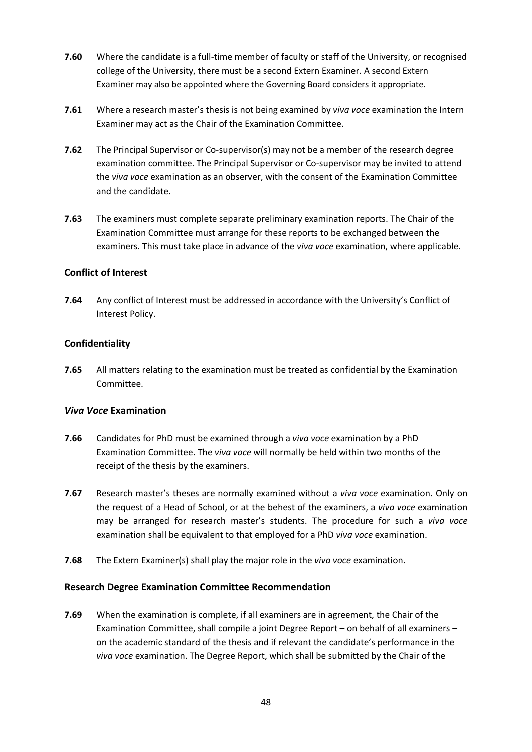**7.60** Where the candidate is a full-time member of faculty or staff of the University, or recognised college of the University, there must be a second Extern Examiner. A second Extern Examiner may also be appointed where the Governing Board considers it appropriate.

**7.61** Where a research master's thesis is not being examined by *viva voce* examination the Intern Examiner may act as the Chair of the Examination Committee.

**7.62** The Principal Supervisor or Co-supervisor(s) may not be a member of the research degree examination committee. The Principal Supervisor or Co-supervisor may be invited to attend the *viva voce* examination as an observer, with the consent of the Examination Committee and the candidate.

**7.63** The examiners must complete separate preliminary examination reports. The Chair of the Examination Committee must arrange for these reports to be exchanged between the examiners. This must take place in advance of the *viva voce* examination, where applicable.

### Conflict of Interest

**7.64** Any conflict of Interest must be addressed in accordance with the University's Conflict of Interest Policy.

### Confidentiality

**7.65** All matters relating to the examination must be treated as confidential by the Examination Committee.

### *Viva Voce* Examination

**7.66** Candidates for PhD must be examined through a *viva voce* examination by a PhD Examination Committee. The *viva voce* will normally be held within two months of the receipt of the thesis by the examiners.

**7.67** Research master's theses are normally examined without a *viva voce* examination. Only on the request of a Head of School, or at the behest of the examiners, a *viva voce* examination may be arranged for research master's students. The procedure for such a *viva voce* examination shall be equivalent to that employed for a PhD *viva voce* examination.

**7.68** The Extern Examiner(s) shall play the major role in the *viva voce* examination.

### Research Degree Examination Committee Recommendation

**7.69** When the examination is complete, if all examiners are in agreement, the Chair of the Examination Committee, shall compile a joint Degree Report – on behalf of all examiners – on the academic standard of the thesis and if relevant the candidate's performance in the *viva voce* examination. The Degree Report, which shall be submitted by the Chair of the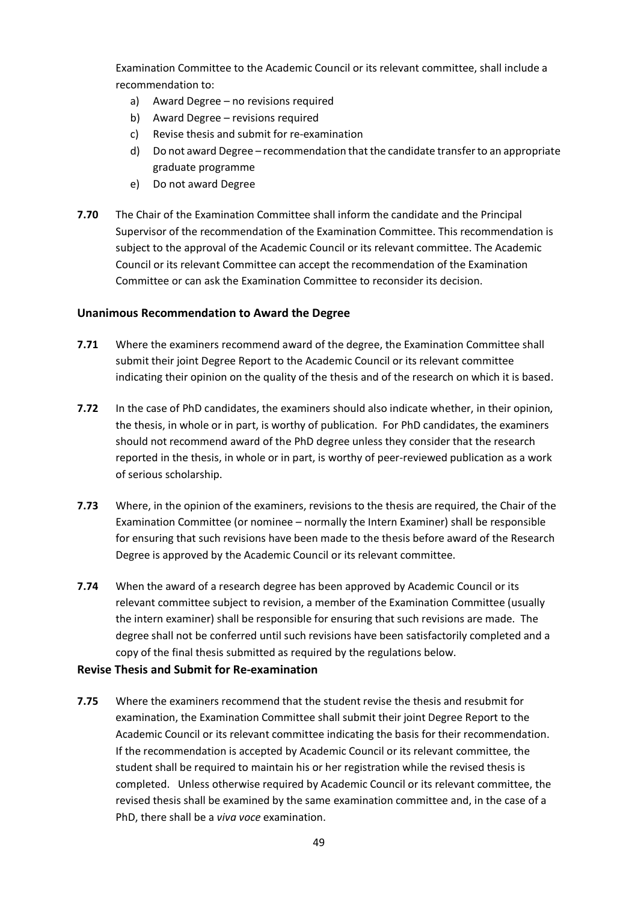Examination Committee to the Academic Council or its relevant committee, shall include a recommendation to:

a) Award Degree – no revisions required
b) Award Degree – revisions required
c) Revise thesis and submit for re-examination
d) Do not award Degree – recommendation that the candidate transfer to an appropriate graduate programme
e) Do not award Degree

**7.70** The Chair of the Examination Committee shall inform the candidate and the Principal Supervisor of the recommendation of the Examination Committee. This recommendation is subject to the approval of the Academic Council or its relevant committee. The Academic Council or its relevant Committee can accept the recommendation of the Examination Committee or can ask the Examination Committee to reconsider its decision.

### Unanimous Recommendation to Award the Degree

**7.71** Where the examiners recommend award of the degree, the Examination Committee shall submit their joint Degree Report to the Academic Council or its relevant committee indicating their opinion on the quality of the thesis and of the research on which it is based.

**7.72** In the case of PhD candidates, the examiners should also indicate whether, in their opinion, the thesis, in whole or in part, is worthy of publication. For PhD candidates, the examiners should not recommend award of the PhD degree unless they consider that the research reported in the thesis, in whole or in part, is worthy of peer-reviewed publication as a work of serious scholarship.

**7.73** Where, in the opinion of the examiners, revisions to the thesis are required, the Chair of the Examination Committee (or nominee – normally the Intern Examiner) shall be responsible for ensuring that such revisions have been made to the thesis before award of the Research Degree is approved by the Academic Council or its relevant committee.

**7.74** When the award of a research degree has been approved by Academic Council or its relevant committee subject to revision, a member of the Examination Committee (usually the intern examiner) shall be responsible for ensuring that such revisions are made. The degree shall not be conferred until such revisions have been satisfactorily completed and a copy of the final thesis submitted as required by the regulations below.

### Revise Thesis and Submit for Re-examination

**7.75** Where the examiners recommend that the student revise the thesis and resubmit for examination, the Examination Committee shall submit their joint Degree Report to the Academic Council or its relevant committee indicating the basis for their recommendation. If the recommendation is accepted by Academic Council or its relevant committee, the student shall be required to maintain his or her registration while the revised thesis is completed. Unless otherwise required by Academic Council or its relevant committee, the revised thesis shall be examined by the same examination committee and, in the case of a PhD, there shall be a *viva voce* examination.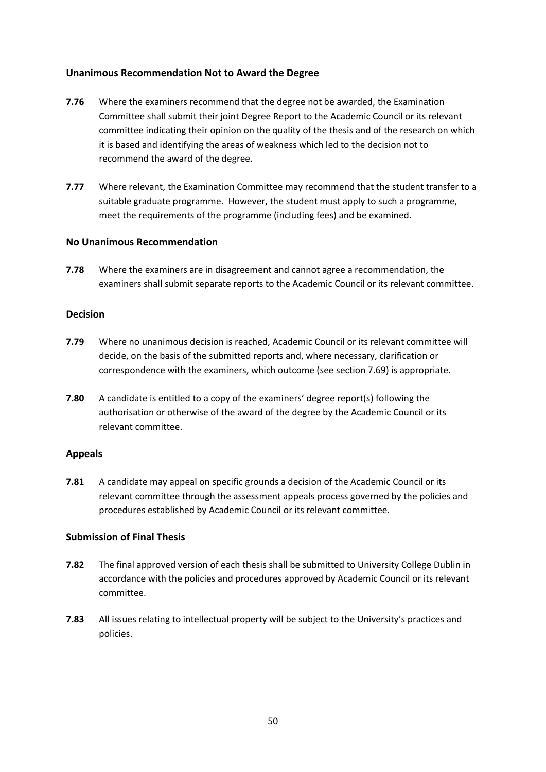### Unanimous Recommendation Not to Award the Degree

**7.76** Where the examiners recommend that the degree not be awarded, the Examination Committee shall submit their joint Degree Report to the Academic Council or its relevant committee indicating their opinion on the quality of the thesis and of the research on which it is based and identifying the areas of weakness which led to the decision not to recommend the award of the degree.

**7.77** Where relevant, the Examination Committee may recommend that the student transfer to a suitable graduate programme. However, the student must apply to such a programme, meet the requirements of the programme (including fees) and be examined.

### No Unanimous Recommendation

**7.78** Where the examiners are in disagreement and cannot agree a recommendation, the examiners shall submit separate reports to the Academic Council or its relevant committee.

### Decision

**7.79** Where no unanimous decision is reached, Academic Council or its relevant committee will decide, on the basis of the submitted reports and, where necessary, clarification or correspondence with the examiners, which outcome (see section 7.69) is appropriate.

**7.80** A candidate is entitled to a copy of the examiners' degree report(s) following the authorisation or otherwise of the award of the degree by the Academic Council or its relevant committee.

### Appeals

**7.81** A candidate may appeal on specific grounds a decision of the Academic Council or its relevant committee through the assessment appeals process governed by the policies and procedures established by Academic Council or its relevant committee.

### Submission of Final Thesis

**7.82** The final approved version of each thesis shall be submitted to University College Dublin in accordance with the policies and procedures approved by Academic Council or its relevant committee.

**7.83** All issues relating to intellectual property will be subject to the University's practices and policies.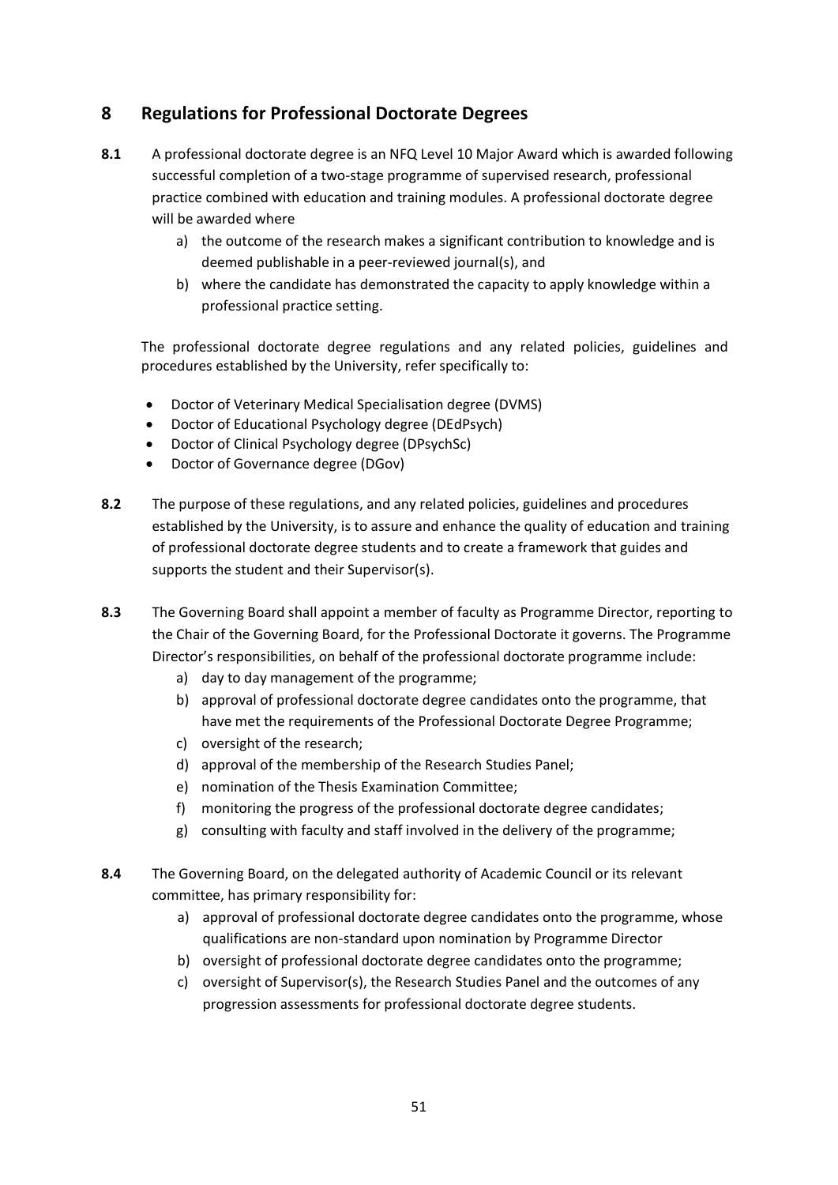## 8 Regulations for Professional Doctorate Degrees

**8.1** A professional doctorate degree is an NFQ Level 10 Major Award which is awarded following successful completion of a two-stage programme of supervised research, professional practice combined with education and training modules. A professional doctorate degree will be awarded where

a) the outcome of the research makes a significant contribution to knowledge and is deemed publishable in a peer-reviewed journal(s), and
b) where the candidate has demonstrated the capacity to apply knowledge within a professional practice setting.

The professional doctorate degree regulations and any related policies, guidelines and procedures established by the University, refer specifically to:

- Doctor of Veterinary Medical Specialisation degree (DVMS)
- Doctor of Educational Psychology degree (DEdPsych)
- Doctor of Clinical Psychology degree (DPsychSc)
- Doctor of Governance degree (DGov)

**8.2** The purpose of these regulations, and any related policies, guidelines and procedures established by the University, is to assure and enhance the quality of education and training of professional doctorate degree students and to create a framework that guides and supports the student and their Supervisor(s).

**8.3** The Governing Board shall appoint a member of faculty as Programme Director, reporting to the Chair of the Governing Board, for the Professional Doctorate it governs. The Programme Director's responsibilities, on behalf of the professional doctorate programme include:

a) day to day management of the programme;
b) approval of professional doctorate degree candidates onto the programme, that have met the requirements of the Professional Doctorate Degree Programme;
c) oversight of the research;
d) approval of the membership of the Research Studies Panel;
e) nomination of the Thesis Examination Committee;
f) monitoring the progress of the professional doctorate degree candidates;
g) consulting with faculty and staff involved in the delivery of the programme;

**8.4** The Governing Board, on the delegated authority of Academic Council or its relevant committee, has primary responsibility for:

a) approval of professional doctorate degree candidates onto the programme, whose qualifications are non-standard upon nomination by Programme Director
b) oversight of professional doctorate degree candidates onto the programme;
c) oversight of Supervisor(s), the Research Studies Panel and the outcomes of any progression assessments for professional doctorate degree students.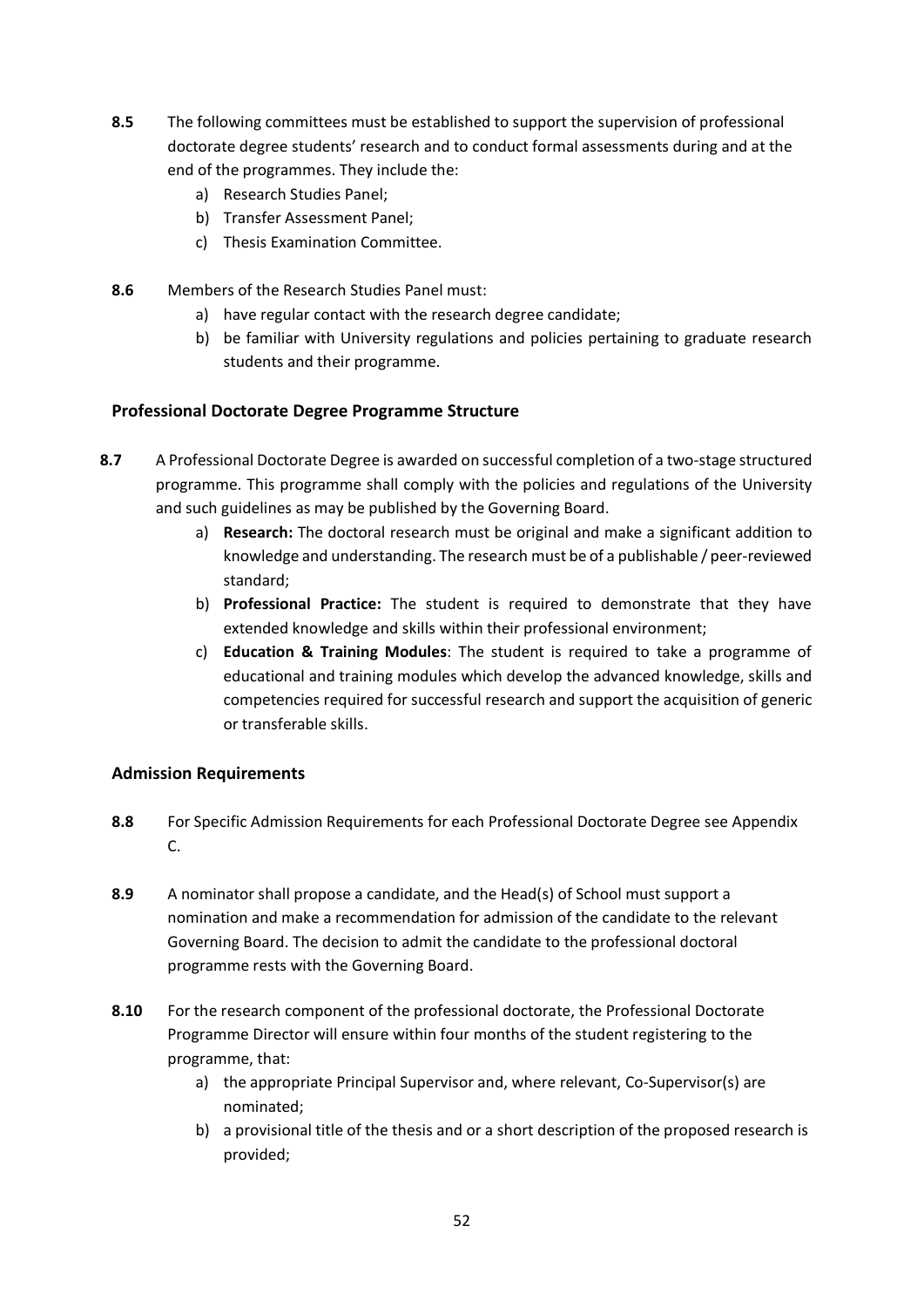**8.5** The following committees must be established to support the supervision of professional doctorate degree students' research and to conduct formal assessments during and at the end of the programmes. They include the:

a) Research Studies Panel;
b) Transfer Assessment Panel;
c) Thesis Examination Committee.

**8.6** Members of the Research Studies Panel must:

a) have regular contact with the research degree candidate;
b) be familiar with University regulations and policies pertaining to graduate research students and their programme.

### Professional Doctorate Degree Programme Structure

**8.7** A Professional Doctorate Degree is awarded on successful completion of a two-stage structured programme. This programme shall comply with the policies and regulations of the University and such guidelines as may be published by the Governing Board.

a) **Research:** The doctoral research must be original and make a significant addition to knowledge and understanding. The research must be of a publishable / peer-reviewed standard;
b) **Professional Practice:** The student is required to demonstrate that they have extended knowledge and skills within their professional environment;
c) **Education & Training Modules**: The student is required to take a programme of educational and training modules which develop the advanced knowledge, skills and competencies required for successful research and support the acquisition of generic or transferable skills.

### Admission Requirements

**8.8** For Specific Admission Requirements for each Professional Doctorate Degree see Appendix C.

**8.9** A nominator shall propose a candidate, and the Head(s) of School must support a nomination and make a recommendation for admission of the candidate to the relevant Governing Board. The decision to admit the candidate to the professional doctoral programme rests with the Governing Board.

**8.10** For the research component of the professional doctorate, the Professional Doctorate Programme Director will ensure within four months of the student registering to the programme, that:

a) the appropriate Principal Supervisor and, where relevant, Co-Supervisor(s) are nominated;
b) a provisional title of the thesis and or a short description of the proposed research is provided;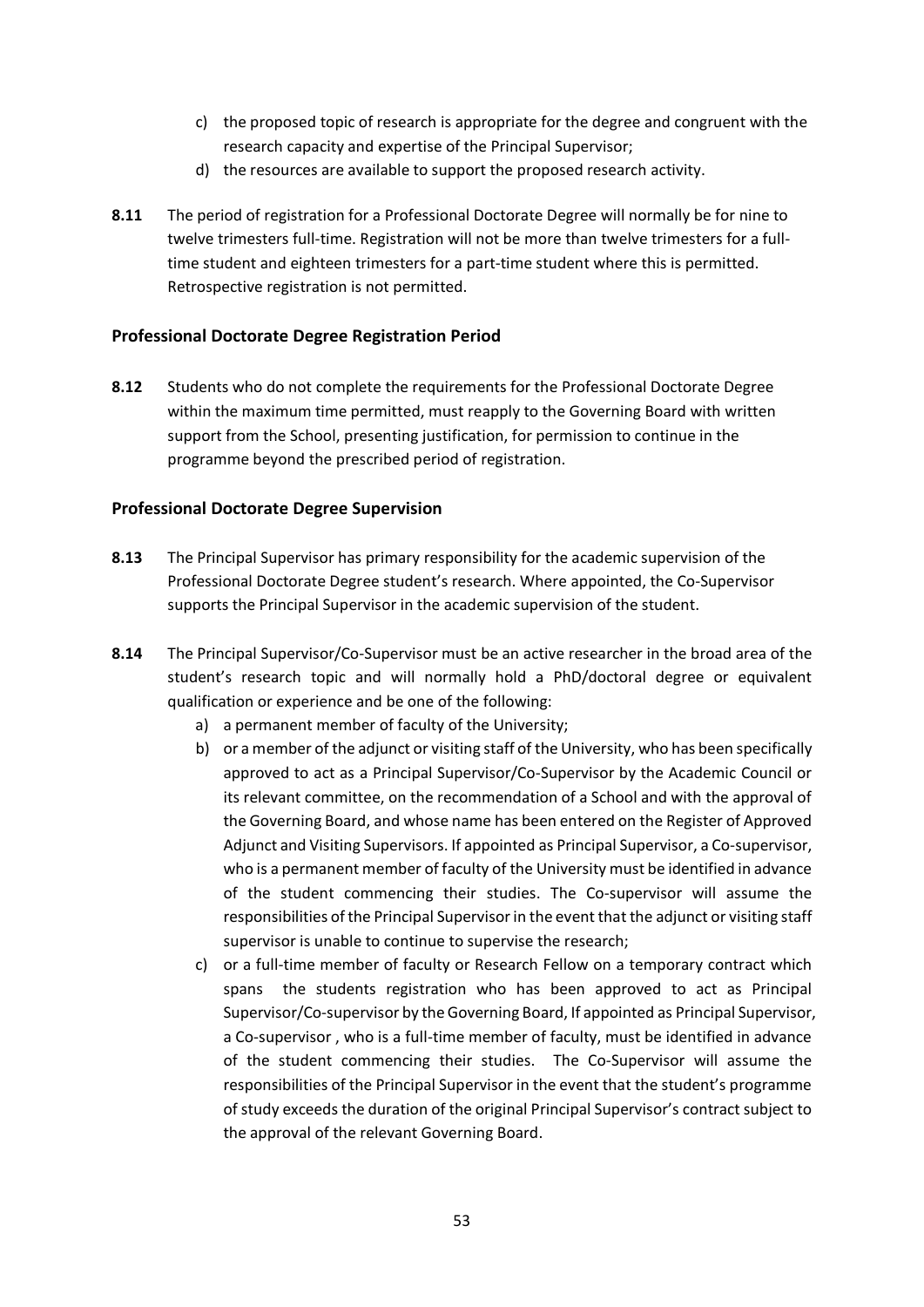c) the proposed topic of research is appropriate for the degree and congruent with the research capacity and expertise of the Principal Supervisor;

d) the resources are available to support the proposed research activity.

**8.11** The period of registration for a Professional Doctorate Degree will normally be for nine to twelve trimesters full-time. Registration will not be more than twelve trimesters for a full-time student and eighteen trimesters for a part-time student where this is permitted. Retrospective registration is not permitted.

### Professional Doctorate Degree Registration Period

**8.12** Students who do not complete the requirements for the Professional Doctorate Degree within the maximum time permitted, must reapply to the Governing Board with written support from the School, presenting justification, for permission to continue in the programme beyond the prescribed period of registration.

### Professional Doctorate Degree Supervision

**8.13** The Principal Supervisor has primary responsibility for the academic supervision of the Professional Doctorate Degree student's research. Where appointed, the Co-Supervisor supports the Principal Supervisor in the academic supervision of the student.

**8.14** The Principal Supervisor/Co-Supervisor must be an active researcher in the broad area of the student's research topic and will normally hold a PhD/doctoral degree or equivalent qualification or experience and be one of the following:

a) a permanent member of faculty of the University;

b) or a member of the adjunct or visiting staff of the University, who has been specifically approved to act as a Principal Supervisor/Co-Supervisor by the Academic Council or its relevant committee, on the recommendation of a School and with the approval of the Governing Board, and whose name has been entered on the Register of Approved Adjunct and Visiting Supervisors. If appointed as Principal Supervisor, a Co-supervisor, who is a permanent member of faculty of the University must be identified in advance of the student commencing their studies. The Co-supervisor will assume the responsibilities of the Principal Supervisor in the event that the adjunct or visiting staff supervisor is unable to continue to supervise the research;

c) or a full-time member of faculty or Research Fellow on a temporary contract which spans the students registration who has been approved to act as Principal Supervisor/Co-supervisor by the Governing Board, If appointed as Principal Supervisor, a Co-supervisor , who is a full-time member of faculty, must be identified in advance of the student commencing their studies. The Co-Supervisor will assume the responsibilities of the Principal Supervisor in the event that the student's programme of study exceeds the duration of the original Principal Supervisor's contract subject to the approval of the relevant Governing Board.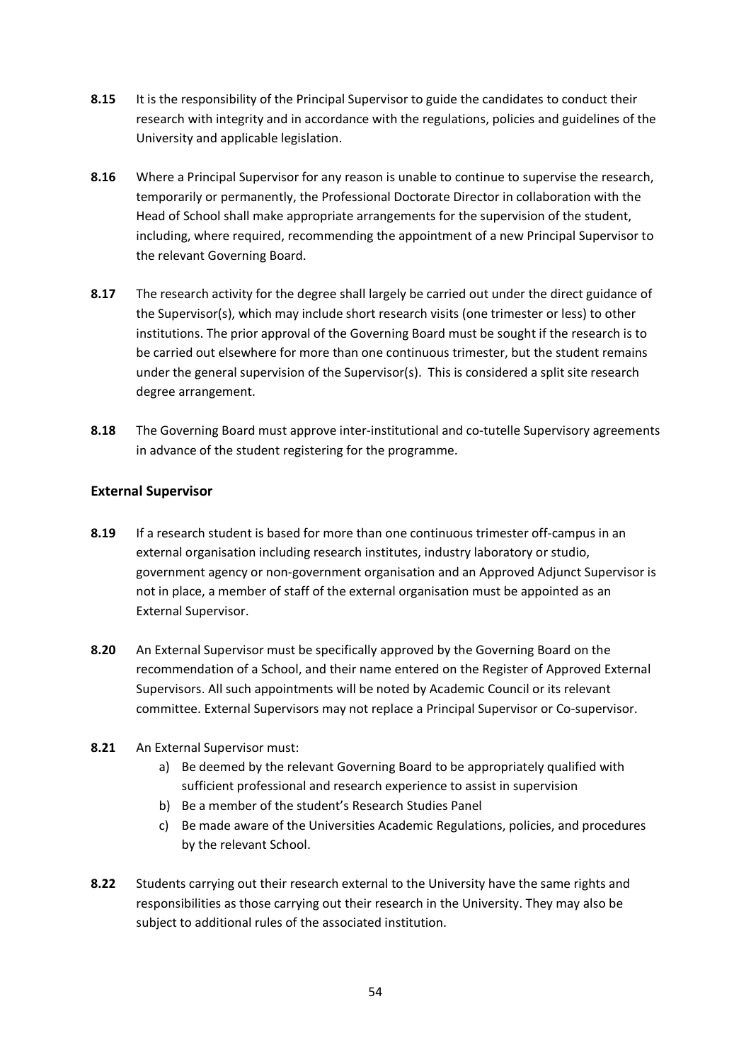**8.15** It is the responsibility of the Principal Supervisor to guide the candidates to conduct their research with integrity and in accordance with the regulations, policies and guidelines of the University and applicable legislation.

**8.16** Where a Principal Supervisor for any reason is unable to continue to supervise the research, temporarily or permanently, the Professional Doctorate Director in collaboration with the Head of School shall make appropriate arrangements for the supervision of the student, including, where required, recommending the appointment of a new Principal Supervisor to the relevant Governing Board.

**8.17** The research activity for the degree shall largely be carried out under the direct guidance of the Supervisor(s), which may include short research visits (one trimester or less) to other institutions. The prior approval of the Governing Board must be sought if the research is to be carried out elsewhere for more than one continuous trimester, but the student remains under the general supervision of the Supervisor(s). This is considered a split site research degree arrangement.

**8.18** The Governing Board must approve inter-institutional and co-tutelle Supervisory agreements in advance of the student registering for the programme.

### External Supervisor

**8.19** If a research student is based for more than one continuous trimester off-campus in an external organisation including research institutes, industry laboratory or studio, government agency or non-government organisation and an Approved Adjunct Supervisor is not in place, a member of staff of the external organisation must be appointed as an External Supervisor.

**8.20** An External Supervisor must be specifically approved by the Governing Board on the recommendation of a School, and their name entered on the Register of Approved External Supervisors. All such appointments will be noted by Academic Council or its relevant committee. External Supervisors may not replace a Principal Supervisor or Co-supervisor.

**8.21** An External Supervisor must:

a) Be deemed by the relevant Governing Board to be appropriately qualified with sufficient professional and research experience to assist in supervision
b) Be a member of the student's Research Studies Panel
c) Be made aware of the Universities Academic Regulations, policies, and procedures by the relevant School.

**8.22** Students carrying out their research external to the University have the same rights and responsibilities as those carrying out their research in the University. They may also be subject to additional rules of the associated institution.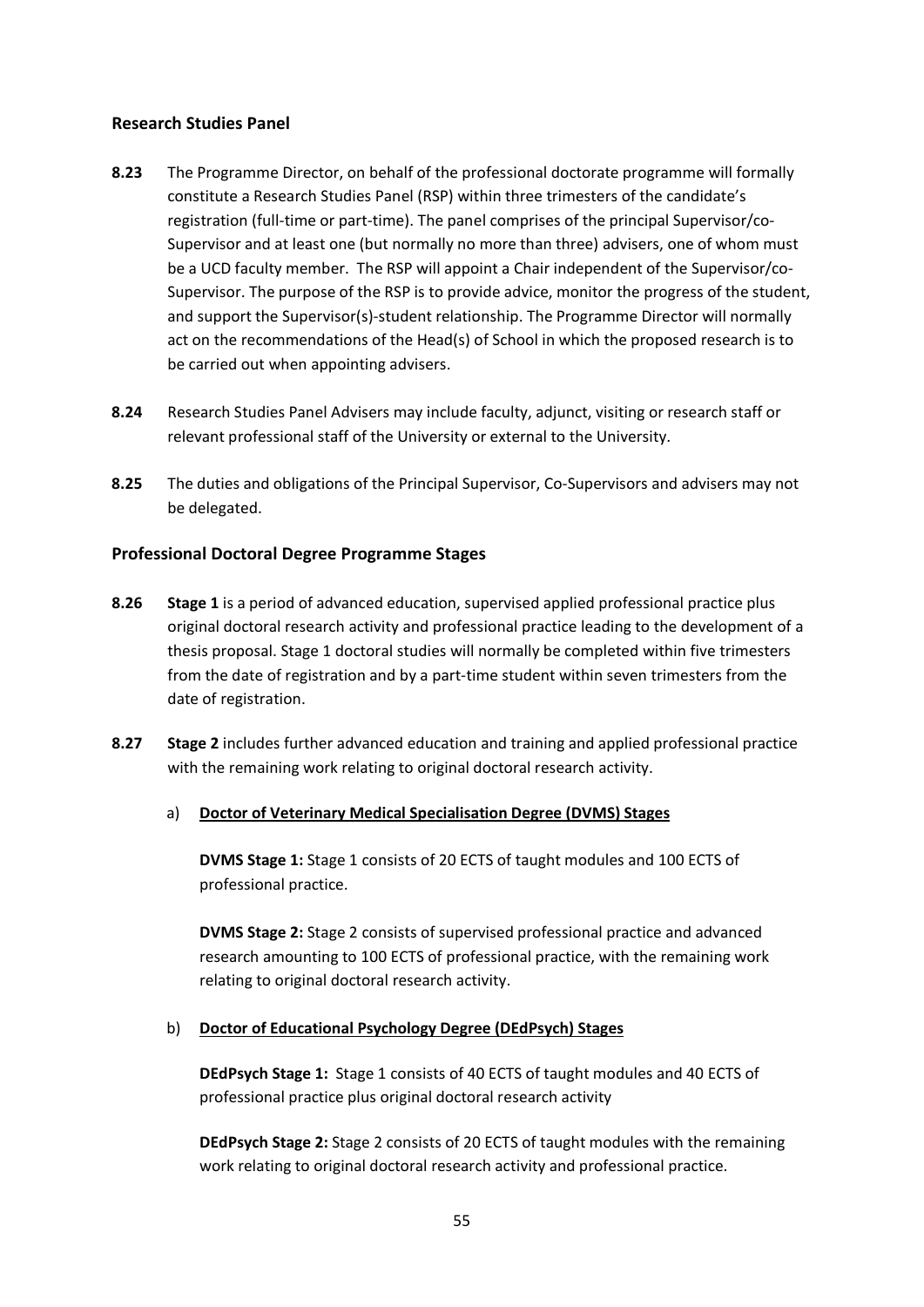## Research Studies Panel

**8.23** The Programme Director, on behalf of the professional doctorate programme will formally constitute a Research Studies Panel (RSP) within three trimesters of the candidate's registration (full-time or part-time). The panel comprises of the principal Supervisor/co-Supervisor and at least one (but normally no more than three) advisers, one of whom must be a UCD faculty member. The RSP will appoint a Chair independent of the Supervisor/co-Supervisor. The purpose of the RSP is to provide advice, monitor the progress of the student, and support the Supervisor(s)-student relationship. The Programme Director will normally act on the recommendations of the Head(s) of School in which the proposed research is to be carried out when appointing advisers.

**8.24** Research Studies Panel Advisers may include faculty, adjunct, visiting or research staff or relevant professional staff of the University or external to the University.

**8.25** The duties and obligations of the Principal Supervisor, Co-Supervisors and advisers may not be delegated.

## Professional Doctoral Degree Programme Stages

**8.26** **Stage 1** is a period of advanced education, supervised applied professional practice plus original doctoral research activity and professional practice leading to the development of a thesis proposal. Stage 1 doctoral studies will normally be completed within five trimesters from the date of registration and by a part-time student within seven trimesters from the date of registration.

**8.27** **Stage 2** includes further advanced education and training and applied professional practice with the remaining work relating to original doctoral research activity.

a) **Doctor of Veterinary Medical Specialisation Degree (DVMS) Stages**

**DVMS Stage 1:** Stage 1 consists of 20 ECTS of taught modules and 100 ECTS of professional practice.

**DVMS Stage 2:** Stage 2 consists of supervised professional practice and advanced research amounting to 100 ECTS of professional practice, with the remaining work relating to original doctoral research activity.

b) **Doctor of Educational Psychology Degree (DEdPsych) Stages**

**DEdPsych Stage 1:** Stage 1 consists of 40 ECTS of taught modules and 40 ECTS of professional practice plus original doctoral research activity

**DEdPsych Stage 2:** Stage 2 consists of 20 ECTS of taught modules with the remaining work relating to original doctoral research activity and professional practice.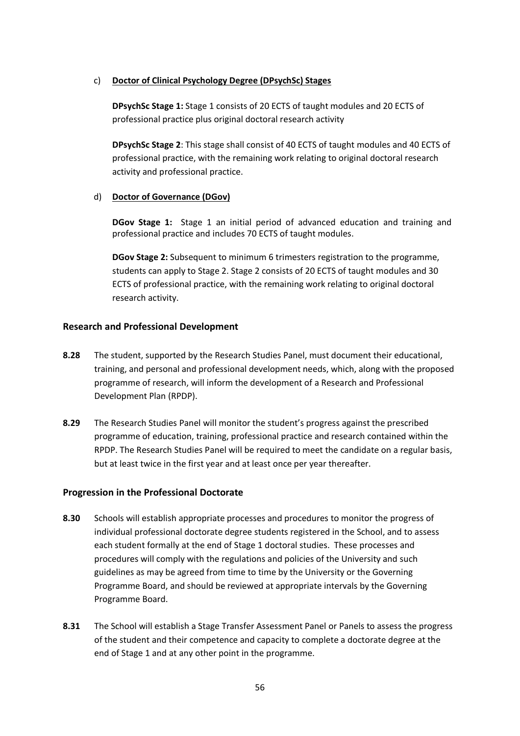c) **Doctor of Clinical Psychology Degree (DPsychSc) Stages**

**DPsychSc Stage 1:** Stage 1 consists of 20 ECTS of taught modules and 20 ECTS of professional practice plus original doctoral research activity

**DPsychSc Stage 2**: This stage shall consist of 40 ECTS of taught modules and 40 ECTS of professional practice, with the remaining work relating to original doctoral research activity and professional practice.

d) **Doctor of Governance (DGov)**

**DGov Stage 1:** Stage 1 an initial period of advanced education and training and professional practice and includes 70 ECTS of taught modules.

**DGov Stage 2:** Subsequent to minimum 6 trimesters registration to the programme, students can apply to Stage 2. Stage 2 consists of 20 ECTS of taught modules and 30 ECTS of professional practice, with the remaining work relating to original doctoral research activity.

### Research and Professional Development

**8.28** The student, supported by the Research Studies Panel, must document their educational, training, and personal and professional development needs, which, along with the proposed programme of research, will inform the development of a Research and Professional Development Plan (RPDP).

**8.29** The Research Studies Panel will monitor the student's progress against the prescribed programme of education, training, professional practice and research contained within the RPDP. The Research Studies Panel will be required to meet the candidate on a regular basis, but at least twice in the first year and at least once per year thereafter.

### Progression in the Professional Doctorate

**8.30** Schools will establish appropriate processes and procedures to monitor the progress of individual professional doctorate degree students registered in the School, and to assess each student formally at the end of Stage 1 doctoral studies. These processes and procedures will comply with the regulations and policies of the University and such guidelines as may be agreed from time to time by the University or the Governing Programme Board, and should be reviewed at appropriate intervals by the Governing Programme Board.

**8.31** The School will establish a Stage Transfer Assessment Panel or Panels to assess the progress of the student and their competence and capacity to complete a doctorate degree at the end of Stage 1 and at any other point in the programme.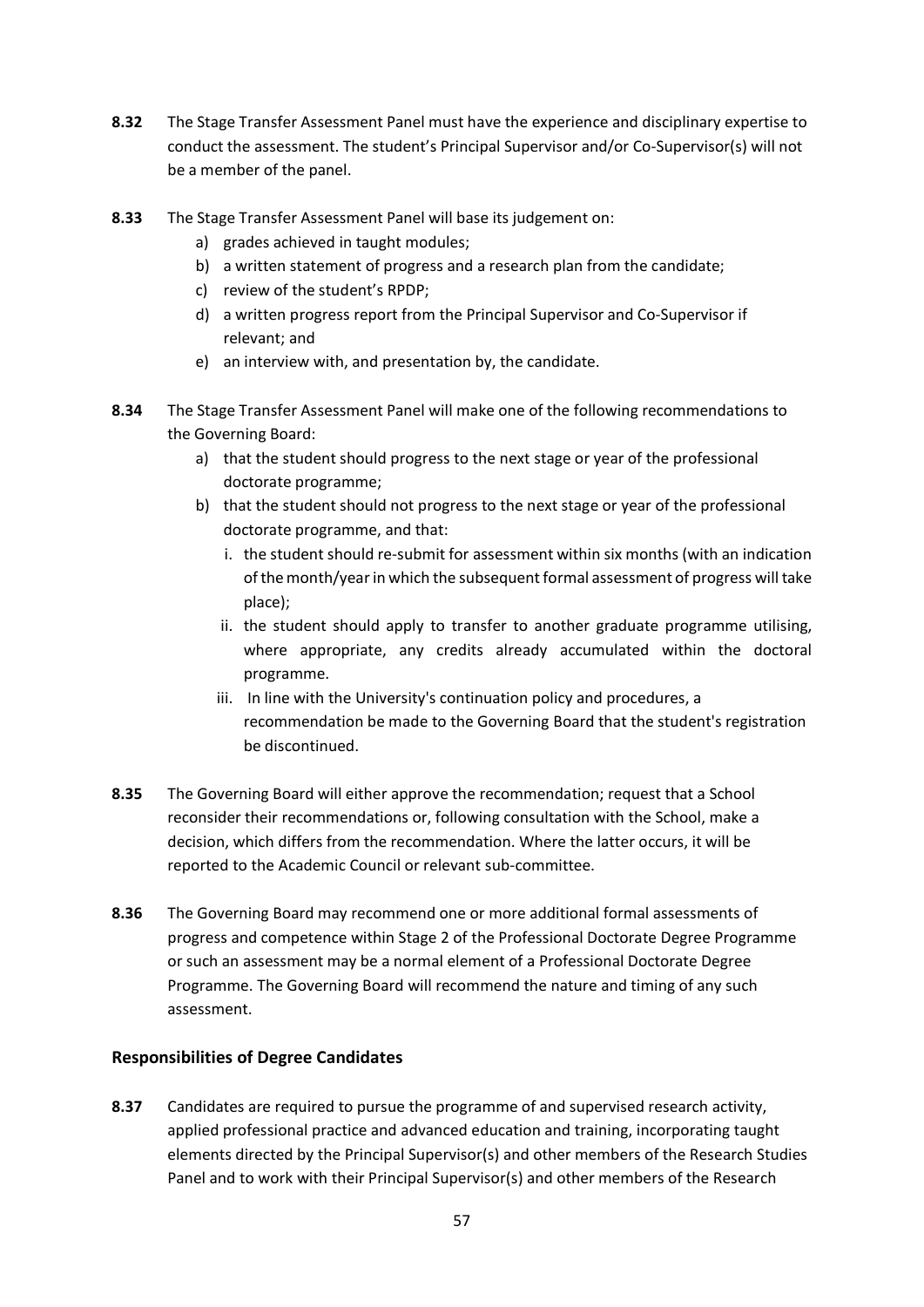**8.32** The Stage Transfer Assessment Panel must have the experience and disciplinary expertise to conduct the assessment. The student's Principal Supervisor and/or Co-Supervisor(s) will not be a member of the panel.

**8.33** The Stage Transfer Assessment Panel will base its judgement on:

a) grades achieved in taught modules;
b) a written statement of progress and a research plan from the candidate;
c) review of the student's RPDP;
d) a written progress report from the Principal Supervisor and Co-Supervisor if relevant; and
e) an interview with, and presentation by, the candidate.

**8.34** The Stage Transfer Assessment Panel will make one of the following recommendations to the Governing Board:

a) that the student should progress to the next stage or year of the professional doctorate programme;
b) that the student should not progress to the next stage or year of the professional doctorate programme, and that:
   i. the student should re-submit for assessment within six months (with an indication of the month/year in which the subsequent formal assessment of progress will take place);
   ii. the student should apply to transfer to another graduate programme utilising, where appropriate, any credits already accumulated within the doctoral programme.
   iii. In line with the University's continuation policy and procedures, a recommendation be made to the Governing Board that the student's registration be discontinued.

**8.35** The Governing Board will either approve the recommendation; request that a School reconsider their recommendations or, following consultation with the School, make a decision, which differs from the recommendation. Where the latter occurs, it will be reported to the Academic Council or relevant sub-committee.

**8.36** The Governing Board may recommend one or more additional formal assessments of progress and competence within Stage 2 of the Professional Doctorate Degree Programme or such an assessment may be a normal element of a Professional Doctorate Degree Programme. The Governing Board will recommend the nature and timing of any such assessment.

### Responsibilities of Degree Candidates

**8.37** Candidates are required to pursue the programme of and supervised research activity, applied professional practice and advanced education and training, incorporating taught elements directed by the Principal Supervisor(s) and other members of the Research Studies Panel and to work with their Principal Supervisor(s) and other members of the Research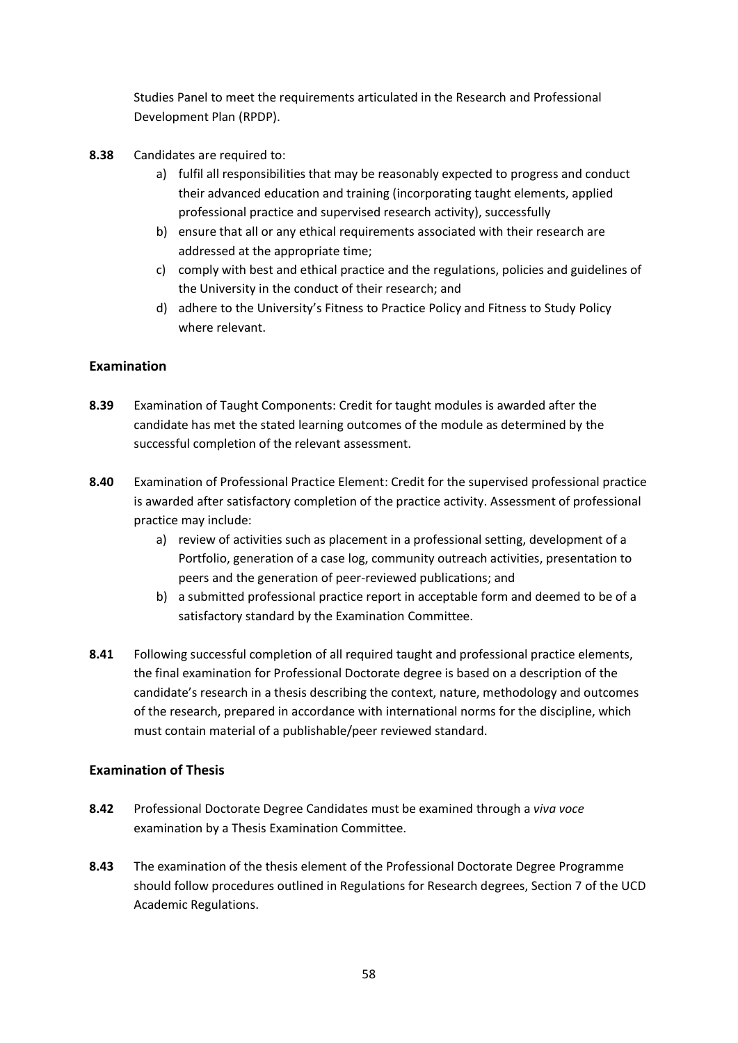Studies Panel to meet the requirements articulated in the Research and Professional Development Plan (RPDP).

**8.38** Candidates are required to:

a) fulfil all responsibilities that may be reasonably expected to progress and conduct their advanced education and training (incorporating taught elements, applied professional practice and supervised research activity), successfully
b) ensure that all or any ethical requirements associated with their research are addressed at the appropriate time;
c) comply with best and ethical practice and the regulations, policies and guidelines of the University in the conduct of their research; and
d) adhere to the University's Fitness to Practice Policy and Fitness to Study Policy where relevant.

## Examination

**8.39** Examination of Taught Components: Credit for taught modules is awarded after the candidate has met the stated learning outcomes of the module as determined by the successful completion of the relevant assessment.

**8.40** Examination of Professional Practice Element: Credit for the supervised professional practice is awarded after satisfactory completion of the practice activity. Assessment of professional practice may include:

a) review of activities such as placement in a professional setting, development of a Portfolio, generation of a case log, community outreach activities, presentation to peers and the generation of peer-reviewed publications; and
b) a submitted professional practice report in acceptable form and deemed to be of a satisfactory standard by the Examination Committee.

**8.41** Following successful completion of all required taught and professional practice elements, the final examination for Professional Doctorate degree is based on a description of the candidate's research in a thesis describing the context, nature, methodology and outcomes of the research, prepared in accordance with international norms for the discipline, which must contain material of a publishable/peer reviewed standard.

## Examination of Thesis

**8.42** Professional Doctorate Degree Candidates must be examined through a *viva voce* examination by a Thesis Examination Committee.

**8.43** The examination of the thesis element of the Professional Doctorate Degree Programme should follow procedures outlined in Regulations for Research degrees, Section 7 of the UCD Academic Regulations.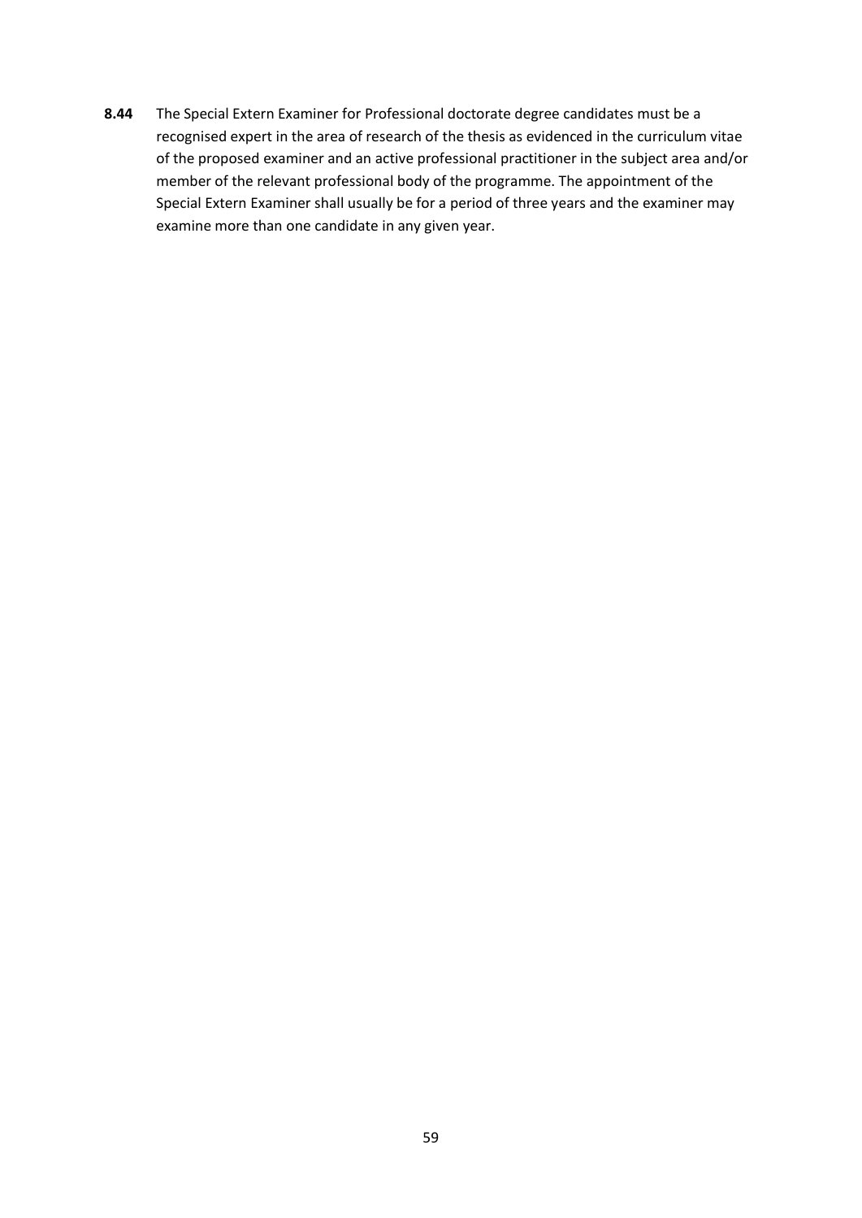**8.44** The Special Extern Examiner for Professional doctorate degree candidates must be a recognised expert in the area of research of the thesis as evidenced in the curriculum vitae of the proposed examiner and an active professional practitioner in the subject area and/or member of the relevant professional body of the programme. The appointment of the Special Extern Examiner shall usually be for a period of three years and the examiner may examine more than one candidate in any given year.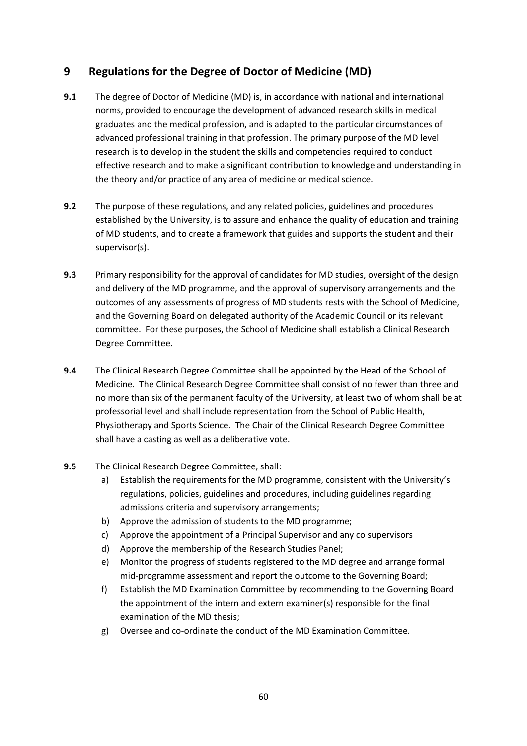## 9 Regulations for the Degree of Doctor of Medicine (MD)

**9.1** The degree of Doctor of Medicine (MD) is, in accordance with national and international norms, provided to encourage the development of advanced research skills in medical graduates and the medical profession, and is adapted to the particular circumstances of advanced professional training in that profession. The primary purpose of the MD level research is to develop in the student the skills and competencies required to conduct effective research and to make a significant contribution to knowledge and understanding in the theory and/or practice of any area of medicine or medical science.

**9.2** The purpose of these regulations, and any related policies, guidelines and procedures established by the University, is to assure and enhance the quality of education and training of MD students, and to create a framework that guides and supports the student and their supervisor(s).

**9.3** Primary responsibility for the approval of candidates for MD studies, oversight of the design and delivery of the MD programme, and the approval of supervisory arrangements and the outcomes of any assessments of progress of MD students rests with the School of Medicine, and the Governing Board on delegated authority of the Academic Council or its relevant committee. For these purposes, the School of Medicine shall establish a Clinical Research Degree Committee.

**9.4** The Clinical Research Degree Committee shall be appointed by the Head of the School of Medicine. The Clinical Research Degree Committee shall consist of no fewer than three and no more than six of the permanent faculty of the University, at least two of whom shall be at professorial level and shall include representation from the School of Public Health, Physiotherapy and Sports Science. The Chair of the Clinical Research Degree Committee shall have a casting as well as a deliberative vote.

**9.5** The Clinical Research Degree Committee, shall:

a) Establish the requirements for the MD programme, consistent with the University's regulations, policies, guidelines and procedures, including guidelines regarding admissions criteria and supervisory arrangements;
b) Approve the admission of students to the MD programme;
c) Approve the appointment of a Principal Supervisor and any co supervisors
d) Approve the membership of the Research Studies Panel;
e) Monitor the progress of students registered to the MD degree and arrange formal mid-programme assessment and report the outcome to the Governing Board;
f) Establish the MD Examination Committee by recommending to the Governing Board the appointment of the intern and extern examiner(s) responsible for the final examination of the MD thesis;
g) Oversee and co-ordinate the conduct of the MD Examination Committee.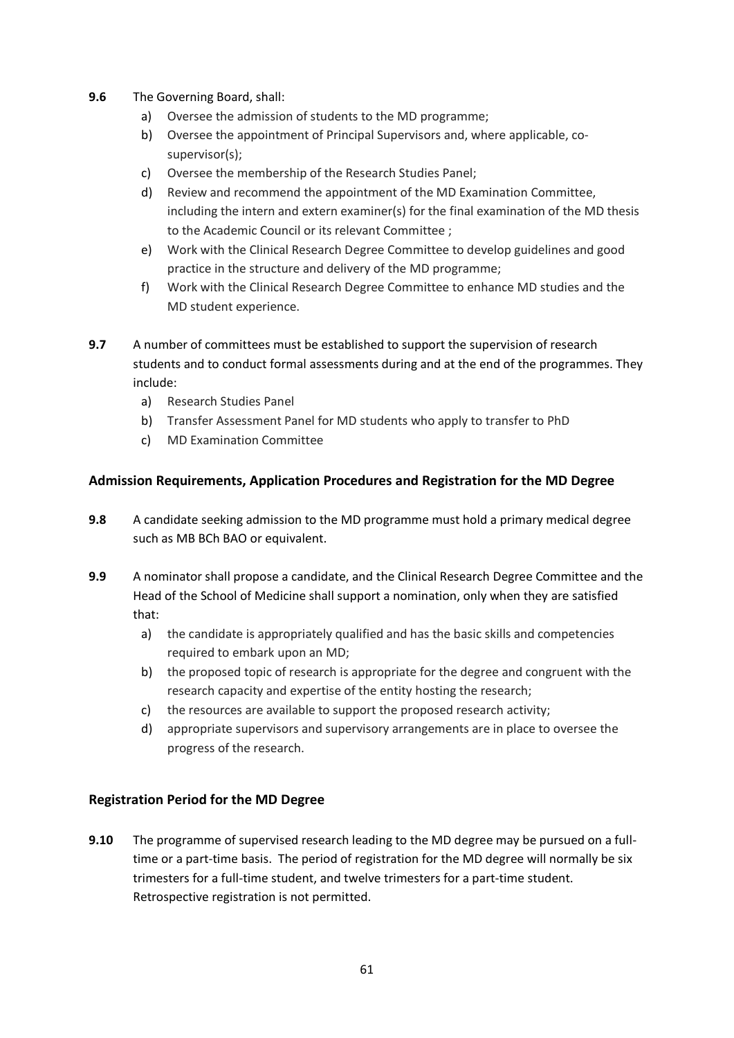**9.6** The Governing Board, shall:

a) Oversee the admission of students to the MD programme;
b) Oversee the appointment of Principal Supervisors and, where applicable, co-supervisor(s);
c) Oversee the membership of the Research Studies Panel;
d) Review and recommend the appointment of the MD Examination Committee, including the intern and extern examiner(s) for the final examination of the MD thesis to the Academic Council or its relevant Committee ;
e) Work with the Clinical Research Degree Committee to develop guidelines and good practice in the structure and delivery of the MD programme;
f) Work with the Clinical Research Degree Committee to enhance MD studies and the MD student experience.

**9.7** A number of committees must be established to support the supervision of research students and to conduct formal assessments during and at the end of the programmes. They include:

a) Research Studies Panel
b) Transfer Assessment Panel for MD students who apply to transfer to PhD
c) MD Examination Committee

## Admission Requirements, Application Procedures and Registration for the MD Degree

**9.8** A candidate seeking admission to the MD programme must hold a primary medical degree such as MB BCh BAO or equivalent.

**9.9** A nominator shall propose a candidate, and the Clinical Research Degree Committee and the Head of the School of Medicine shall support a nomination, only when they are satisfied that:

a) the candidate is appropriately qualified and has the basic skills and competencies required to embark upon an MD;
b) the proposed topic of research is appropriate for the degree and congruent with the research capacity and expertise of the entity hosting the research;
c) the resources are available to support the proposed research activity;
d) appropriate supervisors and supervisory arrangements are in place to oversee the progress of the research.

## Registration Period for the MD Degree

**9.10** The programme of supervised research leading to the MD degree may be pursued on a full-time or a part-time basis. The period of registration for the MD degree will normally be six trimesters for a full-time student, and twelve trimesters for a part-time student. Retrospective registration is not permitted.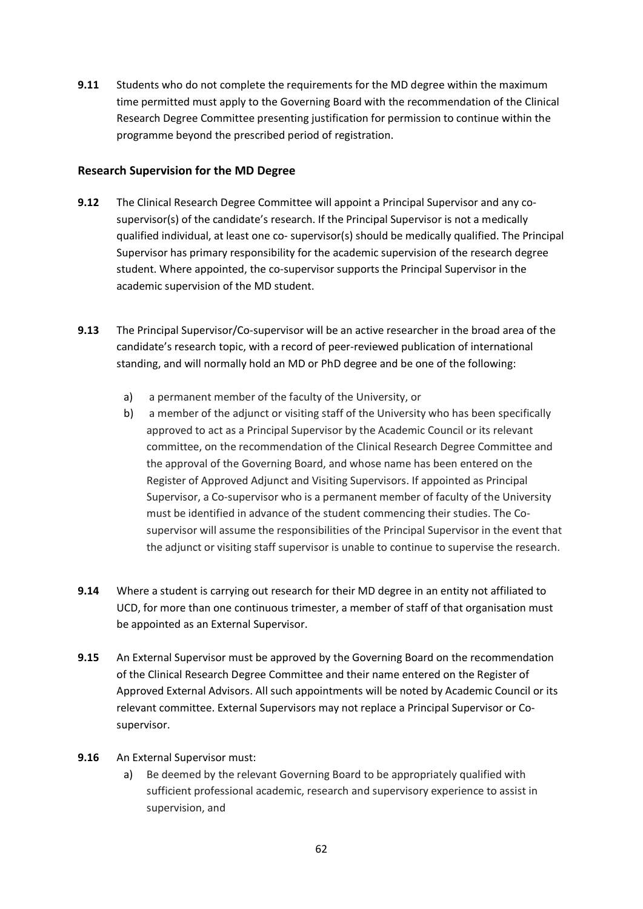**9.11** Students who do not complete the requirements for the MD degree within the maximum time permitted must apply to the Governing Board with the recommendation of the Clinical Research Degree Committee presenting justification for permission to continue within the programme beyond the prescribed period of registration.

### Research Supervision for the MD Degree

**9.12** The Clinical Research Degree Committee will appoint a Principal Supervisor and any co-supervisor(s) of the candidate's research. If the Principal Supervisor is not a medically qualified individual, at least one co- supervisor(s) should be medically qualified. The Principal Supervisor has primary responsibility for the academic supervision of the research degree student. Where appointed, the co-supervisor supports the Principal Supervisor in the academic supervision of the MD student.

**9.13** The Principal Supervisor/Co-supervisor will be an active researcher in the broad area of the candidate's research topic, with a record of peer-reviewed publication of international standing, and will normally hold an MD or PhD degree and be one of the following:

a) a permanent member of the faculty of the University, or

b) a member of the adjunct or visiting staff of the University who has been specifically approved to act as a Principal Supervisor by the Academic Council or its relevant committee, on the recommendation of the Clinical Research Degree Committee and the approval of the Governing Board, and whose name has been entered on the Register of Approved Adjunct and Visiting Supervisors. If appointed as Principal Supervisor, a Co-supervisor who is a permanent member of faculty of the University must be identified in advance of the student commencing their studies. The Co-supervisor will assume the responsibilities of the Principal Supervisor in the event that the adjunct or visiting staff supervisor is unable to continue to supervise the research.

**9.14** Where a student is carrying out research for their MD degree in an entity not affiliated to UCD, for more than one continuous trimester, a member of staff of that organisation must be appointed as an External Supervisor.

**9.15** An External Supervisor must be approved by the Governing Board on the recommendation of the Clinical Research Degree Committee and their name entered on the Register of Approved External Advisors. All such appointments will be noted by Academic Council or its relevant committee. External Supervisors may not replace a Principal Supervisor or Co-supervisor.

**9.16** An External Supervisor must:

a) Be deemed by the relevant Governing Board to be appropriately qualified with sufficient professional academic, research and supervisory experience to assist in supervision, and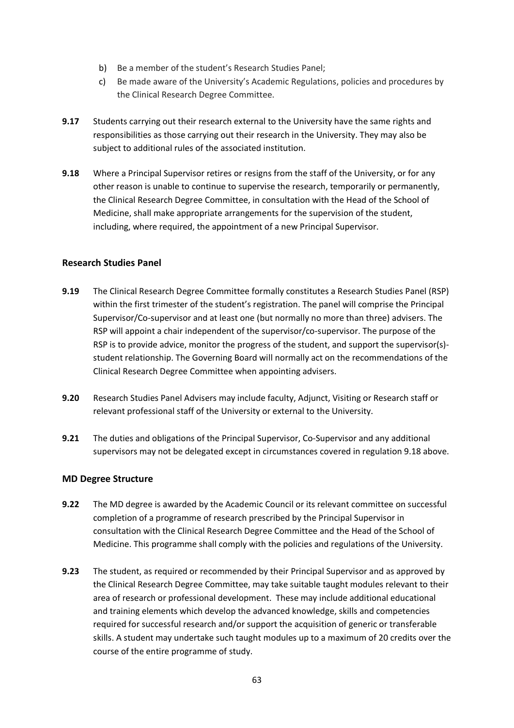b) Be a member of the student's Research Studies Panel;
c) Be made aware of the University's Academic Regulations, policies and procedures by the Clinical Research Degree Committee.

**9.17** Students carrying out their research external to the University have the same rights and responsibilities as those carrying out their research in the University. They may also be subject to additional rules of the associated institution.

**9.18** Where a Principal Supervisor retires or resigns from the staff of the University, or for any other reason is unable to continue to supervise the research, temporarily or permanently, the Clinical Research Degree Committee, in consultation with the Head of the School of Medicine, shall make appropriate arrangements for the supervision of the student, including, where required, the appointment of a new Principal Supervisor.

### Research Studies Panel

**9.19** The Clinical Research Degree Committee formally constitutes a Research Studies Panel (RSP) within the first trimester of the student's registration. The panel will comprise the Principal Supervisor/Co-supervisor and at least one (but normally no more than three) advisers. The RSP will appoint a chair independent of the supervisor/co-supervisor. The purpose of the RSP is to provide advice, monitor the progress of the student, and support the supervisor(s)-student relationship. The Governing Board will normally act on the recommendations of the Clinical Research Degree Committee when appointing advisers.

**9.20** Research Studies Panel Advisers may include faculty, Adjunct, Visiting or Research staff or relevant professional staff of the University or external to the University.

**9.21** The duties and obligations of the Principal Supervisor, Co-Supervisor and any additional supervisors may not be delegated except in circumstances covered in regulation 9.18 above.

### MD Degree Structure

**9.22** The MD degree is awarded by the Academic Council or its relevant committee on successful completion of a programme of research prescribed by the Principal Supervisor in consultation with the Clinical Research Degree Committee and the Head of the School of Medicine. This programme shall comply with the policies and regulations of the University.

**9.23** The student, as required or recommended by their Principal Supervisor and as approved by the Clinical Research Degree Committee, may take suitable taught modules relevant to their area of research or professional development. These may include additional educational and training elements which develop the advanced knowledge, skills and competencies required for successful research and/or support the acquisition of generic or transferable skills. A student may undertake such taught modules up to a maximum of 20 credits over the course of the entire programme of study.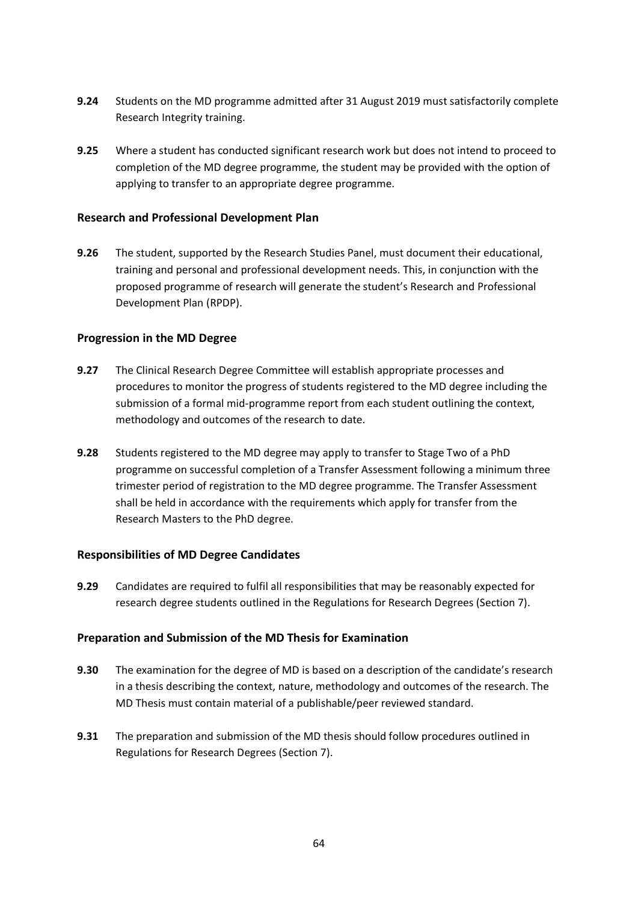**9.24** Students on the MD programme admitted after 31 August 2019 must satisfactorily complete Research Integrity training.

**9.25** Where a student has conducted significant research work but does not intend to proceed to completion of the MD degree programme, the student may be provided with the option of applying to transfer to an appropriate degree programme.

### Research and Professional Development Plan

**9.26** The student, supported by the Research Studies Panel, must document their educational, training and personal and professional development needs. This, in conjunction with the proposed programme of research will generate the student's Research and Professional Development Plan (RPDP).

### Progression in the MD Degree

**9.27** The Clinical Research Degree Committee will establish appropriate processes and procedures to monitor the progress of students registered to the MD degree including the submission of a formal mid-programme report from each student outlining the context, methodology and outcomes of the research to date.

**9.28** Students registered to the MD degree may apply to transfer to Stage Two of a PhD programme on successful completion of a Transfer Assessment following a minimum three trimester period of registration to the MD degree programme. The Transfer Assessment shall be held in accordance with the requirements which apply for transfer from the Research Masters to the PhD degree.

### Responsibilities of MD Degree Candidates

**9.29** Candidates are required to fulfil all responsibilities that may be reasonably expected for research degree students outlined in the Regulations for Research Degrees (Section 7).

### Preparation and Submission of the MD Thesis for Examination

**9.30** The examination for the degree of MD is based on a description of the candidate's research in a thesis describing the context, nature, methodology and outcomes of the research. The MD Thesis must contain material of a publishable/peer reviewed standard.

**9.31** The preparation and submission of the MD thesis should follow procedures outlined in Regulations for Research Degrees (Section 7).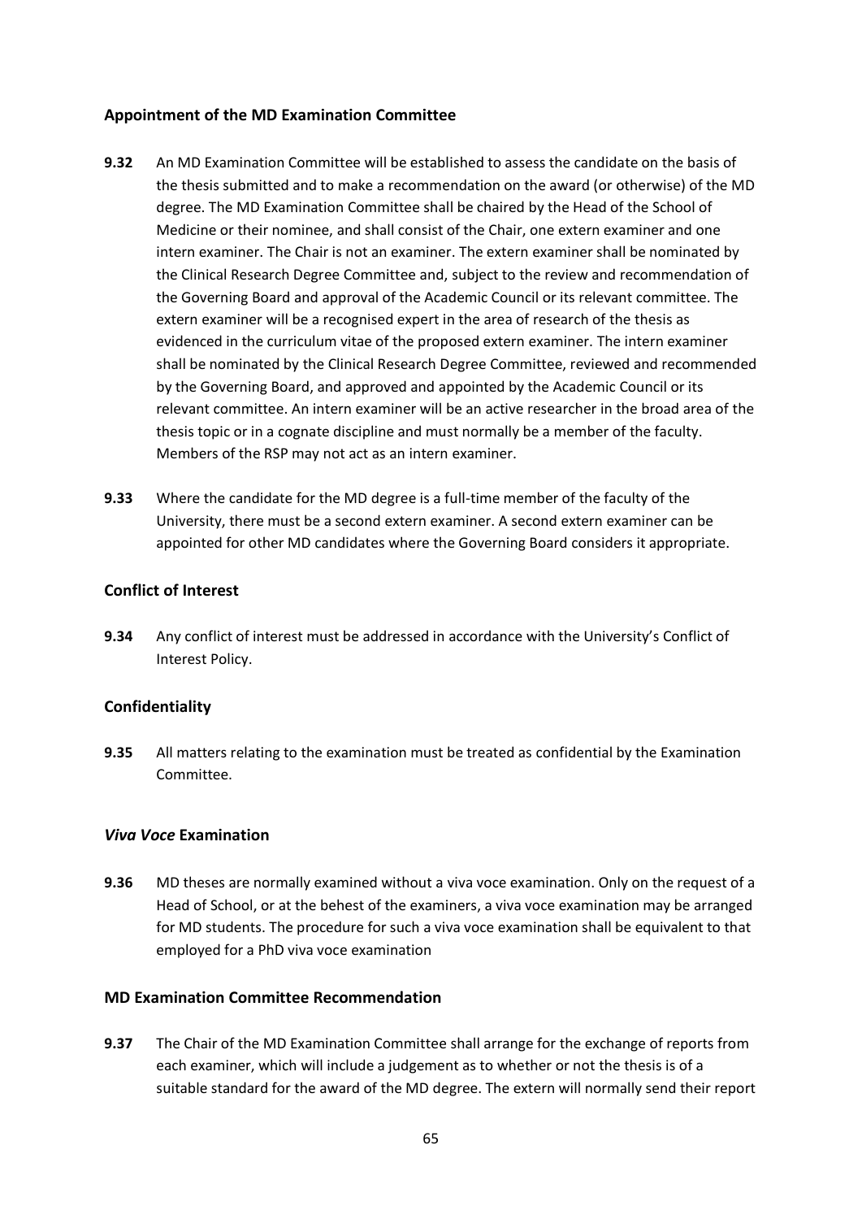### Appointment of the MD Examination Committee

**9.32** An MD Examination Committee will be established to assess the candidate on the basis of the thesis submitted and to make a recommendation on the award (or otherwise) of the MD degree. The MD Examination Committee shall be chaired by the Head of the School of Medicine or their nominee, and shall consist of the Chair, one extern examiner and one intern examiner. The Chair is not an examiner. The extern examiner shall be nominated by the Clinical Research Degree Committee and, subject to the review and recommendation of the Governing Board and approval of the Academic Council or its relevant committee. The extern examiner will be a recognised expert in the area of research of the thesis as evidenced in the curriculum vitae of the proposed extern examiner. The intern examiner shall be nominated by the Clinical Research Degree Committee, reviewed and recommended by the Governing Board, and approved and appointed by the Academic Council or its relevant committee. An intern examiner will be an active researcher in the broad area of the thesis topic or in a cognate discipline and must normally be a member of the faculty. Members of the RSP may not act as an intern examiner.

**9.33** Where the candidate for the MD degree is a full-time member of the faculty of the University, there must be a second extern examiner. A second extern examiner can be appointed for other MD candidates where the Governing Board considers it appropriate.

### Conflict of Interest

**9.34** Any conflict of interest must be addressed in accordance with the University's Conflict of Interest Policy.

### Confidentiality

**9.35** All matters relating to the examination must be treated as confidential by the Examination Committee.

### *Viva Voce* Examination

**9.36** MD theses are normally examined without a viva voce examination. Only on the request of a Head of School, or at the behest of the examiners, a viva voce examination may be arranged for MD students. The procedure for such a viva voce examination shall be equivalent to that employed for a PhD viva voce examination

### MD Examination Committee Recommendation

**9.37** The Chair of the MD Examination Committee shall arrange for the exchange of reports from each examiner, which will include a judgement as to whether or not the thesis is of a suitable standard for the award of the MD degree. The extern will normally send their report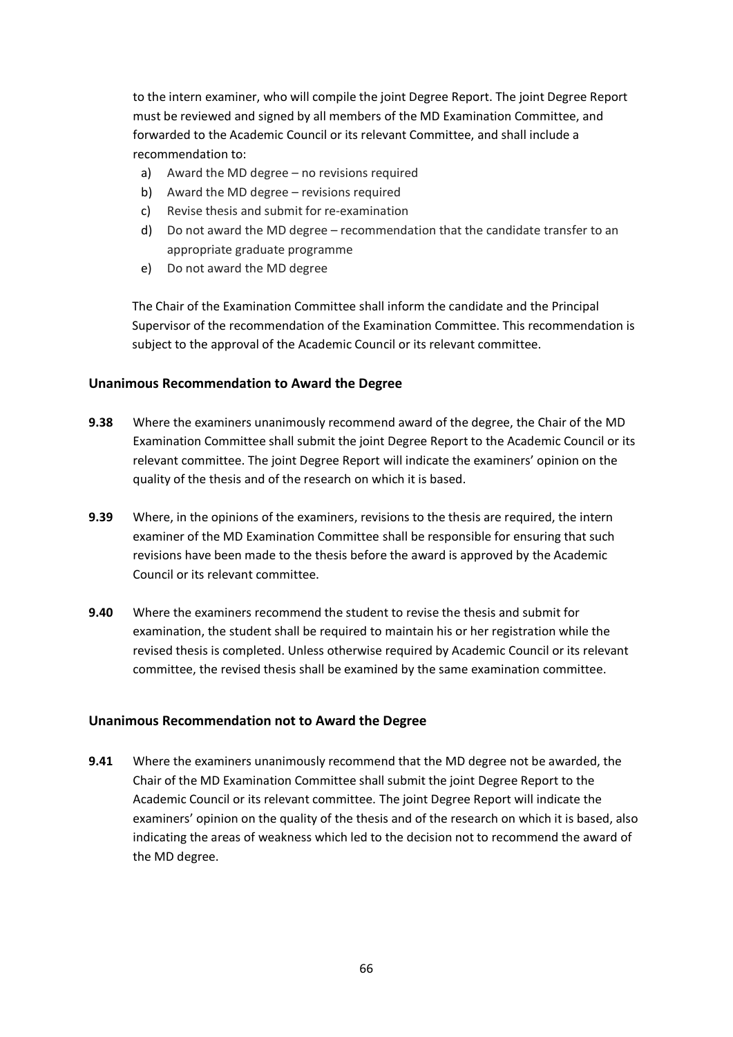to the intern examiner, who will compile the joint Degree Report. The joint Degree Report must be reviewed and signed by all members of the MD Examination Committee, and forwarded to the Academic Council or its relevant Committee, and shall include a recommendation to:

a) Award the MD degree – no revisions required
b) Award the MD degree – revisions required
c) Revise thesis and submit for re-examination
d) Do not award the MD degree – recommendation that the candidate transfer to an appropriate graduate programme
e) Do not award the MD degree

The Chair of the Examination Committee shall inform the candidate and the Principal Supervisor of the recommendation of the Examination Committee. This recommendation is subject to the approval of the Academic Council or its relevant committee.

### Unanimous Recommendation to Award the Degree

**9.38** Where the examiners unanimously recommend award of the degree, the Chair of the MD Examination Committee shall submit the joint Degree Report to the Academic Council or its relevant committee. The joint Degree Report will indicate the examiners' opinion on the quality of the thesis and of the research on which it is based.

**9.39** Where, in the opinions of the examiners, revisions to the thesis are required, the intern examiner of the MD Examination Committee shall be responsible for ensuring that such revisions have been made to the thesis before the award is approved by the Academic Council or its relevant committee.

**9.40** Where the examiners recommend the student to revise the thesis and submit for examination, the student shall be required to maintain his or her registration while the revised thesis is completed. Unless otherwise required by Academic Council or its relevant committee, the revised thesis shall be examined by the same examination committee.

### Unanimous Recommendation not to Award the Degree

**9.41** Where the examiners unanimously recommend that the MD degree not be awarded, the Chair of the MD Examination Committee shall submit the joint Degree Report to the Academic Council or its relevant committee. The joint Degree Report will indicate the examiners' opinion on the quality of the thesis and of the research on which it is based, also indicating the areas of weakness which led to the decision not to recommend the award of the MD degree.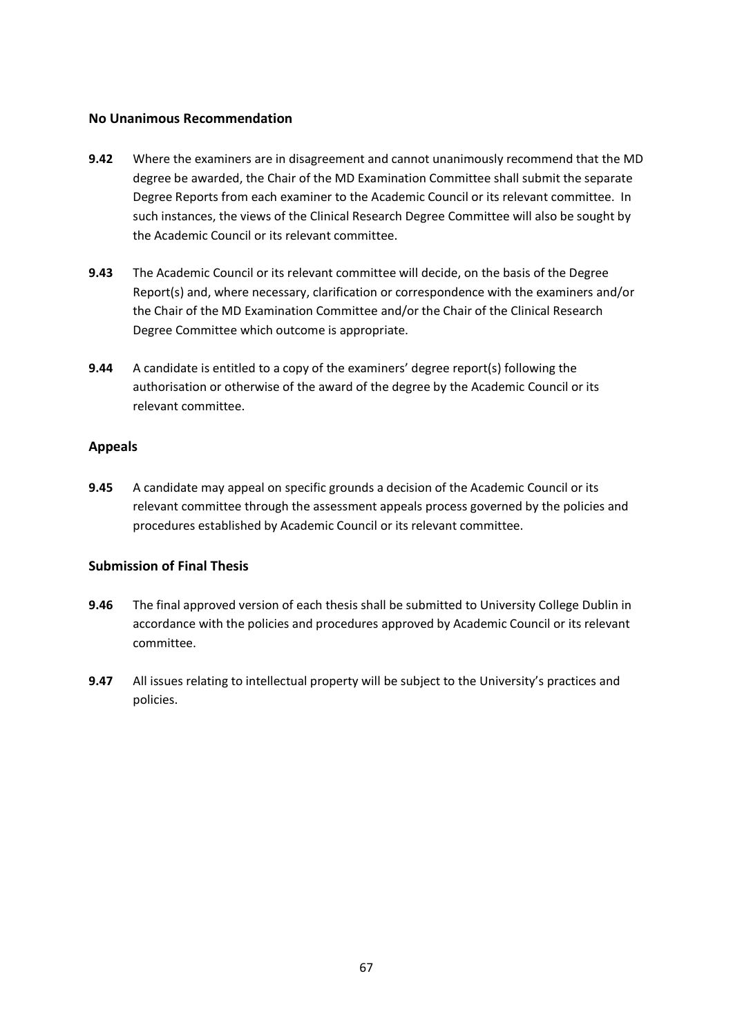### No Unanimous Recommendation

**9.42** Where the examiners are in disagreement and cannot unanimously recommend that the MD degree be awarded, the Chair of the MD Examination Committee shall submit the separate Degree Reports from each examiner to the Academic Council or its relevant committee. In such instances, the views of the Clinical Research Degree Committee will also be sought by the Academic Council or its relevant committee.

**9.43** The Academic Council or its relevant committee will decide, on the basis of the Degree Report(s) and, where necessary, clarification or correspondence with the examiners and/or the Chair of the MD Examination Committee and/or the Chair of the Clinical Research Degree Committee which outcome is appropriate.

**9.44** A candidate is entitled to a copy of the examiners' degree report(s) following the authorisation or otherwise of the award of the degree by the Academic Council or its relevant committee.

## Appeals

**9.45** A candidate may appeal on specific grounds a decision of the Academic Council or its relevant committee through the assessment appeals process governed by the policies and procedures established by Academic Council or its relevant committee.

### Submission of Final Thesis

**9.46** The final approved version of each thesis shall be submitted to University College Dublin in accordance with the policies and procedures approved by Academic Council or its relevant committee.

**9.47** All issues relating to intellectual property will be subject to the University's practices and policies.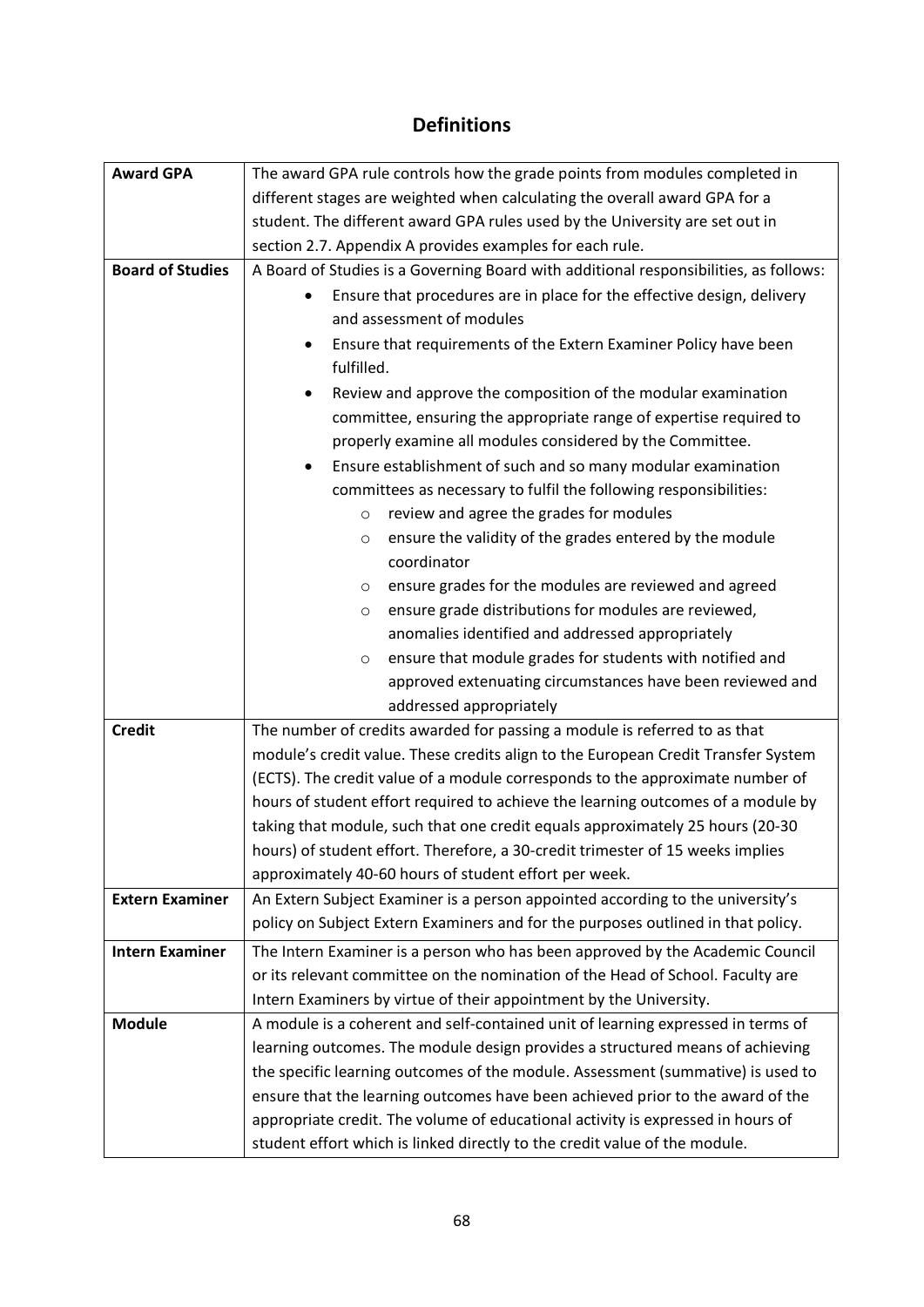## Definitions

| | |
|---|---|
| **Award GPA** | The award GPA rule controls how the grade points from modules completed in different stages are weighted when calculating the overall award GPA for a student. The different award GPA rules used by the University are set out in section 2.7. Appendix A provides examples for each rule. |
| **Board of Studies** | A Board of Studies is a Governing Board with additional responsibilities, as follows: <br>• Ensure that procedures are in place for the effective design, delivery and assessment of modules <br>• Ensure that requirements of the Extern Examiner Policy have been fulfilled. <br>• Review and approve the composition of the modular examination committee, ensuring the appropriate range of expertise required to properly examine all modules considered by the Committee. <br>• Ensure establishment of such and so many modular examination committees as necessary to fulfil the following responsibilities: <br>&nbsp;&nbsp;&nbsp;&nbsp;o review and agree the grades for modules <br>&nbsp;&nbsp;&nbsp;&nbsp;o ensure the validity of the grades entered by the module coordinator <br>&nbsp;&nbsp;&nbsp;&nbsp;o ensure grades for the modules are reviewed and agreed <br>&nbsp;&nbsp;&nbsp;&nbsp;o ensure grade distributions for modules are reviewed, anomalies identified and addressed appropriately <br>&nbsp;&nbsp;&nbsp;&nbsp;o ensure that module grades for students with notified and approved extenuating circumstances have been reviewed and addressed appropriately |
| **Credit** | The number of credits awarded for passing a module is referred to as that module's credit value. These credits align to the European Credit Transfer System (ECTS). The credit value of a module corresponds to the approximate number of hours of student effort required to achieve the learning outcomes of a module by taking that module, such that one credit equals approximately 25 hours (20-30 hours) of student effort. Therefore, a 30-credit trimester of 15 weeks implies approximately 40-60 hours of student effort per week. |
| **Extern Examiner** | An Extern Subject Examiner is a person appointed according to the university's policy on Subject Extern Examiners and for the purposes outlined in that policy. |
| **Intern Examiner** | The Intern Examiner is a person who has been approved by the Academic Council or its relevant committee on the nomination of the Head of School. Faculty are Intern Examiners by virtue of their appointment by the University. |
| **Module** | A module is a coherent and self-contained unit of learning expressed in terms of learning outcomes. The module design provides a structured means of achieving the specific learning outcomes of the module. Assessment (summative) is used to ensure that the learning outcomes have been achieved prior to the award of the appropriate credit. The volume of educational activity is expressed in hours of student effort which is linked directly to the credit value of the module. |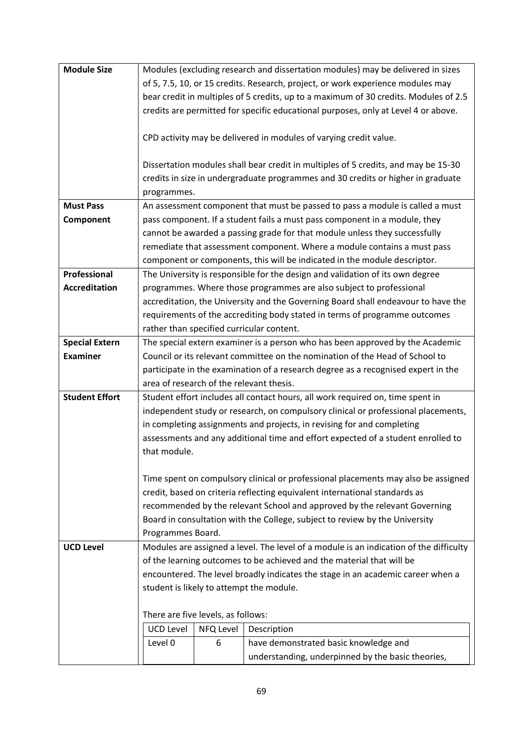| | |
|---|---|
| **Module Size** | Modules (excluding research and dissertation modules) may be delivered in sizes of 5, 7.5, 10, or 15 credits. Research, project, or work experience modules may bear credit in multiples of 5 credits, up to a maximum of 30 credits. Modules of 2.5 credits are permitted for specific educational purposes, only at Level 4 or above.<br><br>CPD activity may be delivered in modules of varying credit value.<br><br>Dissertation modules shall bear credit in multiples of 5 credits, and may be 15-30 credits in size in undergraduate programmes and 30 credits or higher in graduate programmes. |
| **Must Pass Component** | An assessment component that must be passed to pass a module is called a must pass component. If a student fails a must pass component in a module, they cannot be awarded a passing grade for that module unless they successfully remediate that assessment component. Where a module contains a must pass component or components, this will be indicated in the module descriptor. |
| **Professional Accreditation** | The University is responsible for the design and validation of its own degree programmes. Where those programmes are also subject to professional accreditation, the University and the Governing Board shall endeavour to have the requirements of the accrediting body stated in terms of programme outcomes rather than specified curricular content. |
| **Special Extern Examiner** | The special extern examiner is a person who has been approved by the Academic Council or its relevant committee on the nomination of the Head of School to participate in the examination of a research degree as a recognised expert in the area of research of the relevant thesis. |
| **Student Effort** | Student effort includes all contact hours, all work required on, time spent in independent study or research, on compulsory clinical or professional placements, in completing assignments and projects, in revising for and completing assessments and any additional time and effort expected of a student enrolled to that module.<br><br>Time spent on compulsory clinical or professional placements may also be assigned credit, based on criteria reflecting equivalent international standards as recommended by the relevant School and approved by the relevant Governing Board in consultation with the College, subject to review by the University Programmes Board. |
| **UCD Level** | Modules are assigned a level. The level of a module is an indication of the difficulty of the learning outcomes to be achieved and the material that will be encountered. The level broadly indicates the stage in an academic career when a student is likely to attempt the module.<br><br>There are five levels, as follows: |

| UCD Level | NFQ Level | Description |
|---|---|---|
| Level 0 | 6 | have demonstrated basic knowledge and understanding, underpinned by the basic theories, |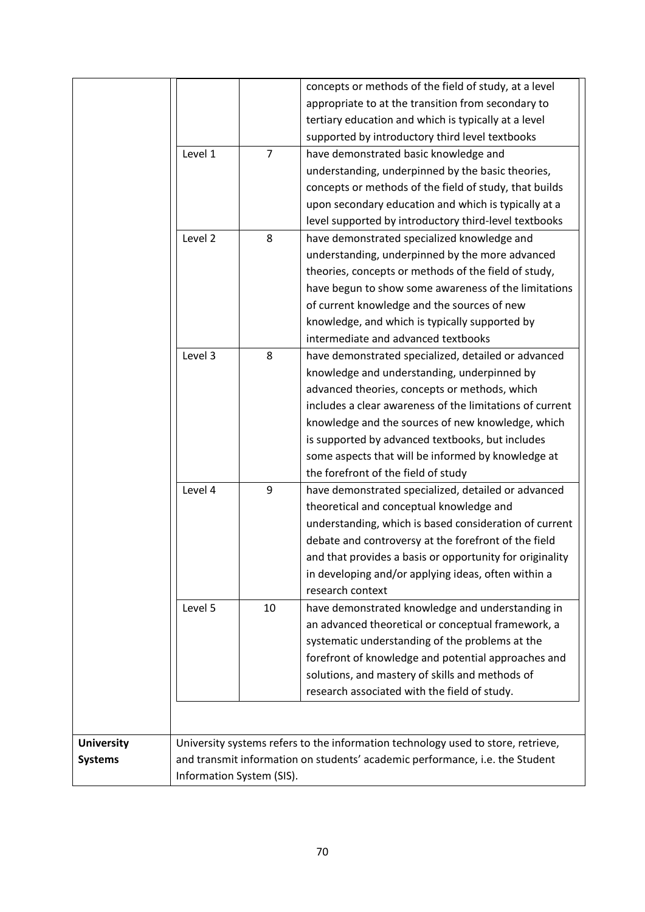| | | | |
|---|---|---|---|
| | | | concepts or methods of the field of study, at a level appropriate to at the transition from secondary to tertiary education and which is typically at a level supported by introductory third level textbooks |
| | Level 1 | 7 | have demonstrated basic knowledge and understanding, underpinned by the basic theories, concepts or methods of the field of study, that builds upon secondary education and which is typically at a level supported by introductory third-level textbooks |
| | Level 2 | 8 | have demonstrated specialized knowledge and understanding, underpinned by the more advanced theories, concepts or methods of the field of study, have begun to show some awareness of the limitations of current knowledge and the sources of new knowledge, and which is typically supported by intermediate and advanced textbooks |
| | Level 3 | 8 | have demonstrated specialized, detailed or advanced knowledge and understanding, underpinned by advanced theories, concepts or methods, which includes a clear awareness of the limitations of current knowledge and the sources of new knowledge, which is supported by advanced textbooks, but includes some aspects that will be informed by knowledge at the forefront of the field of study |
| | Level 4 | 9 | have demonstrated specialized, detailed or advanced theoretical and conceptual knowledge and understanding, which is based consideration of current debate and controversy at the forefront of the field and that provides a basis or opportunity for originality in developing and/or applying ideas, often within a research context |
| | Level 5 | 10 | have demonstrated knowledge and understanding in an advanced theoretical or conceptual framework, a systematic understanding of the problems at the forefront of knowledge and potential approaches and solutions, and mastery of skills and methods of research associated with the field of study. |
| **University Systems** | University systems refers to the information technology used to store, retrieve, and transmit information on students' academic performance, i.e. the Student Information System (SIS). | | |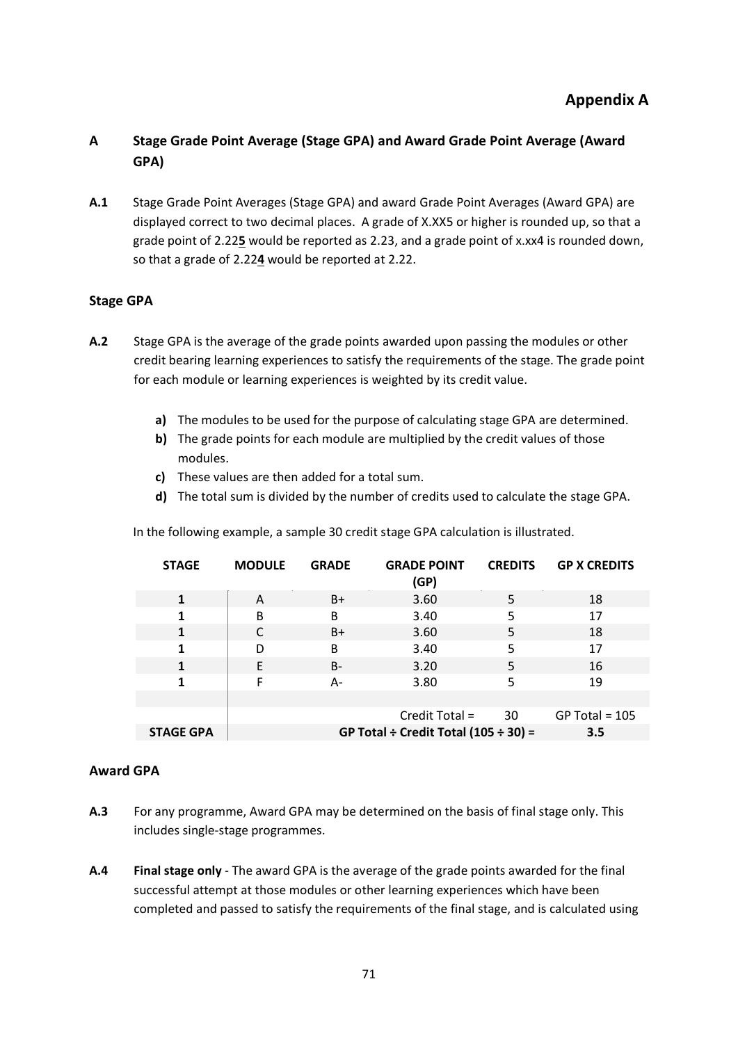# Appendix A

## A Stage Grade Point Average (Stage GPA) and Award Grade Point Average (Award GPA)

**A.1** Stage Grade Point Averages (Stage GPA) and award Grade Point Averages (Award GPA) are displayed correct to two decimal places. A grade of X.XX5 or higher is rounded up, so that a grade point of 2.22**5** would be reported as 2.23, and a grade point of x.xx4 is rounded down, so that a grade of 2.22**4** would be reported at 2.22.

### Stage GPA

**A.2** Stage GPA is the average of the grade points awarded upon passing the modules or other credit bearing learning experiences to satisfy the requirements of the stage. The grade point for each module or learning experiences is weighted by its credit value.

- **a)** The modules to be used for the purpose of calculating stage GPA are determined.
- **b)** The grade points for each module are multiplied by the credit values of those modules.
- **c)** These values are then added for a total sum.
- **d)** The total sum is divided by the number of credits used to calculate the stage GPA.

In the following example, a sample 30 credit stage GPA calculation is illustrated.

| STAGE | MODULE | GRADE | GRADE POINT (GP) | CREDITS | GP X CREDITS |
|---|---|---|---|---|---|
| **1** | A | B+ | 3.60 | 5 | 18 |
| **1** | B | B | 3.40 | 5 | 17 |
| **1** | C | B+ | 3.60 | 5 | 18 |
| **1** | D | B | 3.40 | 5 | 17 |
| **1** | E | B- | 3.20 | 5 | 16 |
| **1** | F | A- | 3.80 | 5 | 19 |
| | | | | | |
| | | | Credit Total = | 30 | GP Total = 105 |
| **STAGE GPA** | | | **GP Total ÷ Credit Total (105 ÷ 30) =** | | **3.5** |

### Award GPA

**A.3** For any programme, Award GPA may be determined on the basis of final stage only. This includes single-stage programmes.

**A.4** **Final stage only** - The award GPA is the average of the grade points awarded for the final successful attempt at those modules or other learning experiences which have been completed and passed to satisfy the requirements of the final stage, and is calculated using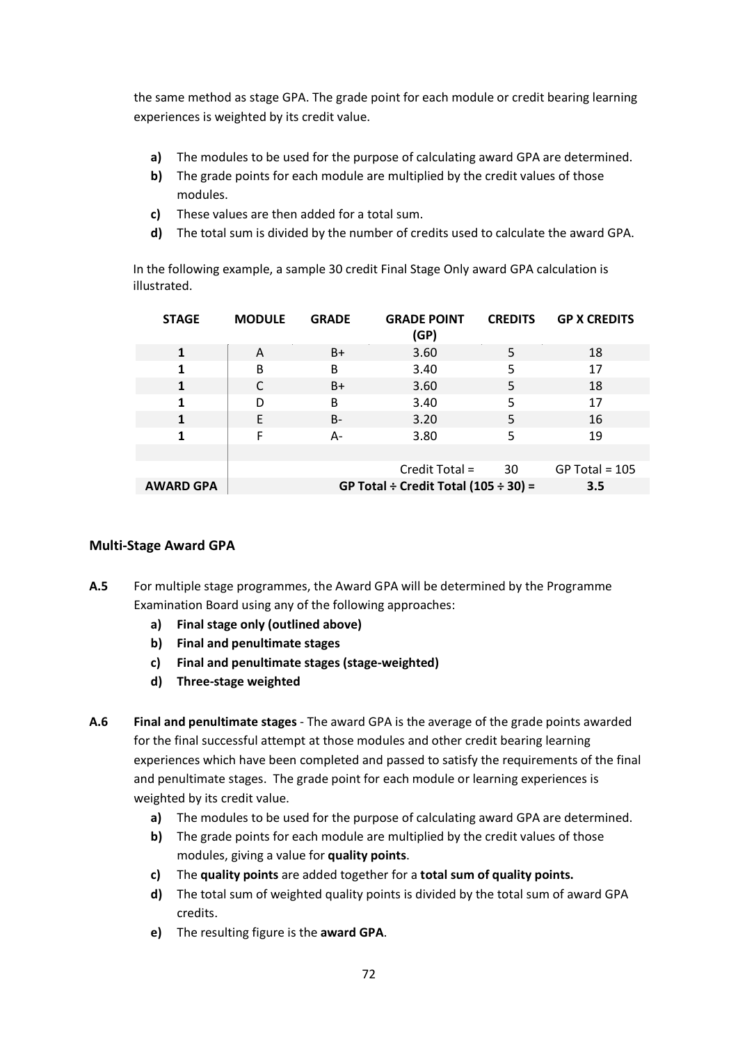the same method as stage GPA. The grade point for each module or credit bearing learning experiences is weighted by its credit value.

- **a)** The modules to be used for the purpose of calculating award GPA are determined.
- **b)** The grade points for each module are multiplied by the credit values of those modules.
- **c)** These values are then added for a total sum.
- **d)** The total sum is divided by the number of credits used to calculate the award GPA.

In the following example, a sample 30 credit Final Stage Only award GPA calculation is illustrated.

| STAGE | MODULE | GRADE | GRADE POINT (GP) | CREDITS | GP X CREDITS |
|---|---|---|---|---|---|
| 1 | A | B+ | 3.60 | 5 | 18 |
| 1 | B | B | 3.40 | 5 | 17 |
| 1 | C | B+ | 3.60 | 5 | 18 |
| 1 | D | B | 3.40 | 5 | 17 |
| 1 | E | B- | 3.20 | 5 | 16 |
| 1 | F | A- | 3.80 | 5 | 19 |
| | | | | | |
| | | | Credit Total = | 30 | GP Total = 105 |
| **AWARD GPA** | | | **GP Total ÷ Credit Total (105 ÷ 30) =** | | **3.5** |

### Multi-Stage Award GPA

**A.5** For multiple stage programmes, the Award GPA will be determined by the Programme Examination Board using any of the following approaches:

- **a) Final stage only (outlined above)**
- **b) Final and penultimate stages**
- **c) Final and penultimate stages (stage-weighted)**
- **d) Three-stage weighted**

**A.6** **Final and penultimate stages** - The award GPA is the average of the grade points awarded for the final successful attempt at those modules and other credit bearing learning experiences which have been completed and passed to satisfy the requirements of the final and penultimate stages. The grade point for each module or learning experiences is weighted by its credit value.

- **a)** The modules to be used for the purpose of calculating award GPA are determined.
- **b)** The grade points for each module are multiplied by the credit values of those modules, giving a value for **quality points**.
- **c)** The **quality points** are added together for a **total sum of quality points.**
- **d)** The total sum of weighted quality points is divided by the total sum of award GPA credits.
- **e)** The resulting figure is the **award GPA**.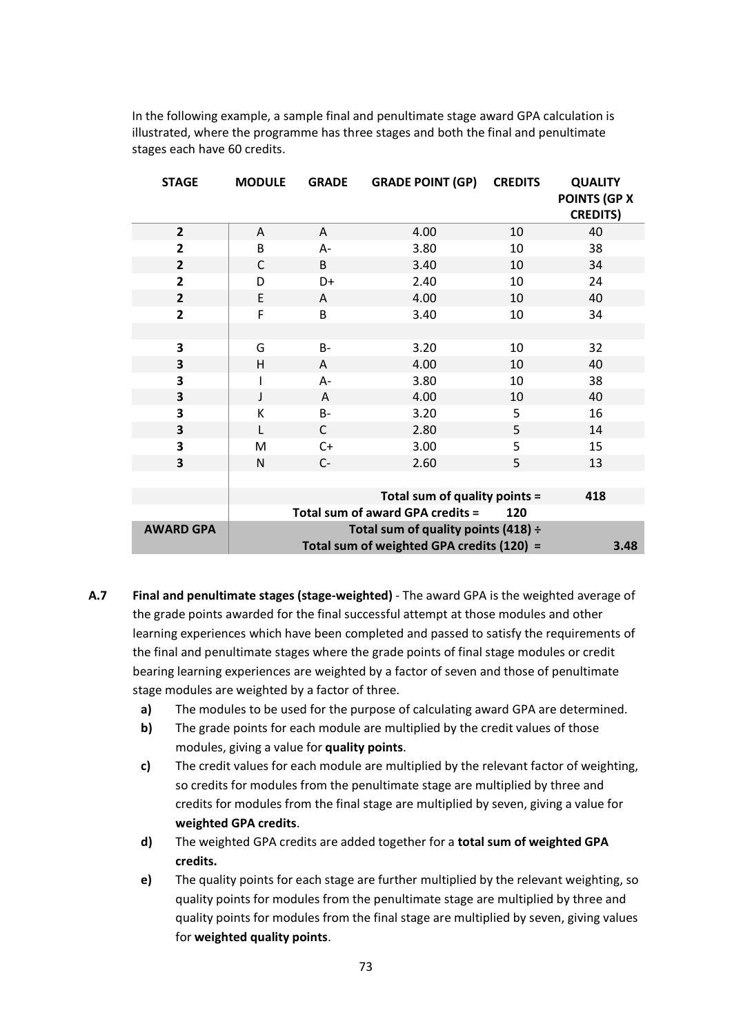In the following example, a sample final and penultimate stage award GPA calculation is illustrated, where the programme has three stages and both the final and penultimate stages each have 60 credits.

| STAGE | MODULE | GRADE | GRADE POINT (GP) | CREDITS | QUALITY POINTS (GP X CREDITS) |
|---|---|---|---|---|---|
| **2** | A | A | 4.00 | 10 | 40 |
| **2** | B | A- | 3.80 | 10 | 38 |
| **2** | C | B | 3.40 | 10 | 34 |
| **2** | D | D+ | 2.40 | 10 | 24 |
| **2** | E | A | 4.00 | 10 | 40 |
| **2** | F | B | 3.40 | 10 | 34 |
| | | | | | |
| **3** | G | B- | 3.20 | 10 | 32 |
| **3** | H | A | 4.00 | 10 | 40 |
| **3** | I | A- | 3.80 | 10 | 38 |
| **3** | J | A | 4.00 | 10 | 40 |
| **3** | K | B- | 3.20 | 5 | 16 |
| **3** | L | C | 2.80 | 5 | 14 |
| **3** | M | C+ | 3.00 | 5 | 15 |
| **3** | N | C- | 2.60 | 5 | 13 |
| | | | | | |
| | | | **Total sum of quality points =** | | **418** |
| | | **Total sum of award GPA credits =** | | **120** | |
| **AWARD GPA** | | | **Total sum of quality points (418) ÷ Total sum of weighted GPA credits (120) =** | | **3.48** |

**A.7** **Final and penultimate stages (stage-weighted)** - The award GPA is the weighted average of the grade points awarded for the final successful attempt at those modules and other learning experiences which have been completed and passed to satisfy the requirements of the final and penultimate stages where the grade points of final stage modules or credit bearing learning experiences are weighted by a factor of seven and those of penultimate stage modules are weighted by a factor of three.

- **a)** The modules to be used for the purpose of calculating award GPA are determined.
- **b)** The grade points for each module are multiplied by the credit values of those modules, giving a value for **quality points**.
- **c)** The credit values for each module are multiplied by the relevant factor of weighting, so credits for modules from the penultimate stage are multiplied by three and credits for modules from the final stage are multiplied by seven, giving a value for **weighted GPA credits**.
- **d)** The weighted GPA credits are added together for a **total sum of weighted GPA credits.**
- **e)** The quality points for each stage are further multiplied by the relevant weighting, so quality points for modules from the penultimate stage are multiplied by three and quality points for modules from the final stage are multiplied by seven, giving values for **weighted quality points**.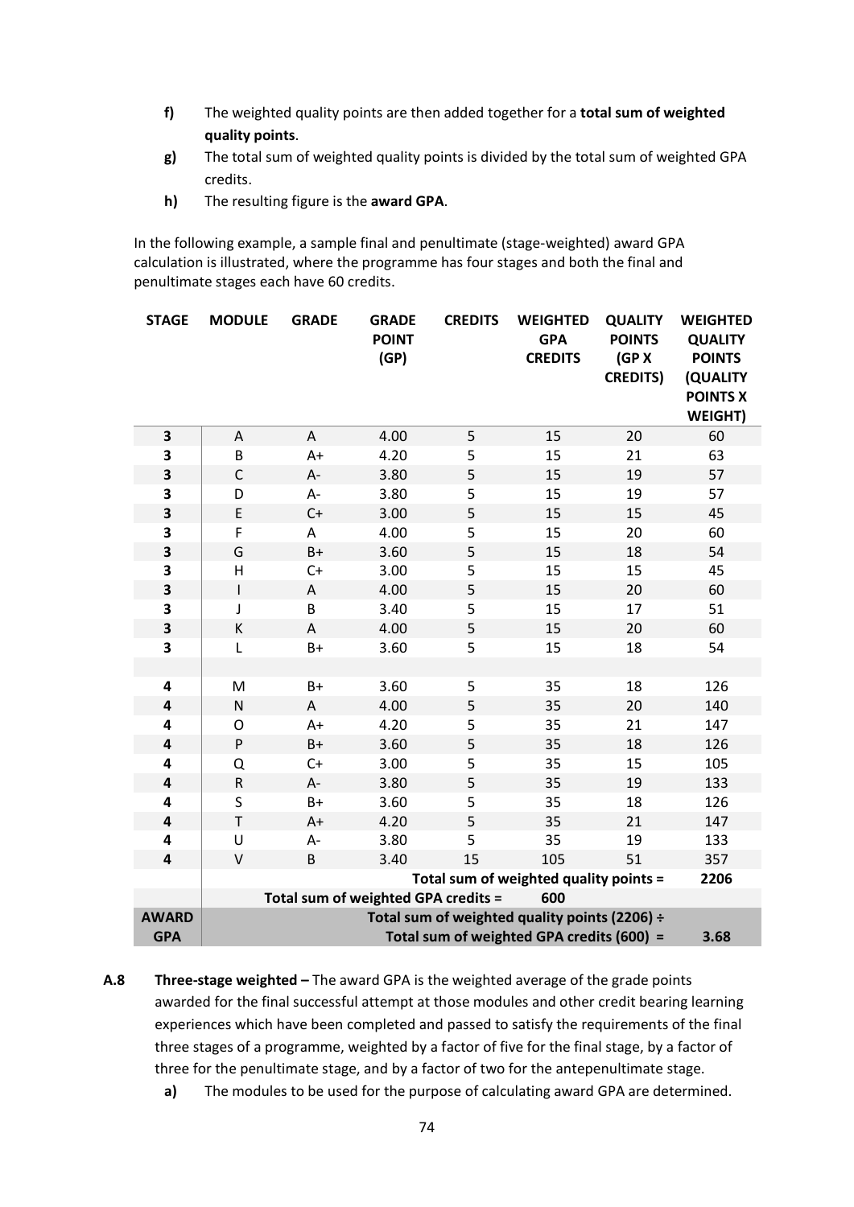**f)** The weighted quality points are then added together for a **total sum of weighted quality points**.

**g)** The total sum of weighted quality points is divided by the total sum of weighted GPA credits.

**h)** The resulting figure is the **award GPA**.

In the following example, a sample final and penultimate (stage-weighted) award GPA calculation is illustrated, where the programme has four stages and both the final and penultimate stages each have 60 credits.

| STAGE | MODULE | GRADE | GRADE POINT (GP) | CREDITS | WEIGHTED GPA CREDITS | QUALITY POINTS (GP X CREDITS) | WEIGHTED QUALITY POINTS (QUALITY POINTS X WEIGHT) |
|---|---|---|---|---|---|---|---|
| **3** | A | A | 4.00 | 5 | 15 | 20 | 60 |
| **3** | B | A+ | 4.20 | 5 | 15 | 21 | 63 |
| **3** | C | A- | 3.80 | 5 | 15 | 19 | 57 |
| **3** | D | A- | 3.80 | 5 | 15 | 19 | 57 |
| **3** | E | C+ | 3.00 | 5 | 15 | 15 | 45 |
| **3** | F | A | 4.00 | 5 | 15 | 20 | 60 |
| **3** | G | B+ | 3.60 | 5 | 15 | 18 | 54 |
| **3** | H | C+ | 3.00 | 5 | 15 | 15 | 45 |
| **3** | I | A | 4.00 | 5 | 15 | 20 | 60 |
| **3** | J | B | 3.40 | 5 | 15 | 17 | 51 |
| **3** | K | A | 4.00 | 5 | 15 | 20 | 60 |
| **3** | L | B+ | 3.60 | 5 | 15 | 18 | 54 |
| | | | | | | | |
| **4** | M | B+ | 3.60 | 5 | 35 | 18 | 126 |
| **4** | N | A | 4.00 | 5 | 35 | 20 | 140 |
| **4** | O | A+ | 4.20 | 5 | 35 | 21 | 147 |
| **4** | P | B+ | 3.60 | 5 | 35 | 18 | 126 |
| **4** | Q | C+ | 3.00 | 5 | 35 | 15 | 105 |
| **4** | R | A- | 3.80 | 5 | 35 | 19 | 133 |
| **4** | S | B+ | 3.60 | 5 | 35 | 18 | 126 |
| **4** | T | A+ | 4.20 | 5 | 35 | 21 | 147 |
| **4** | U | A- | 3.80 | 5 | 35 | 19 | 133 |
| **4** | V | B | 3.40 | 15 | 105 | 51 | 357 |
| | | | | | **Total sum of weighted quality points =** | | **2206** |
| | | **Total sum of weighted GPA credits =** | | | **600** | | |
| **AWARD GPA** | | | | | **Total sum of weighted quality points (2206) ÷ Total sum of weighted GPA credits (600) =** | | **3.68** |

**A.8** **Three-stage weighted –** The award GPA is the weighted average of the grade points awarded for the final successful attempt at those modules and other credit bearing learning experiences which have been completed and passed to satisfy the requirements of the final three stages of a programme, weighted by a factor of five for the final stage, by a factor of three for the penultimate stage, and by a factor of two for the antepenultimate stage.

**a)** The modules to be used for the purpose of calculating award GPA are determined.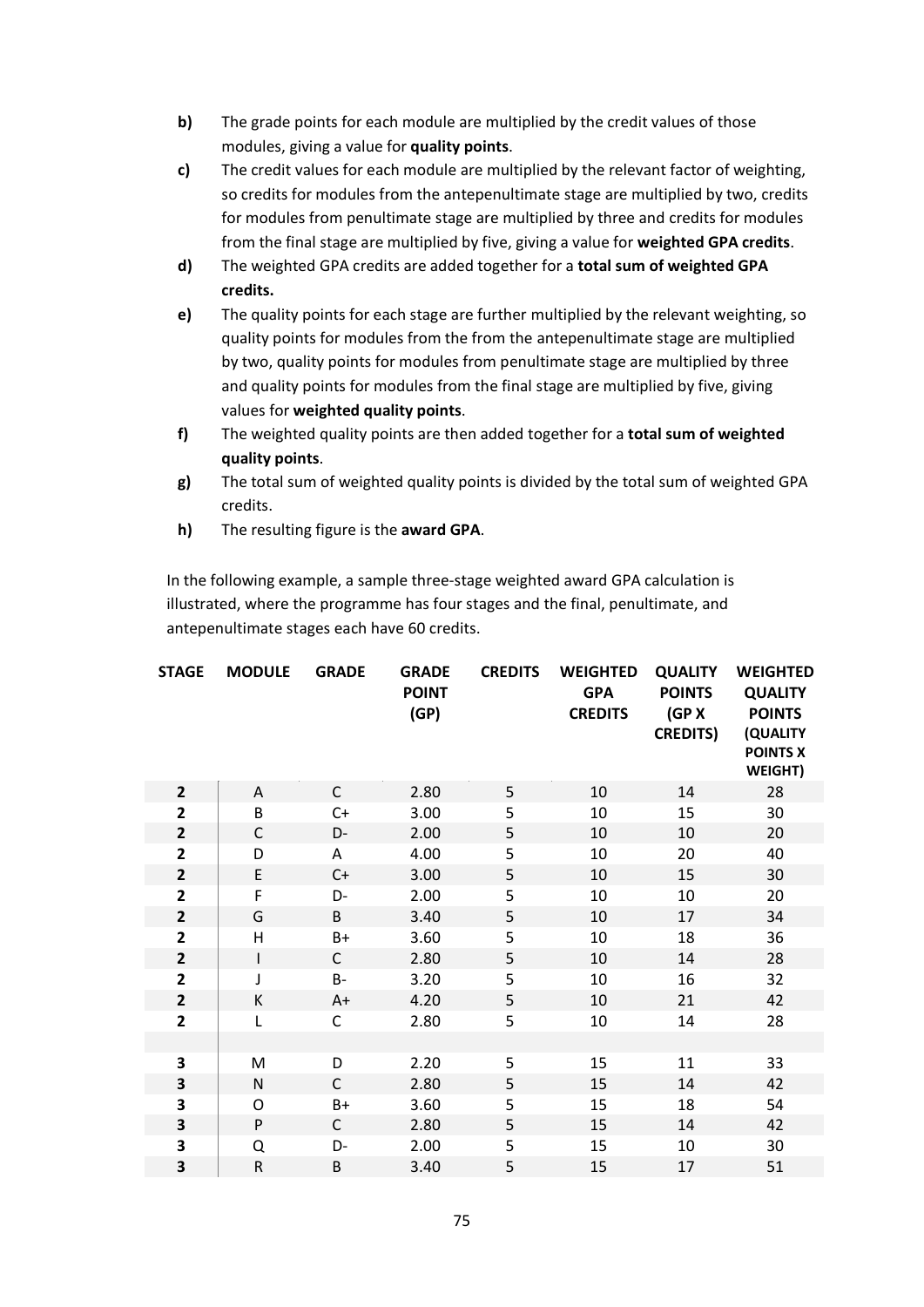**b)** The grade points for each module are multiplied by the credit values of those modules, giving a value for **quality points**.

**c)** The credit values for each module are multiplied by the relevant factor of weighting, so credits for modules from the antepenultimate stage are multiplied by two, credits for modules from penultimate stage are multiplied by three and credits for modules from the final stage are multiplied by five, giving a value for **weighted GPA credits**.

**d)** The weighted GPA credits are added together for a **total sum of weighted GPA credits.**

**e)** The quality points for each stage are further multiplied by the relevant weighting, so quality points for modules from the from the antepenultimate stage are multiplied by two, quality points for modules from penultimate stage are multiplied by three and quality points for modules from the final stage are multiplied by five, giving values for **weighted quality points**.

**f)** The weighted quality points are then added together for a **total sum of weighted quality points**.

**g)** The total sum of weighted quality points is divided by the total sum of weighted GPA credits.

**h)** The resulting figure is the **award GPA**.

In the following example, a sample three-stage weighted award GPA calculation is illustrated, where the programme has four stages and the final, penultimate, and antepenultimate stages each have 60 credits.

| STAGE | MODULE | GRADE | GRADE POINT (GP) | CREDITS | WEIGHTED GPA CREDITS | QUALITY POINTS (GP X CREDITS) | WEIGHTED QUALITY POINTS (QUALITY POINTS X WEIGHT) |
|---|---|---|---|---|---|---|---|
| **2** | A | C | 2.80 | 5 | 10 | 14 | 28 |
| **2** | B | C+ | 3.00 | 5 | 10 | 15 | 30 |
| **2** | C | D- | 2.00 | 5 | 10 | 10 | 20 |
| **2** | D | A | 4.00 | 5 | 10 | 20 | 40 |
| **2** | E | C+ | 3.00 | 5 | 10 | 15 | 30 |
| **2** | F | D- | 2.00 | 5 | 10 | 10 | 20 |
| **2** | G | B | 3.40 | 5 | 10 | 17 | 34 |
| **2** | H | B+ | 3.60 | 5 | 10 | 18 | 36 |
| **2** | I | C | 2.80 | 5 | 10 | 14 | 28 |
| **2** | J | B- | 3.20 | 5 | 10 | 16 | 32 |
| **2** | K | A+ | 4.20 | 5 | 10 | 21 | 42 |
| **2** | L | C | 2.80 | 5 | 10 | 14 | 28 |
| | | | | | | | |
| **3** | M | D | 2.20 | 5 | 15 | 11 | 33 |
| **3** | N | C | 2.80 | 5 | 15 | 14 | 42 |
| **3** | O | B+ | 3.60 | 5 | 15 | 18 | 54 |
| **3** | P | C | 2.80 | 5 | 15 | 14 | 42 |
| **3** | Q | D- | 2.00 | 5 | 15 | 10 | 30 |
| **3** | R | B | 3.40 | 5 | 15 | 17 | 51 |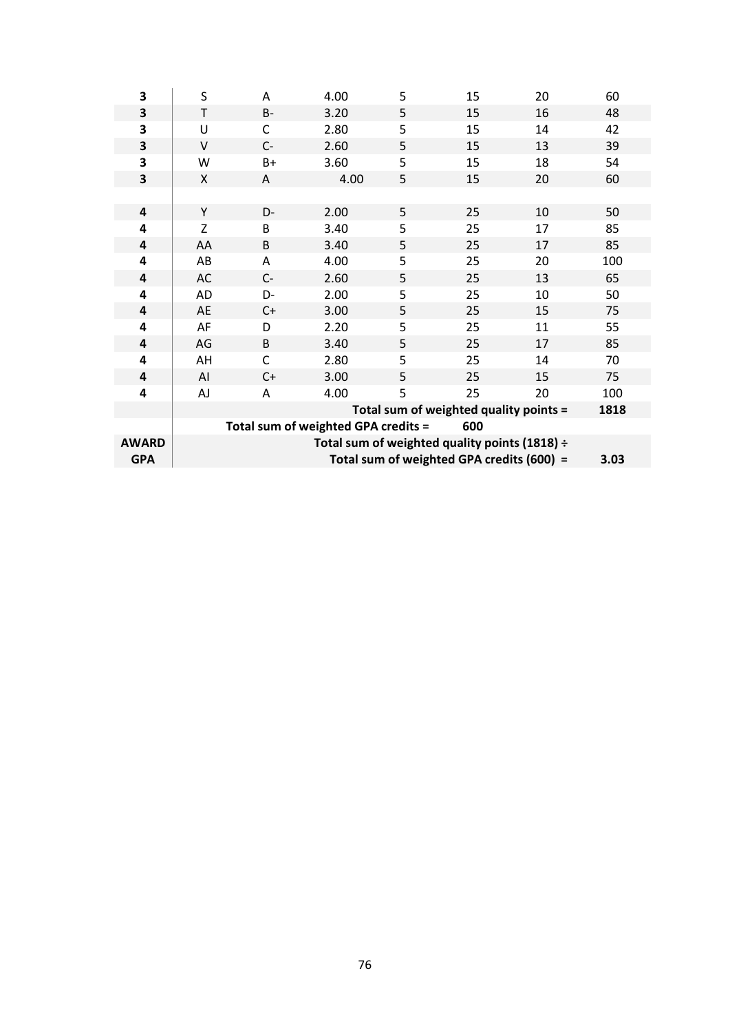| | | | | | | | |
|---|---|---|---|---|---|---|---|
| **3** | S | A | 4.00 | 5 | 15 | 20 | 60 |
| **3** | T | B- | 3.20 | 5 | 15 | 16 | 48 |
| **3** | U | C | 2.80 | 5 | 15 | 14 | 42 |
| **3** | V | C- | 2.60 | 5 | 15 | 13 | 39 |
| **3** | W | B+ | 3.60 | 5 | 15 | 18 | 54 |
| **3** | X | A | 4.00 | 5 | 15 | 20 | 60 |
| | | | | | | | |
| **4** | Y | D- | 2.00 | 5 | 25 | 10 | 50 |
| **4** | Z | B | 3.40 | 5 | 25 | 17 | 85 |
| **4** | AA | B | 3.40 | 5 | 25 | 17 | 85 |
| **4** | AB | A | 4.00 | 5 | 25 | 20 | 100 |
| **4** | AC | C- | 2.60 | 5 | 25 | 13 | 65 |
| **4** | AD | D- | 2.00 | 5 | 25 | 10 | 50 |
| **4** | AE | C+ | 3.00 | 5 | 25 | 15 | 75 |
| **4** | AF | D | 2.20 | 5 | 25 | 11 | 55 |
| **4** | AG | B | 3.40 | 5 | 25 | 17 | 85 |
| **4** | AH | C | 2.80 | 5 | 25 | 14 | 70 |
| **4** | AI | C+ | 3.00 | 5 | 25 | 15 | 75 |
| **4** | AJ | A | 4.00 | 5 | 25 | 20 | 100 |
| | **Total sum of weighted quality points =** | | | | | | **1818** |
| | **Total sum of weighted GPA credits =** | | | | **600** | | |
| **AWARD GPA** | **Total sum of weighted quality points (1818) ÷ Total sum of weighted GPA credits (600) =** | | | | | | **3.03** |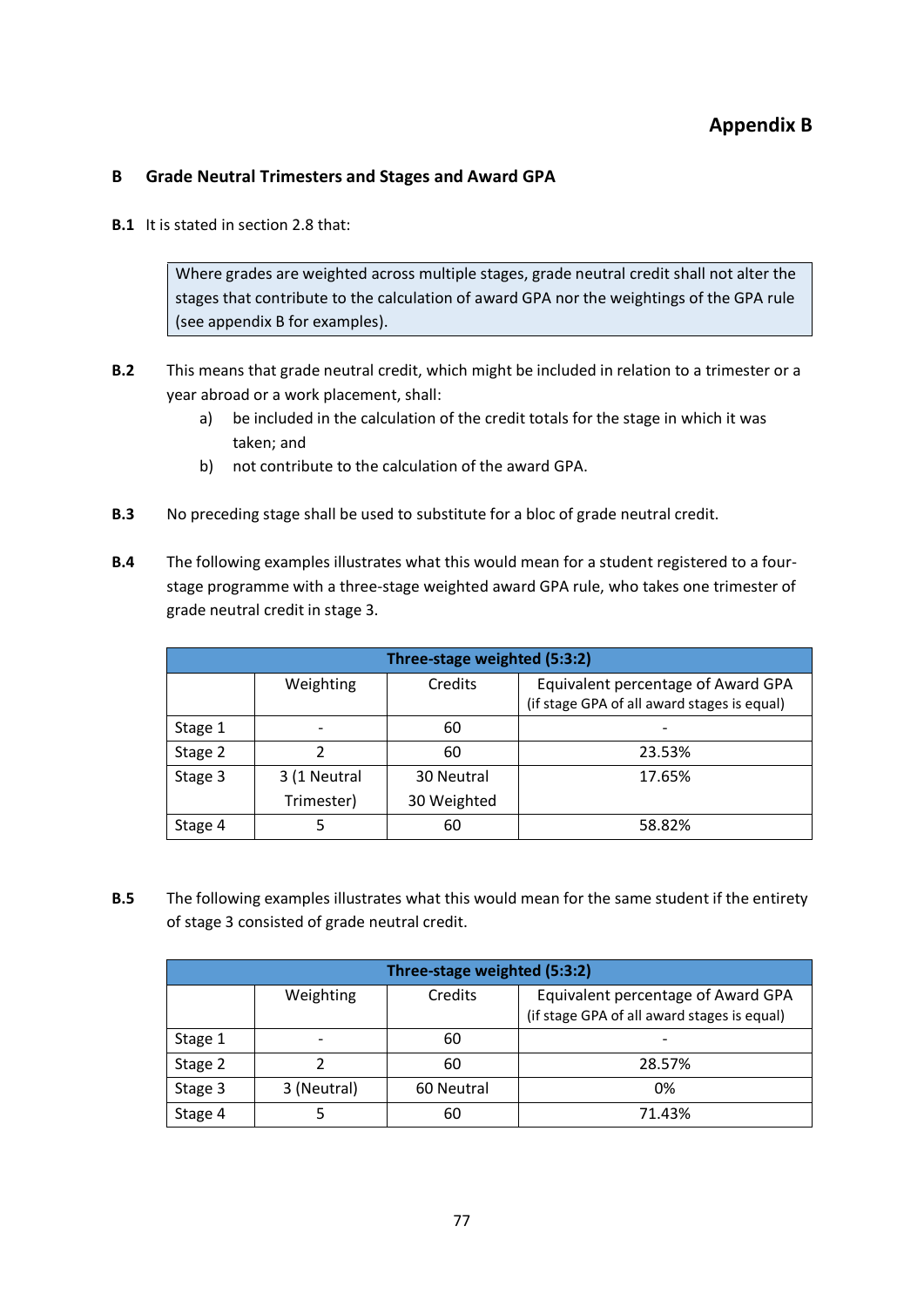## Appendix B

### B Grade Neutral Trimesters and Stages and Award GPA

**B.1** It is stated in section 2.8 that:

> Where grades are weighted across multiple stages, grade neutral credit shall not alter the stages that contribute to the calculation of award GPA nor the weightings of the GPA rule (see appendix B for examples).

**B.2** This means that grade neutral credit, which might be included in relation to a trimester or a year abroad or a work placement, shall:

a) be included in the calculation of the credit totals for the stage in which it was taken; and

b) not contribute to the calculation of the award GPA.

**B.3** No preceding stage shall be used to substitute for a bloc of grade neutral credit.

**B.4** The following examples illustrates what this would mean for a student registered to a four-stage programme with a three-stage weighted award GPA rule, who takes one trimester of grade neutral credit in stage 3.

| Three-stage weighted (5:3:2) | | | |
|---|---|---|---|
| | Weighting | Credits | Equivalent percentage of Award GPA (if stage GPA of all award stages is equal) |
| Stage 1 | - | 60 | - |
| Stage 2 | 2 | 60 | 23.53% |
| Stage 3 | 3 (1 Neutral Trimester) | 30 Neutral 30 Weighted | 17.65% |
| Stage 4 | 5 | 60 | 58.82% |

**B.5** The following examples illustrates what this would mean for the same student if the entirety of stage 3 consisted of grade neutral credit.

| Three-stage weighted (5:3:2) | | | |
|---|---|---|---|
| | Weighting | Credits | Equivalent percentage of Award GPA (if stage GPA of all award stages is equal) |
| Stage 1 | - | 60 | - |
| Stage 2 | 2 | 60 | 28.57% |
| Stage 3 | 3 (Neutral) | 60 Neutral | 0% |
| Stage 4 | 5 | 60 | 71.43% |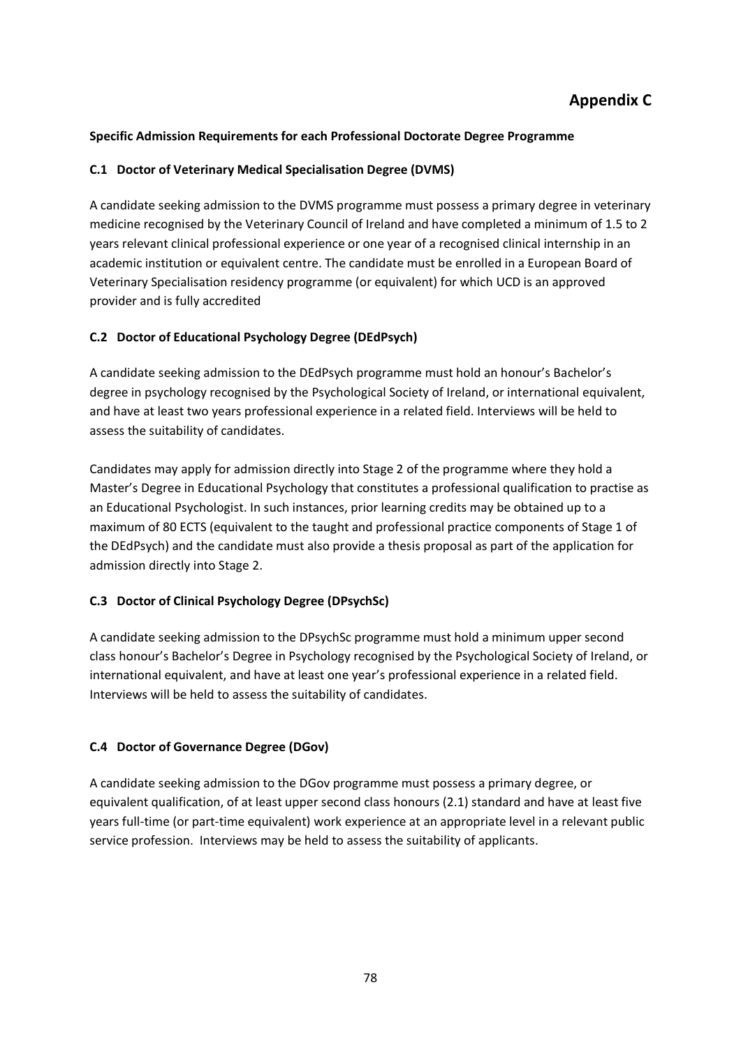# Appendix C

**Specific Admission Requirements for each Professional Doctorate Degree Programme**

### C.1 Doctor of Veterinary Medical Specialisation Degree (DVMS)

A candidate seeking admission to the DVMS programme must possess a primary degree in veterinary medicine recognised by the Veterinary Council of Ireland and have completed a minimum of 1.5 to 2 years relevant clinical professional experience or one year of a recognised clinical internship in an academic institution or equivalent centre. The candidate must be enrolled in a European Board of Veterinary Specialisation residency programme (or equivalent) for which UCD is an approved provider and is fully accredited

### C.2 Doctor of Educational Psychology Degree (DEdPsych)

A candidate seeking admission to the DEdPsych programme must hold an honour's Bachelor's degree in psychology recognised by the Psychological Society of Ireland, or international equivalent, and have at least two years professional experience in a related field. Interviews will be held to assess the suitability of candidates.

Candidates may apply for admission directly into Stage 2 of the programme where they hold a Master's Degree in Educational Psychology that constitutes a professional qualification to practise as an Educational Psychologist. In such instances, prior learning credits may be obtained up to a maximum of 80 ECTS (equivalent to the taught and professional practice components of Stage 1 of the DEdPsych) and the candidate must also provide a thesis proposal as part of the application for admission directly into Stage 2.

### C.3 Doctor of Clinical Psychology Degree (DPsychSc)

A candidate seeking admission to the DPsychSc programme must hold a minimum upper second class honour's Bachelor's Degree in Psychology recognised by the Psychological Society of Ireland, or international equivalent, and have at least one year's professional experience in a related field. Interviews will be held to assess the suitability of candidates.

### C.4 Doctor of Governance Degree (DGov)

A candidate seeking admission to the DGov programme must possess a primary degree, or equivalent qualification, of at least upper second class honours (2.1) standard and have at least five years full-time (or part-time equivalent) work experience at an appropriate level in a relevant public service profession. Interviews may be held to assess the suitability of applicants.